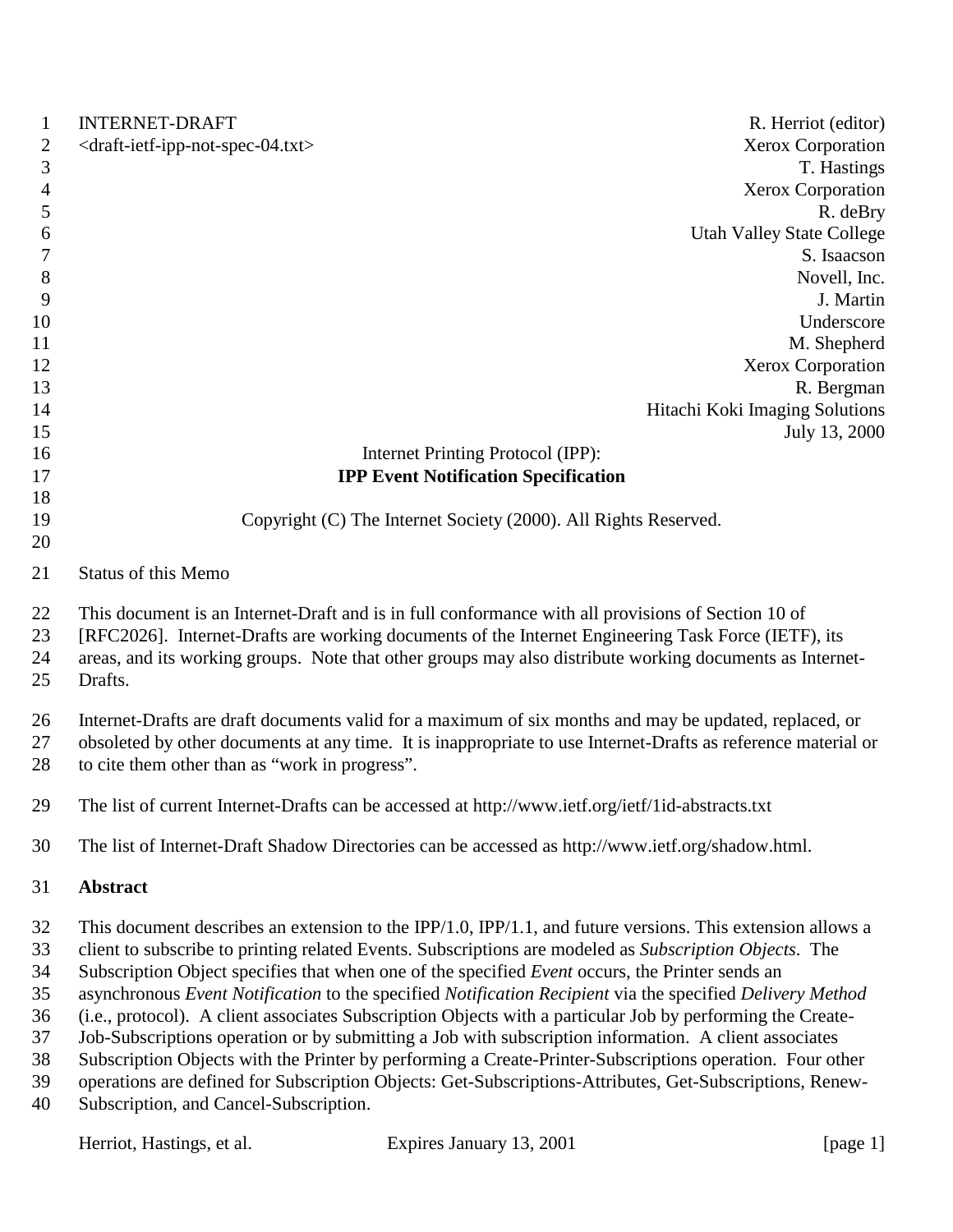INTERNET-DRAFT R. Herriot (editor)
<draft-ietf-ipp-not-spec-04.txt> Xerox Corporation
T. Hastings
Xerox Corporation
R. deBry
Utah Valley State College
S. Isaacson
Novell, Inc.
J. Martin
Underscore
M. Shepherd
Xerox Corporation
R. Bergman
Hitachi Koki Imaging Solutions
July 13, 2000

# Internet Printing Protocol (IPP): **IPP Event Notification Specification**

Copyright (C) The Internet Society (2000). All Rights Reserved.

## Status of this Memo

This document is an Internet-Draft and is in full conformance with all provisions of Section 10 of [RFC2026]. Internet-Drafts are working documents of the Internet Engineering Task Force (IETF), its areas, and its working groups. Note that other groups may also distribute working documents as Internet-Drafts.

Internet-Drafts are draft documents valid for a maximum of six months and may be updated, replaced, or obsoleted by other documents at any time. It is inappropriate to use Internet-Drafts as reference material or to cite them other than as “work in progress”.

The list of current Internet-Drafts can be accessed at http://www.ietf.org/ietf/1id-abstracts.txt

The list of Internet-Draft Shadow Directories can be accessed as http://www.ietf.org/shadow.html.

## **Abstract**

This document describes an extension to the IPP/1.0, IPP/1.1, and future versions. This extension allows a client to subscribe to printing related Events. Subscriptions are modeled as *Subscription Objects*. The Subscription Object specifies that when one of the specified *Event* occurs, the Printer sends an asynchronous *Event Notification* to the specified *Notification Recipient* via the specified *Delivery Method* (i.e., protocol). A client associates Subscription Objects with a particular Job by performing the Create-Job-Subscriptions operation or by submitting a Job with subscription information. A client associates Subscription Objects with the Printer by performing a Create-Printer-Subscriptions operation. Four other operations are defined for Subscription Objects: Get-Subscriptions-Attributes, Get-Subscriptions, Renew-Subscription, and Cancel-Subscription.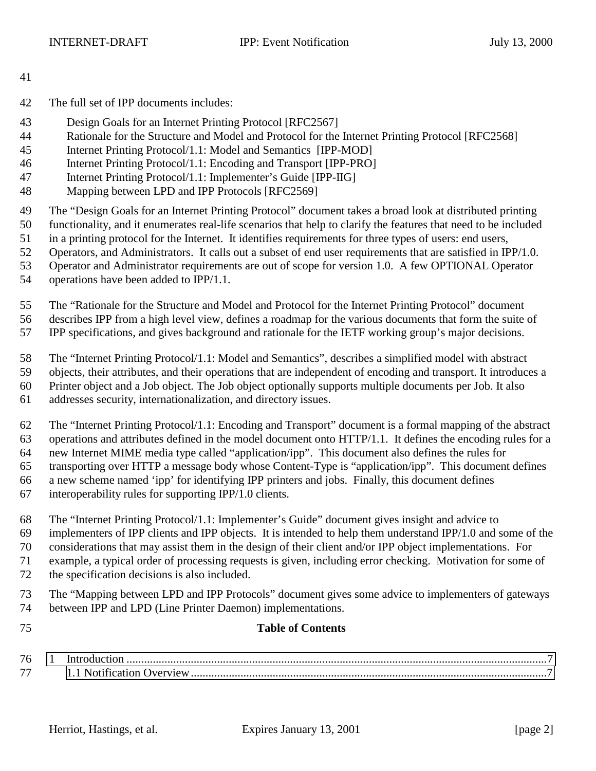The full set of IPP documents includes:

- Design Goals for an Internet Printing Protocol [RFC2567]
- Rationale for the Structure and Model and Protocol for the Internet Printing Protocol [RFC2568]
- Internet Printing Protocol/1.1: Model and Semantics [IPP-MOD]
- Internet Printing Protocol/1.1: Encoding and Transport [IPP-PRO]
- Internet Printing Protocol/1.1: Implementer's Guide [IPP-IIG]
- Mapping between LPD and IPP Protocols [RFC2569]

The "Design Goals for an Internet Printing Protocol" document takes a broad look at distributed printing functionality, and it enumerates real-life scenarios that help to clarify the features that need to be included in a printing protocol for the Internet. It identifies requirements for three types of users: end users, Operators, and Administrators. It calls out a subset of end user requirements that are satisfied in IPP/1.0. Operator and Administrator requirements are out of scope for version 1.0. A few OPTIONAL Operator operations have been added to IPP/1.1.

The "Rationale for the Structure and Model and Protocol for the Internet Printing Protocol" document describes IPP from a high level view, defines a roadmap for the various documents that form the suite of IPP specifications, and gives background and rationale for the IETF working group's major decisions.

The "Internet Printing Protocol/1.1: Model and Semantics", describes a simplified model with abstract objects, their attributes, and their operations that are independent of encoding and transport. It introduces a Printer object and a Job object. The Job object optionally supports multiple documents per Job. It also addresses security, internationalization, and directory issues.

The "Internet Printing Protocol/1.1: Encoding and Transport" document is a formal mapping of the abstract operations and attributes defined in the model document onto HTTP/1.1. It defines the encoding rules for a new Internet MIME media type called "application/ipp". This document also defines the rules for transporting over HTTP a message body whose Content-Type is "application/ipp". This document defines a new scheme named 'ipp' for identifying IPP printers and jobs. Finally, this document defines interoperability rules for supporting IPP/1.0 clients.

The "Internet Printing Protocol/1.1: Implementer's Guide" document gives insight and advice to implementers of IPP clients and IPP objects. It is intended to help them understand IPP/1.0 and some of the considerations that may assist them in the design of their client and/or IPP object implementations. For example, a typical order of processing requests is given, including error checking. Motivation for some of the specification decisions is also included.

The "Mapping between LPD and IPP Protocols" document gives some advice to implementers of gateways between IPP and LPD (Line Printer Daemon) implementations.

**Table of Contents**

1 Introduction ........................................................................................................................................7
    1.1 Notification Overview..........................................................................................................................7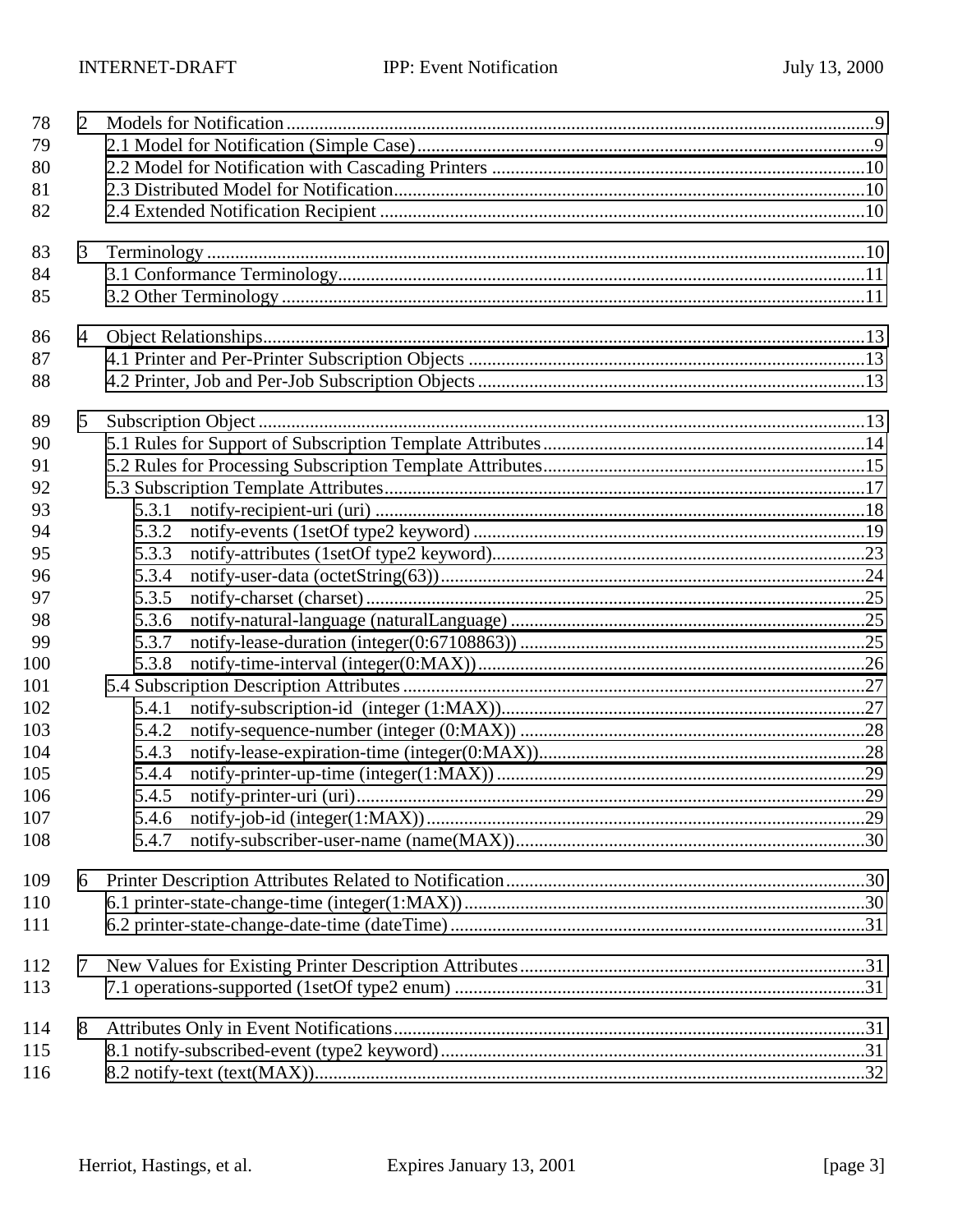78 2 Models for Notification ..........................................................................................................................9
79 2.1 Model for Notification (Simple Case)....................................................................................................9
80 2.2 Model for Notification with Cascading Printers ...................................................................................10
81 2.3 Distributed Model for Notification........................................................................................................10
82 2.4 Extended Notification Recipient ...........................................................................................................10

83 3 Terminology ...........................................................................................................................................10
84 3.1 Conformance Terminology....................................................................................................................11
85 3.2 Other Terminology ................................................................................................................................11

86 4 Object Relationships...............................................................................................................................13
87 4.1 Printer and Per-Printer Subscription Objects .......................................................................................13
88 4.2 Printer, Job and Per-Job Subscription Objects .....................................................................................13

89 5 Subscription Object ................................................................................................................................13
90 5.1 Rules for Support of Subscription Template Attributes........................................................................14
91 5.2 Rules for Processing Subscription Template Attributes........................................................................15
92 5.3 Subscription Template Attributes..........................................................................................................17
93 5.3.1 notify-recipient-uri (uri) ..........................................................................................18
94 5.3.2 notify-events (1setOf type2 keyword) ......................................................................19
95 5.3.3 notify-attributes (1setOf type2 keyword)..................................................................23
96 5.3.4 notify-user-data (octetString(63))............................................................................24
97 5.3.5 notify-charset (charset) ............................................................................................25
98 5.3.6 notify-natural-language (naturalLanguage) .............................................................25
99 5.3.7 notify-lease-duration (integer(0:67108863)) ............................................................25
100 5.3.8 notify-time-interval (integer(0:MAX)).....................................................................26
101 5.4 Subscription Description Attributes ......................................................................................................27
102 5.4.1 notify-subscription-id (integer (1:MAX))................................................................27
103 5.4.2 notify-sequence-number (integer (0:MAX)) ...........................................................28
104 5.4.3 notify-lease-expiration-time (integer(0:MAX)).......................................................28
105 5.4.4 notify-printer-up-time (integer(1:MAX)) ................................................................29
106 5.4.5 notify-printer-uri (uri)...............................................................................................29
107 5.4.6 notify-job-id (integer(1:MAX))................................................................................29
108 5.4.7 notify-subscriber-user-name (name(MAX))............................................................30

109 6 Printer Description Attributes Related to Notification...........................................................................30
110 6.1 printer-state-change-time (integer(1:MAX))........................................................................................30
111 6.2 printer-state-change-date-time (dateTime)...........................................................................................31

112 7 New Values for Existing Printer Description Attributes........................................................................31
113 7.1 operations-supported (1setOf type2 enum) ..........................................................................................31

114 8 Attributes Only in Event Notifications...................................................................................................31
115 8.1 notify-subscribed-event (type2 keyword).............................................................................................31
116 8.2 notify-text (text(MAX))........................................................................................................................32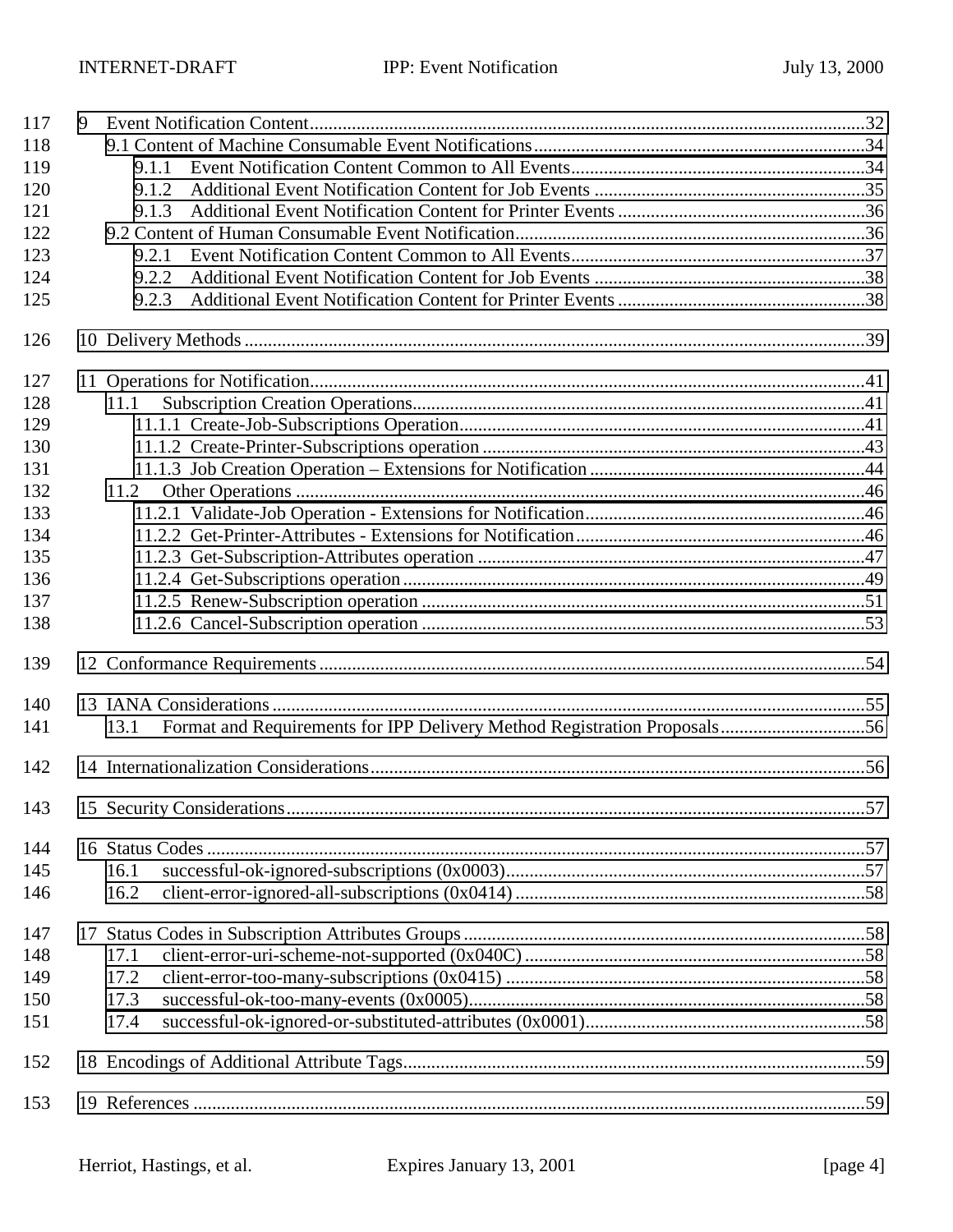9 Event Notification Content.....32
- 9.1 Content of Machine Consumable Event Notifications.....34
  - 9.1.1 Event Notification Content Common to All Events.....34
  - 9.1.2 Additional Event Notification Content for Job Events.....35
  - 9.1.3 Additional Event Notification Content for Printer Events.....36
- 9.2 Content of Human Consumable Event Notification.....36
  - 9.2.1 Event Notification Content Common to All Events.....37
  - 9.2.2 Additional Event Notification Content for Job Events.....38
  - 9.2.3 Additional Event Notification Content for Printer Events.....38

10 Delivery Methods.....39

11 Operations for Notification.....41
- 11.1 Subscription Creation Operations.....41
  - 11.1.1 Create-Job-Subscriptions Operation.....41
  - 11.1.2 Create-Printer-Subscriptions operation.....43
  - 11.1.3 Job Creation Operation – Extensions for Notification.....44
- 11.2 Other Operations.....46
  - 11.2.1 Validate-Job Operation - Extensions for Notification.....46
  - 11.2.2 Get-Printer-Attributes - Extensions for Notification.....46
  - 11.2.3 Get-Subscription-Attributes operation.....47
  - 11.2.4 Get-Subscriptions operation.....49
  - 11.2.5 Renew-Subscription operation.....51
  - 11.2.6 Cancel-Subscription operation.....53

12 Conformance Requirements.....54

13 IANA Considerations.....55
- 13.1 Format and Requirements for IPP Delivery Method Registration Proposals.....56

14 Internationalization Considerations.....56

15 Security Considerations.....57

16 Status Codes.....57
- 16.1 successful-ok-ignored-subscriptions (0x0003).....57
- 16.2 client-error-ignored-all-subscriptions (0x0414).....58

17 Status Codes in Subscription Attributes Groups.....58
- 17.1 client-error-uri-scheme-not-supported (0x040C).....58
- 17.2 client-error-too-many-subscriptions (0x0415).....58
- 17.3 successful-ok-too-many-events (0x0005).....58
- 17.4 successful-ok-ignored-or-substituted-attributes (0x0001).....58

18 Encodings of Additional Attribute Tags.....59

19 References.....59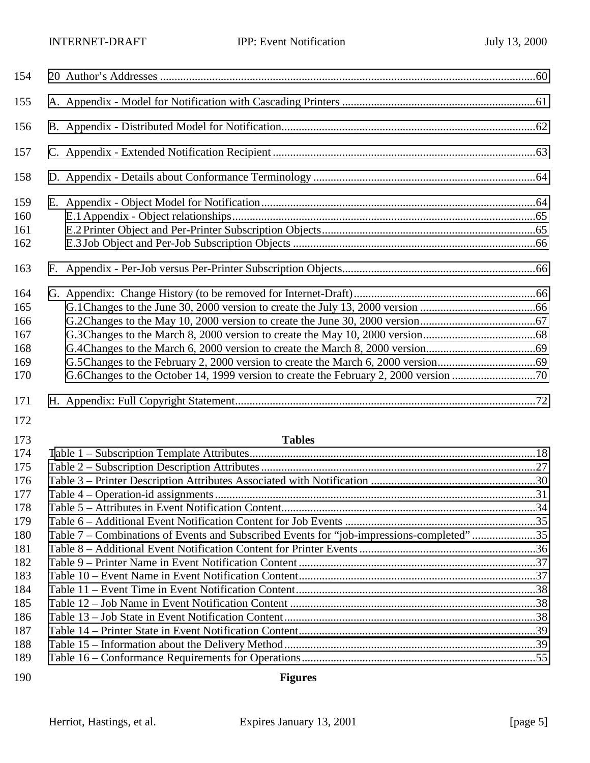20 Author's Addresses ....................................................................................................................................60

A. Appendix - Model for Notification with Cascading Printers ...................................................................61

B. Appendix - Distributed Model for Notification.........................................................................................62

C. Appendix - Extended Notification Recipient ...........................................................................................63

D. Appendix - Details about Conformance Terminology .............................................................................64

E. Appendix - Object Model for Notification...............................................................................................64
   E.1 Appendix - Object relationships.........................................................................................................65
   E.2 Printer Object and Per-Printer Subscription Objects..........................................................................65
   E.3 Job Object and Per-Job Subscription Objects ....................................................................................66

F. Appendix - Per-Job versus Per-Printer Subscription Objects...................................................................66

G. Appendix: Change History (to be removed for Internet-Draft)...............................................................66
   G.1 Changes to the June 30, 2000 version to create the July 13, 2000 version ........................................66
   G.2 Changes to the May 10, 2000 version to create the June 30, 2000 version........................................67
   G.3 Changes to the March 8, 2000 version to create the May 10, 2000 version.......................................68
   G.4 Changes to the March 6, 2000 version to create the March 8, 2000 version......................................69
   G.5 Changes to the February 2, 2000 version to create the March 6, 2000 version..................................69
   G.6 Changes to the October 14, 1999 version to create the February 2, 2000 version .............................70

H. Appendix: Full Copyright Statement........................................................................................................72

**Tables**

Table 1 – Subscription Template Attributes...................................................................................................18
Table 2 – Subscription Description Attributes...............................................................................................27
Table 3 – Printer Description Attributes Associated with Notification .........................................................30
Table 4 – Operation-id assignments...............................................................................................................31
Table 5 – Attributes in Event Notification Content........................................................................................34
Table 6 – Additional Event Notification Content for Job Events ..................................................................35
Table 7 – Combinations of Events and Subscribed Events for "job-impressions-completed" ......................35
Table 8 – Additional Event Notification Content for Printer Events.............................................................36
Table 9 – Printer Name in Event Notification Content..................................................................................37
Table 10 – Event Name in Event Notification Content..................................................................................37
Table 11 – Event Time in Event Notification Content....................................................................................38
Table 12 – Job Name in Event Notification Content ......................................................................................38
Table 13 – Job State in Event Notification Content........................................................................................38
Table 14 – Printer State in Event Notification Content...................................................................................39
Table 15 – Information about the Delivery Method........................................................................................39
Table 16 – Conformance Requirements for Operations.................................................................................55

**Figures**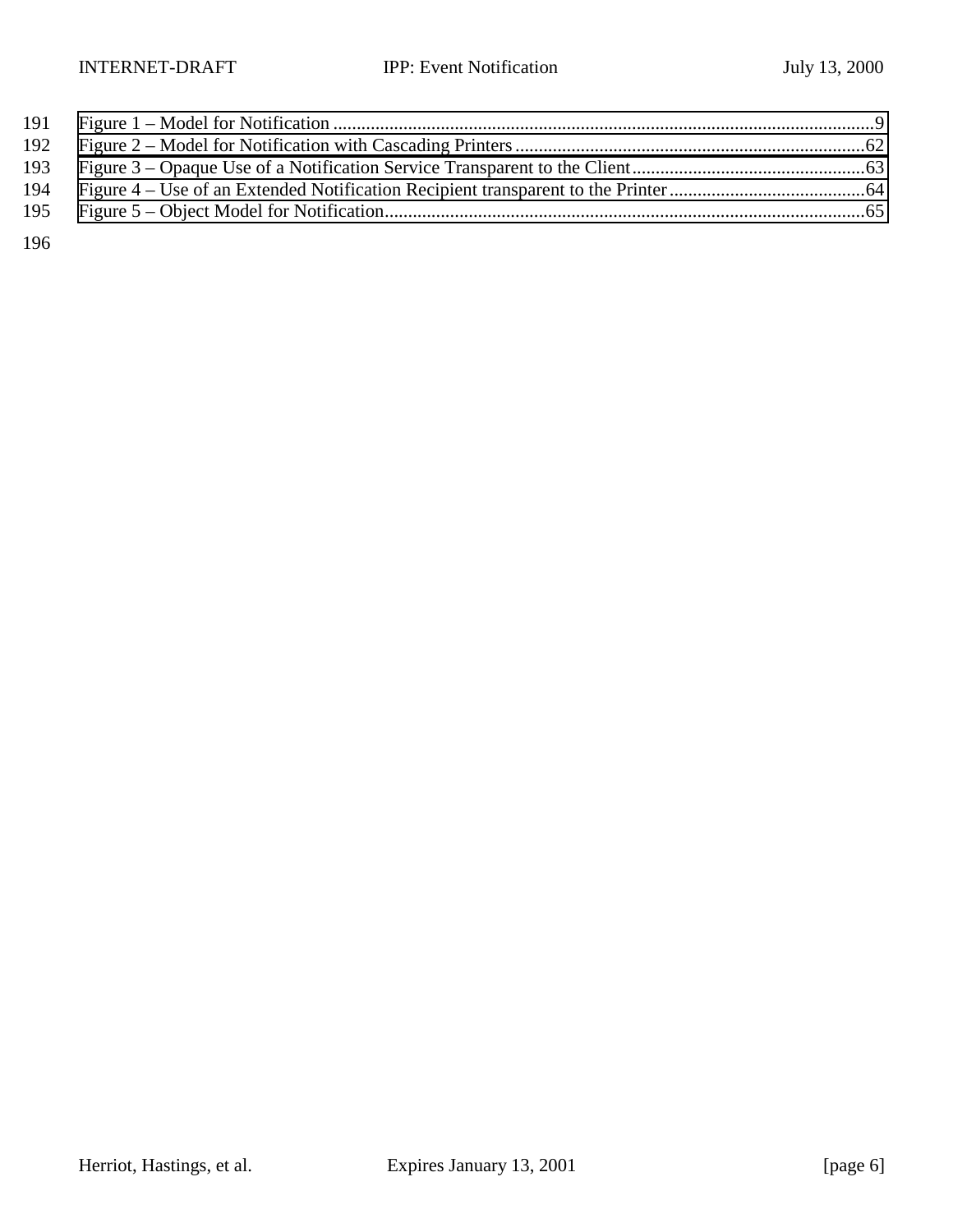Figure 1 – Model for Notification .....................................................................................................................9
Figure 2 – Model for Notification with Cascading Printers ............................................................................62
Figure 3 – Opaque Use of a Notification Service Transparent to the Client...................................................63
Figure 4 – Use of an Extended Notification Recipient transparent to the Printer...........................................64
Figure 5 – Object Model for Notification........................................................................................................65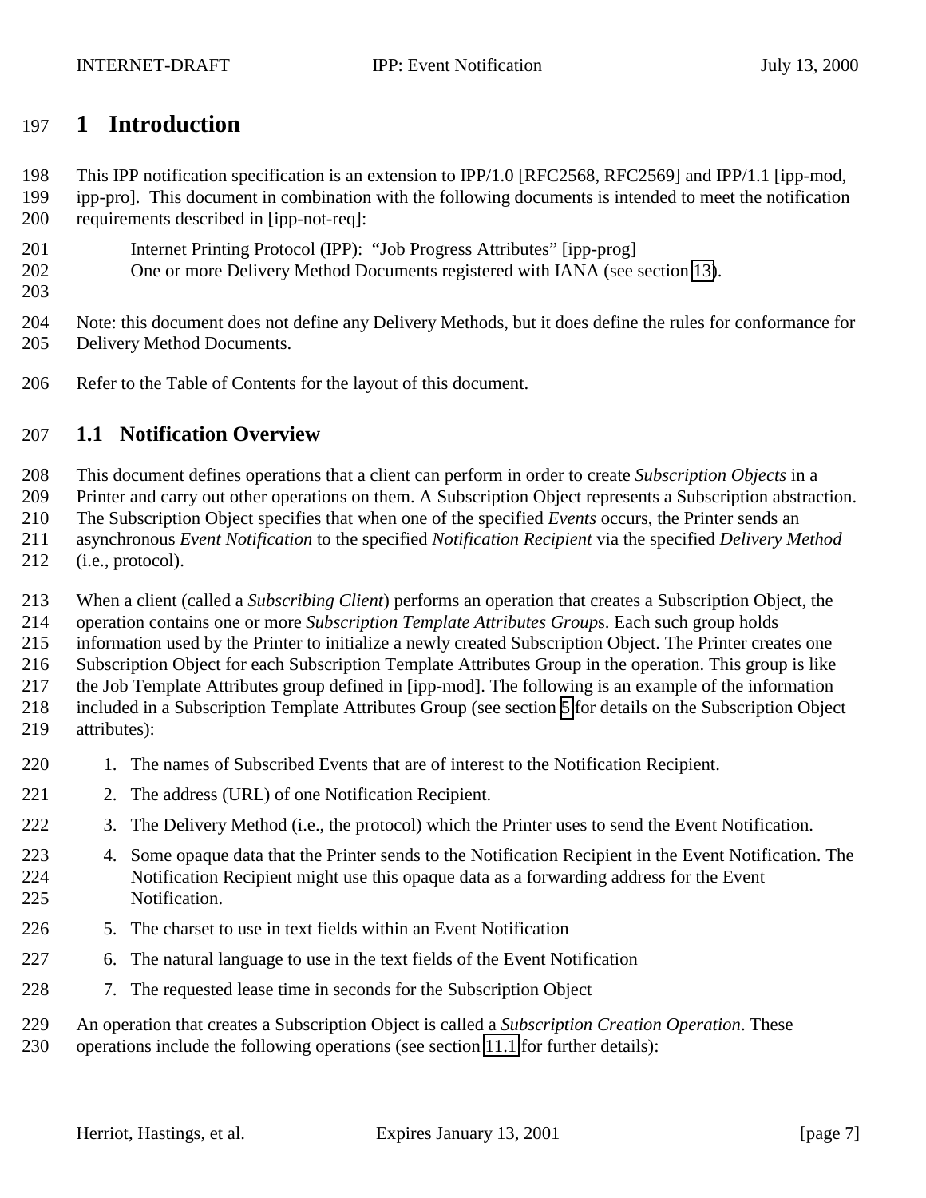# 1 Introduction

This IPP notification specification is an extension to IPP/1.0 [RFC2568, RFC2569] and IPP/1.1 [ipp-mod, ipp-pro]. This document in combination with the following documents is intended to meet the notification requirements described in [ipp-not-req]:

> Internet Printing Protocol (IPP): "Job Progress Attributes" [ipp-prog]
> One or more Delivery Method Documents registered with IANA (see section 13).

Note: this document does not define any Delivery Methods, but it does define the rules for conformance for Delivery Method Documents.

Refer to the Table of Contents for the layout of this document.

## 1.1 Notification Overview

This document defines operations that a client can perform in order to create *Subscription Objects* in a Printer and carry out other operations on them. A Subscription Object represents a Subscription abstraction. The Subscription Object specifies that when one of the specified *Events* occurs, the Printer sends an asynchronous *Event Notification* to the specified *Notification Recipient* via the specified *Delivery Method* (i.e., protocol).

When a client (called a *Subscribing Client*) performs an operation that creates a Subscription Object, the operation contains one or more *Subscription Template Attributes Group*s. Each such group holds information used by the Printer to initialize a newly created Subscription Object. The Printer creates one Subscription Object for each Subscription Template Attributes Group in the operation. This group is like the Job Template Attributes group defined in [ipp-mod]. The following is an example of the information included in a Subscription Template Attributes Group (see section 5 for details on the Subscription Object attributes):

1. The names of Subscribed Events that are of interest to the Notification Recipient.
2. The address (URL) of one Notification Recipient.
3. The Delivery Method (i.e., the protocol) which the Printer uses to send the Event Notification.
4. Some opaque data that the Printer sends to the Notification Recipient in the Event Notification. The Notification Recipient might use this opaque data as a forwarding address for the Event Notification.
5. The charset to use in text fields within an Event Notification
6. The natural language to use in the text fields of the Event Notification
7. The requested lease time in seconds for the Subscription Object

An operation that creates a Subscription Object is called a *Subscription Creation Operation*. These operations include the following operations (see section 11.1 for further details):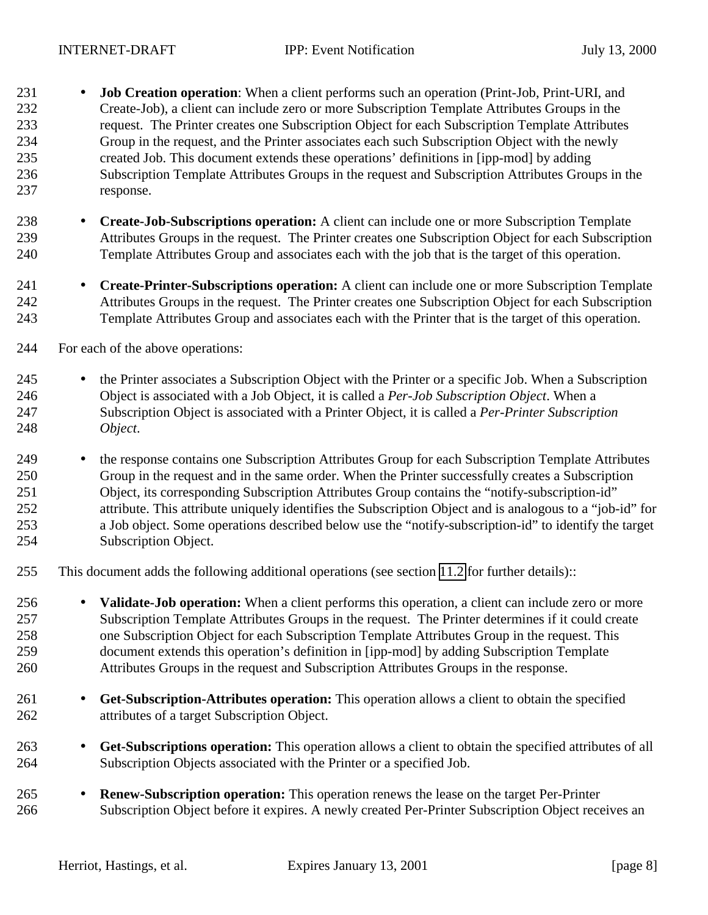- **Job Creation operation**: When a client performs such an operation (Print-Job, Print-URI, and Create-Job), a client can include zero or more Subscription Template Attributes Groups in the request. The Printer creates one Subscription Object for each Subscription Template Attributes Group in the request, and the Printer associates each such Subscription Object with the newly created Job. This document extends these operations' definitions in [ipp-mod] by adding Subscription Template Attributes Groups in the request and Subscription Attributes Groups in the response.

- **Create-Job-Subscriptions operation:** A client can include one or more Subscription Template Attributes Groups in the request. The Printer creates one Subscription Object for each Subscription Template Attributes Group and associates each with the job that is the target of this operation.

- **Create-Printer-Subscriptions operation:** A client can include one or more Subscription Template Attributes Groups in the request. The Printer creates one Subscription Object for each Subscription Template Attributes Group and associates each with the Printer that is the target of this operation.

For each of the above operations:

- the Printer associates a Subscription Object with the Printer or a specific Job. When a Subscription Object is associated with a Job Object, it is called a *Per-Job Subscription Object*. When a Subscription Object is associated with a Printer Object, it is called a *Per-Printer Subscription Object.*

- the response contains one Subscription Attributes Group for each Subscription Template Attributes Group in the request and in the same order. When the Printer successfully creates a Subscription Object, its corresponding Subscription Attributes Group contains the "notify-subscription-id" attribute. This attribute uniquely identifies the Subscription Object and is analogous to a "job-id" for a Job object. Some operations described below use the "notify-subscription-id" to identify the target Subscription Object.

This document adds the following additional operations (see section 11.2 for further details)::

- **Validate-Job operation:** When a client performs this operation, a client can include zero or more Subscription Template Attributes Groups in the request. The Printer determines if it could create one Subscription Object for each Subscription Template Attributes Group in the request. This document extends this operation's definition in [ipp-mod] by adding Subscription Template Attributes Groups in the request and Subscription Attributes Groups in the response.

- **Get-Subscription-Attributes operation:** This operation allows a client to obtain the specified attributes of a target Subscription Object.

- **Get-Subscriptions operation:** This operation allows a client to obtain the specified attributes of all Subscription Objects associated with the Printer or a specified Job.

- **Renew-Subscription operation:** This operation renews the lease on the target Per-Printer Subscription Object before it expires. A newly created Per-Printer Subscription Object receives an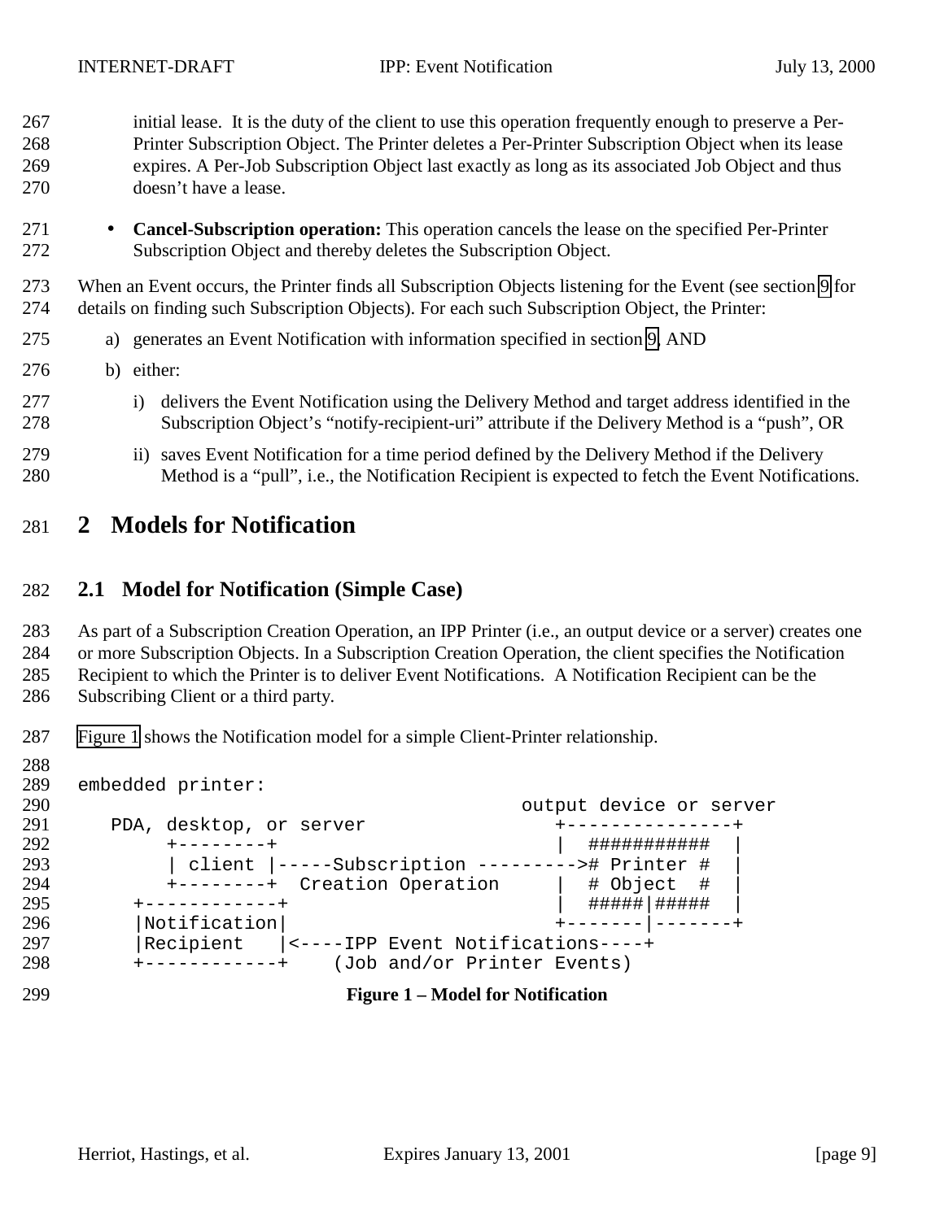initial lease. It is the duty of the client to use this operation frequently enough to preserve a Per-Printer Subscription Object. The Printer deletes a Per-Printer Subscription Object when its lease expires. A Per-Job Subscription Object last exactly as long as its associated Job Object and thus doesn't have a lease.

- **Cancel-Subscription operation:** This operation cancels the lease on the specified Per-Printer Subscription Object and thereby deletes the Subscription Object.

When an Event occurs, the Printer finds all Subscription Objects listening for the Event (see section 9 for details on finding such Subscription Objects). For each such Subscription Object, the Printer:

a) generates an Event Notification with information specified in section 9, AND

b) either:

   i) delivers the Event Notification using the Delivery Method and target address identified in the Subscription Object's "notify-recipient-uri" attribute if the Delivery Method is a "push", OR

   ii) saves Event Notification for a time period defined by the Delivery Method if the Delivery Method is a "pull", i.e., the Notification Recipient is expected to fetch the Event Notifications.

# 2 Models for Notification

## 2.1 Model for Notification (Simple Case)

As part of a Subscription Creation Operation, an IPP Printer (i.e., an output device or a server) creates one or more Subscription Objects. In a Subscription Creation Operation, the client specifies the Notification Recipient to which the Printer is to deliver Event Notifications. A Notification Recipient can be the Subscribing Client or a third party.

Figure 1 shows the Notification model for a simple Client-Printer relationship.

```

embedded printer:
                                          output device or server
   PDA, desktop, or server                   +---------------+
        +--------+                           |  ###########  |
        | client |-----Subscription --------->#  Printer  #  |
        +--------+  Creation Operation       |  # Object  #  |
     +------------+                          |  #####|#####  |
     |Notification|                          +-------|-------+
     |Recipient   |<----IPP Event Notifications----+
     +------------+    (Job and/or Printer Events)
```

**Figure 1 – Model for Notification**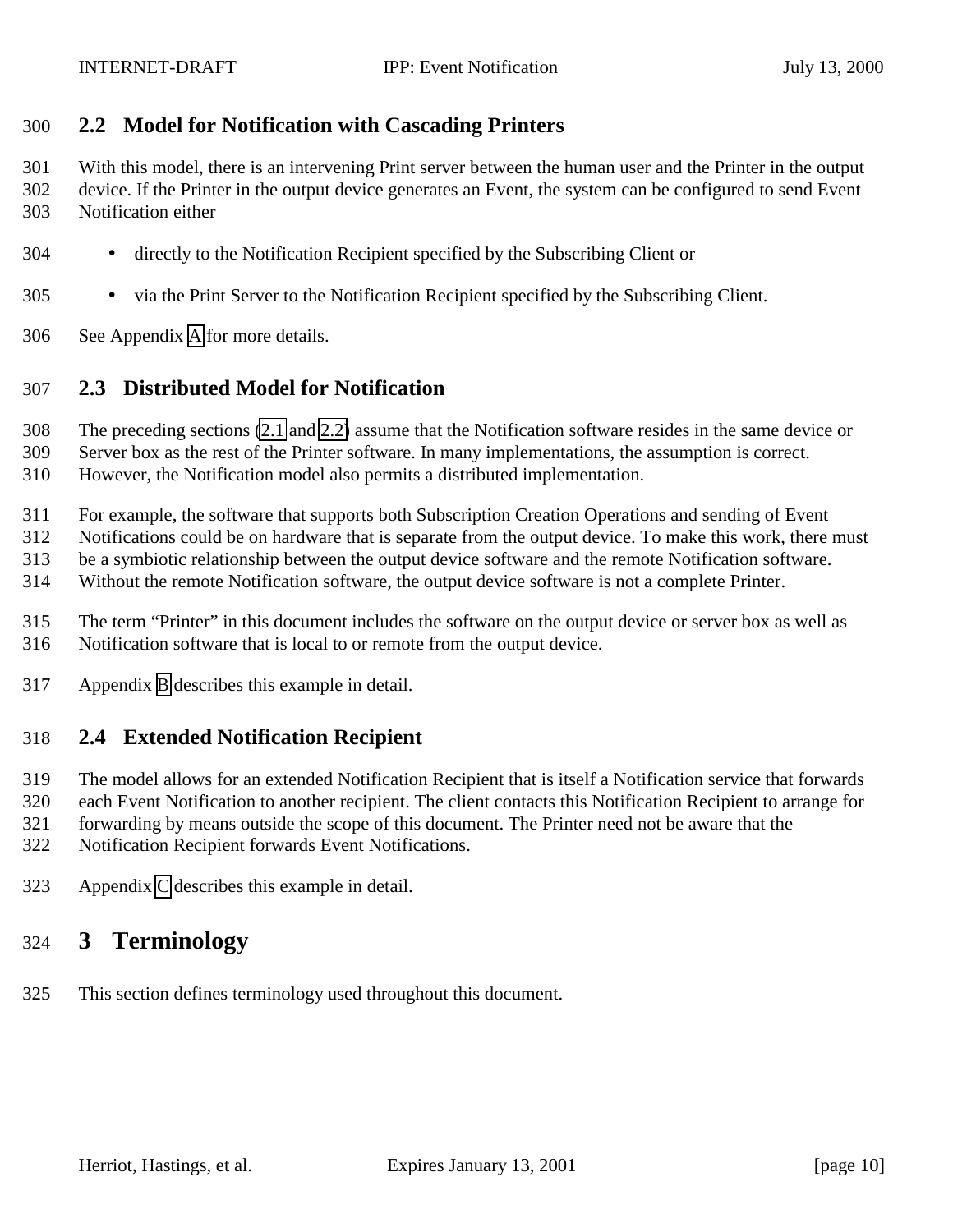## 2.2 Model for Notification with Cascading Printers

With this model, there is an intervening Print server between the human user and the Printer in the output device. If the Printer in the output device generates an Event, the system can be configured to send Event Notification either

- directly to the Notification Recipient specified by the Subscribing Client or
- via the Print Server to the Notification Recipient specified by the Subscribing Client.

See Appendix A for more details.

## 2.3 Distributed Model for Notification

The preceding sections (2.1 and 2.2) assume that the Notification software resides in the same device or Server box as the rest of the Printer software. In many implementations, the assumption is correct. However, the Notification model also permits a distributed implementation.

For example, the software that supports both Subscription Creation Operations and sending of Event Notifications could be on hardware that is separate from the output device. To make this work, there must be a symbiotic relationship between the output device software and the remote Notification software. Without the remote Notification software, the output device software is not a complete Printer.

The term "Printer" in this document includes the software on the output device or server box as well as Notification software that is local to or remote from the output device.

Appendix B describes this example in detail.

## 2.4 Extended Notification Recipient

The model allows for an extended Notification Recipient that is itself a Notification service that forwards each Event Notification to another recipient. The client contacts this Notification Recipient to arrange for forwarding by means outside the scope of this document. The Printer need not be aware that the Notification Recipient forwards Event Notifications.

Appendix C describes this example in detail.

# 3 Terminology

This section defines terminology used throughout this document.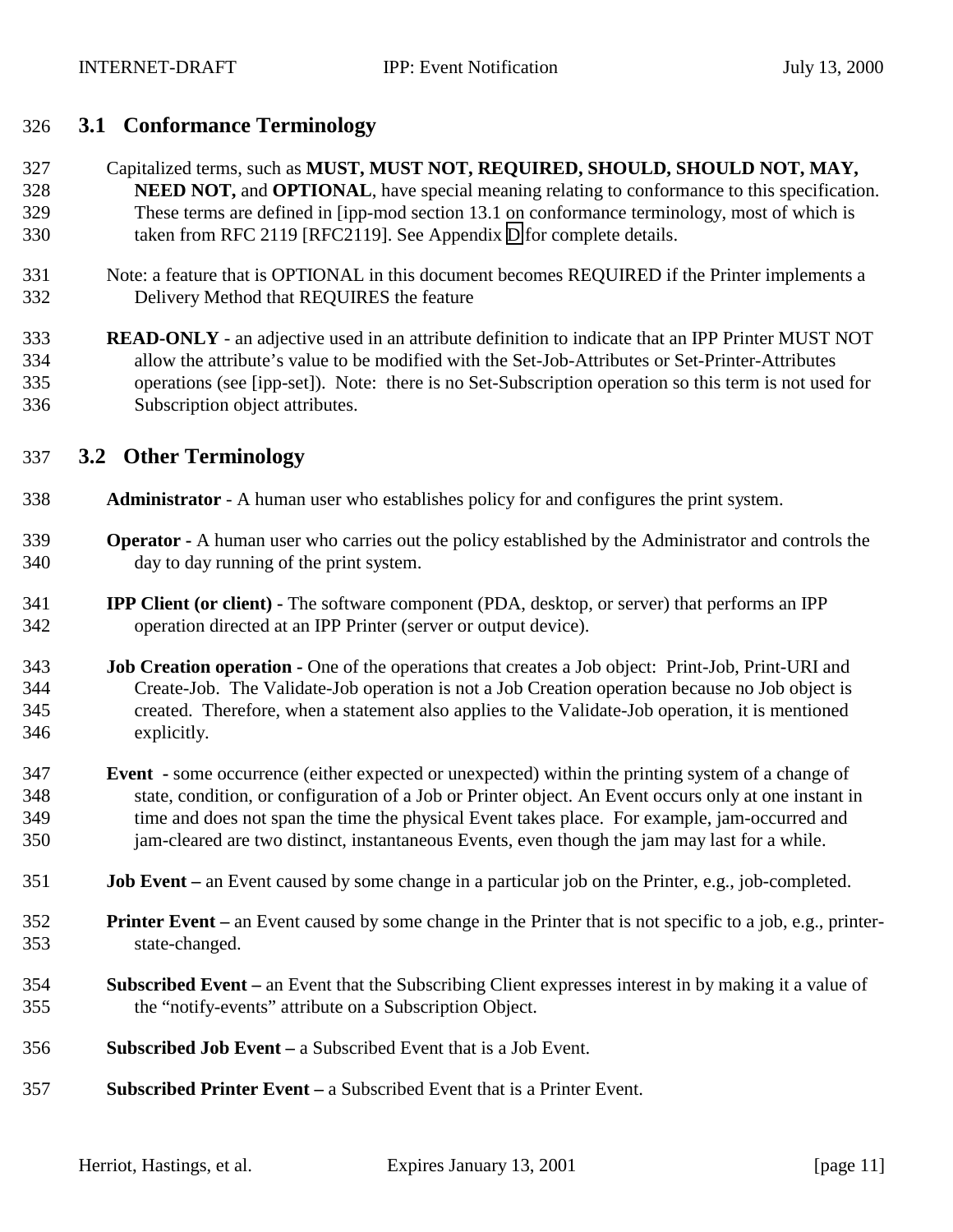## 3.1 Conformance Terminology

Capitalized terms, such as **MUST, MUST NOT, REQUIRED, SHOULD, SHOULD NOT, MAY, NEED NOT,** and **OPTIONAL**, have special meaning relating to conformance to this specification. These terms are defined in [ipp-mod section 13.1 on conformance terminology, most of which is taken from RFC 2119 [RFC2119]. See Appendix D for complete details.

Note: a feature that is OPTIONAL in this document becomes REQUIRED if the Printer implements a Delivery Method that REQUIRES the feature

**READ-ONLY** - an adjective used in an attribute definition to indicate that an IPP Printer MUST NOT allow the attribute's value to be modified with the Set-Job-Attributes or Set-Printer-Attributes operations (see [ipp-set]). Note: there is no Set-Subscription operation so this term is not used for Subscription object attributes.

## 3.2 Other Terminology

**Administrator** - A human user who establishes policy for and configures the print system.

**Operator -** A human user who carries out the policy established by the Administrator and controls the day to day running of the print system.

**IPP Client (or client) -** The software component (PDA, desktop, or server) that performs an IPP operation directed at an IPP Printer (server or output device).

**Job Creation operation -** One of the operations that creates a Job object: Print-Job, Print-URI and Create-Job. The Validate-Job operation is not a Job Creation operation because no Job object is created. Therefore, when a statement also applies to the Validate-Job operation, it is mentioned explicitly.

**Event -** some occurrence (either expected or unexpected) within the printing system of a change of state, condition, or configuration of a Job or Printer object. An Event occurs only at one instant in time and does not span the time the physical Event takes place. For example, jam-occurred and jam-cleared are two distinct, instantaneous Events, even though the jam may last for a while.

**Job Event –** an Event caused by some change in a particular job on the Printer, e.g., job-completed.

**Printer Event –** an Event caused by some change in the Printer that is not specific to a job, e.g., printer-state-changed.

**Subscribed Event –** an Event that the Subscribing Client expresses interest in by making it a value of the "notify-events" attribute on a Subscription Object.

**Subscribed Job Event –** a Subscribed Event that is a Job Event.

**Subscribed Printer Event –** a Subscribed Event that is a Printer Event.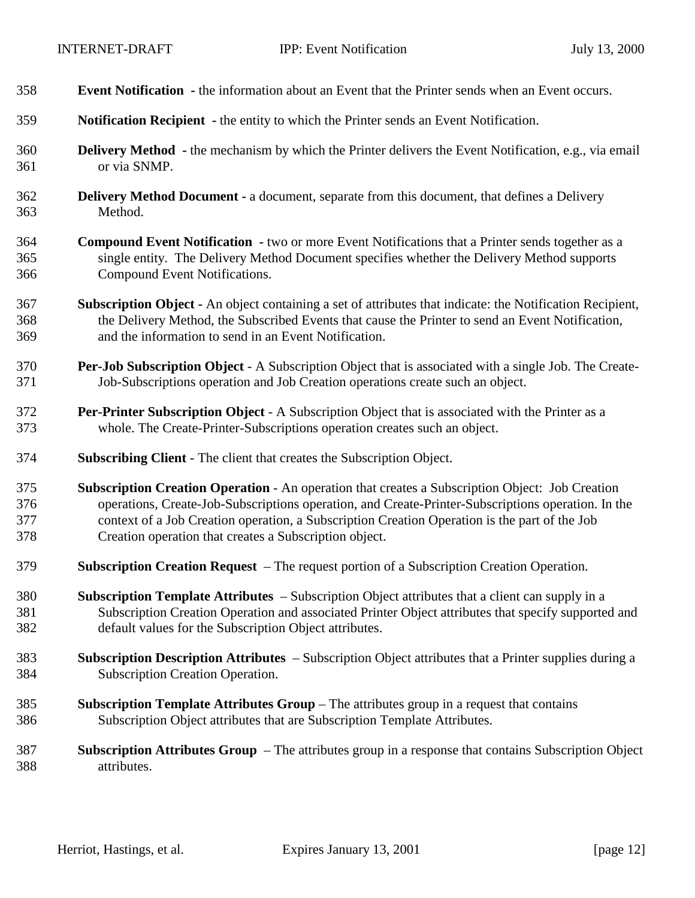**Event Notification** - the information about an Event that the Printer sends when an Event occurs.

**Notification Recipient** - the entity to which the Printer sends an Event Notification.

**Delivery Method** - the mechanism by which the Printer delivers the Event Notification, e.g., via email or via SNMP.

**Delivery Method Document** - a document, separate from this document, that defines a Delivery Method.

**Compound Event Notification** - two or more Event Notifications that a Printer sends together as a single entity. The Delivery Method Document specifies whether the Delivery Method supports Compound Event Notifications.

**Subscription Object** - An object containing a set of attributes that indicate: the Notification Recipient, the Delivery Method, the Subscribed Events that cause the Printer to send an Event Notification, and the information to send in an Event Notification.

**Per-Job Subscription Object** - A Subscription Object that is associated with a single Job. The Create-Job-Subscriptions operation and Job Creation operations create such an object.

**Per-Printer Subscription Object** - A Subscription Object that is associated with the Printer as a whole. The Create-Printer-Subscriptions operation creates such an object.

**Subscribing Client** - The client that creates the Subscription Object.

**Subscription Creation Operation** - An operation that creates a Subscription Object: Job Creation operations, Create-Job-Subscriptions operation, and Create-Printer-Subscriptions operation. In the context of a Job Creation operation, a Subscription Creation Operation is the part of the Job Creation operation that creates a Subscription object.

**Subscription Creation Request** – The request portion of a Subscription Creation Operation.

**Subscription Template Attributes** – Subscription Object attributes that a client can supply in a Subscription Creation Operation and associated Printer Object attributes that specify supported and default values for the Subscription Object attributes.

**Subscription Description Attributes** – Subscription Object attributes that a Printer supplies during a Subscription Creation Operation.

**Subscription Template Attributes Group** – The attributes group in a request that contains Subscription Object attributes that are Subscription Template Attributes.

**Subscription Attributes Group** – The attributes group in a response that contains Subscription Object attributes.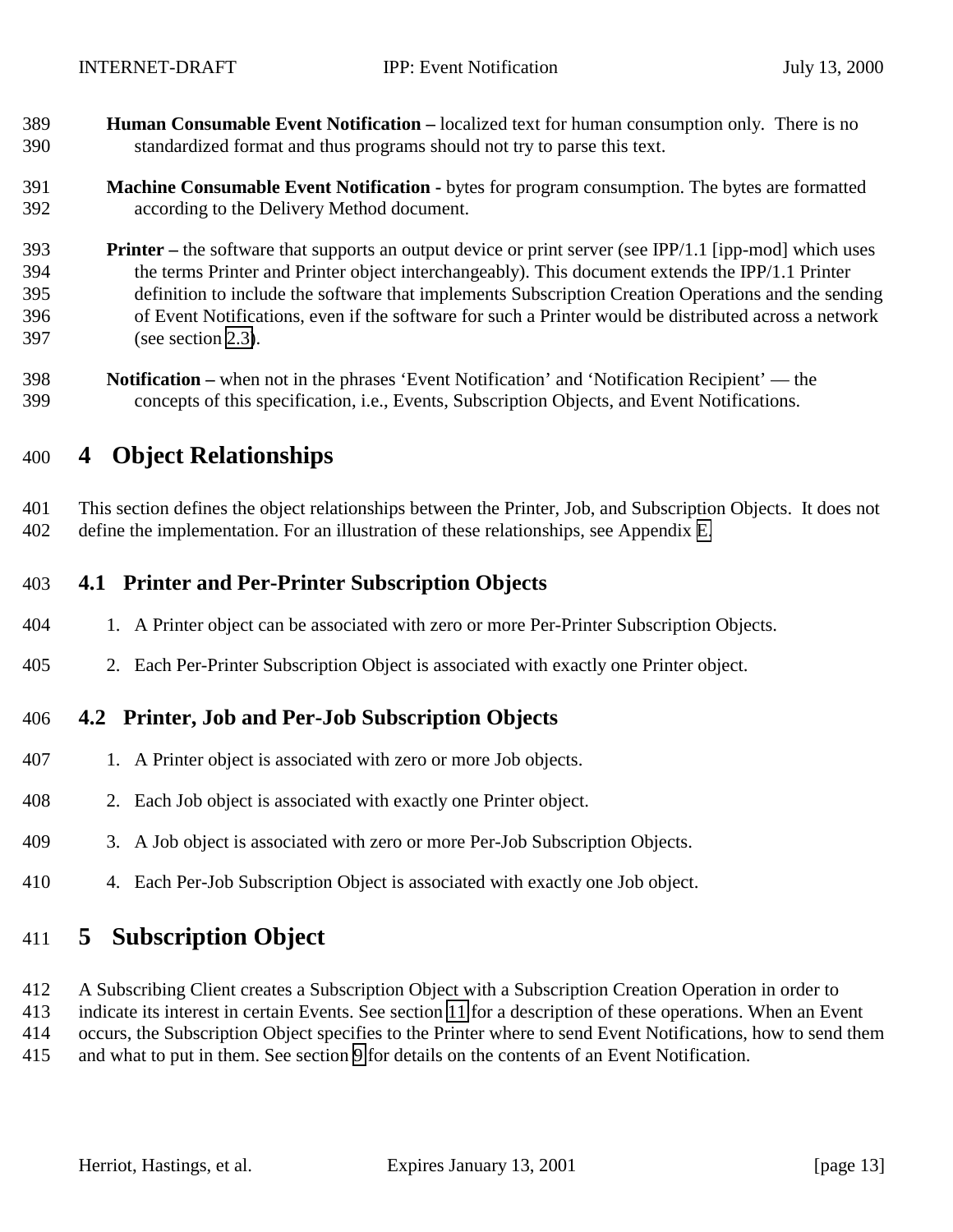**Human Consumable Event Notification –** localized text for human consumption only. There is no standardized format and thus programs should not try to parse this text.

**Machine Consumable Event Notification -** bytes for program consumption. The bytes are formatted according to the Delivery Method document.

**Printer –** the software that supports an output device or print server (see IPP/1.1 [ipp-mod] which uses the terms Printer and Printer object interchangeably). This document extends the IPP/1.1 Printer definition to include the software that implements Subscription Creation Operations and the sending of Event Notifications, even if the software for such a Printer would be distributed across a network (see section 2.3).

**Notification –** when not in the phrases 'Event Notification' and 'Notification Recipient' — the concepts of this specification, i.e., Events, Subscription Objects, and Event Notifications.

# 4 Object Relationships

This section defines the object relationships between the Printer, Job, and Subscription Objects. It does not define the implementation. For an illustration of these relationships, see Appendix E.

## 4.1 Printer and Per-Printer Subscription Objects

1. A Printer object can be associated with zero or more Per-Printer Subscription Objects.
2. Each Per-Printer Subscription Object is associated with exactly one Printer object.

## 4.2 Printer, Job and Per-Job Subscription Objects

1. A Printer object is associated with zero or more Job objects.
2. Each Job object is associated with exactly one Printer object.
3. A Job object is associated with zero or more Per-Job Subscription Objects.
4. Each Per-Job Subscription Object is associated with exactly one Job object.

# 5 Subscription Object

A Subscribing Client creates a Subscription Object with a Subscription Creation Operation in order to indicate its interest in certain Events. See section 11 for a description of these operations. When an Event occurs, the Subscription Object specifies to the Printer where to send Event Notifications, how to send them and what to put in them. See section 9 for details on the contents of an Event Notification.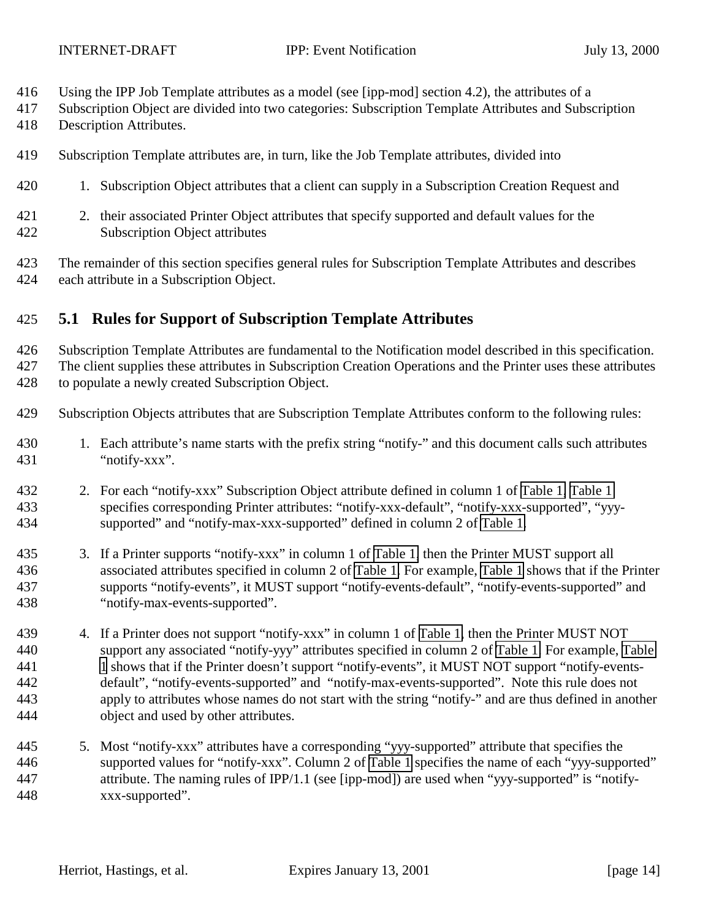Using the IPP Job Template attributes as a model (see [ipp-mod] section 4.2), the attributes of a Subscription Object are divided into two categories: Subscription Template Attributes and Subscription Description Attributes.

Subscription Template attributes are, in turn, like the Job Template attributes, divided into

1. Subscription Object attributes that a client can supply in a Subscription Creation Request and

2. their associated Printer Object attributes that specify supported and default values for the Subscription Object attributes

The remainder of this section specifies general rules for Subscription Template Attributes and describes each attribute in a Subscription Object.

## 5.1 Rules for Support of Subscription Template Attributes

Subscription Template Attributes are fundamental to the Notification model described in this specification. The client supplies these attributes in Subscription Creation Operations and the Printer uses these attributes to populate a newly created Subscription Object.

Subscription Objects attributes that are Subscription Template Attributes conform to the following rules:

1. Each attribute's name starts with the prefix string "notify-" and this document calls such attributes "notify-xxx".

2. For each "notify-xxx" Subscription Object attribute defined in column 1 of Table 1, Table 1 specifies corresponding Printer attributes: "notify-xxx-default", "notify-xxx-supported", "yyy-supported" and "notify-max-xxx-supported" defined in column 2 of Table 1.

3. If a Printer supports "notify-xxx" in column 1 of Table 1, then the Printer MUST support all associated attributes specified in column 2 of Table 1. For example, Table 1 shows that if the Printer supports "notify-events", it MUST support "notify-events-default", "notify-events-supported" and "notify-max-events-supported".

4. If a Printer does not support "notify-xxx" in column 1 of Table 1, then the Printer MUST NOT support any associated "notify-yyy" attributes specified in column 2 of Table 1. For example, Table 1 shows that if the Printer doesn't support "notify-events", it MUST NOT support "notify-events-default", "notify-events-supported" and "notify-max-events-supported". Note this rule does not apply to attributes whose names do not start with the string "notify-" and are thus defined in another object and used by other attributes.

5. Most "notify-xxx" attributes have a corresponding "yyy-supported" attribute that specifies the supported values for "notify-xxx". Column 2 of Table 1 specifies the name of each "yyy-supported" attribute. The naming rules of IPP/1.1 (see [ipp-mod]) are used when "yyy-supported" is "notify-xxx-supported".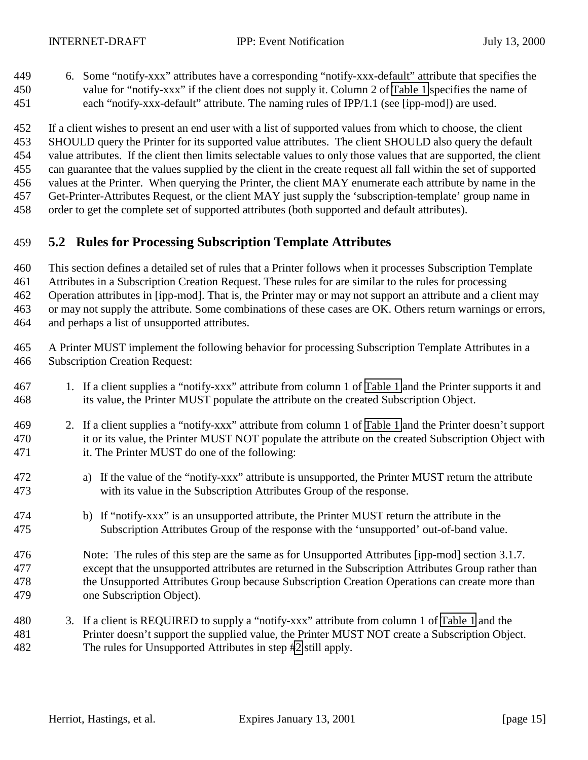6. Some "notify-xxx" attributes have a corresponding "notify-xxx-default" attribute that specifies the value for "notify-xxx" if the client does not supply it. Column 2 of Table 1 specifies the name of each "notify-xxx-default" attribute. The naming rules of IPP/1.1 (see [ipp-mod]) are used.

If a client wishes to present an end user with a list of supported values from which to choose, the client SHOULD query the Printer for its supported value attributes. The client SHOULD also query the default value attributes. If the client then limits selectable values to only those values that are supported, the client can guarantee that the values supplied by the client in the create request all fall within the set of supported values at the Printer. When querying the Printer, the client MAY enumerate each attribute by name in the Get-Printer-Attributes Request, or the client MAY just supply the 'subscription-template' group name in order to get the complete set of supported attributes (both supported and default attributes).

## 5.2 Rules for Processing Subscription Template Attributes

This section defines a detailed set of rules that a Printer follows when it processes Subscription Template Attributes in a Subscription Creation Request. These rules for are similar to the rules for processing Operation attributes in [ipp-mod]. That is, the Printer may or may not support an attribute and a client may or may not supply the attribute. Some combinations of these cases are OK. Others return warnings or errors, and perhaps a list of unsupported attributes.

A Printer MUST implement the following behavior for processing Subscription Template Attributes in a Subscription Creation Request:

1. If a client supplies a "notify-xxx" attribute from column 1 of Table 1 and the Printer supports it and its value, the Printer MUST populate the attribute on the created Subscription Object.

2. If a client supplies a "notify-xxx" attribute from column 1 of Table 1 and the Printer doesn't support it or its value, the Printer MUST NOT populate the attribute on the created Subscription Object with it. The Printer MUST do one of the following:

   a) If the value of the "notify-xxx" attribute is unsupported, the Printer MUST return the attribute with its value in the Subscription Attributes Group of the response.

   b) If "notify-xxx" is an unsupported attribute, the Printer MUST return the attribute in the Subscription Attributes Group of the response with the 'unsupported' out-of-band value.

   Note: The rules of this step are the same as for Unsupported Attributes [ipp-mod] section 3.1.7. except that the unsupported attributes are returned in the Subscription Attributes Group rather than the Unsupported Attributes Group because Subscription Creation Operations can create more than one Subscription Object).

3. If a client is REQUIRED to supply a "notify-xxx" attribute from column 1 of Table 1 and the Printer doesn't support the supplied value, the Printer MUST NOT create a Subscription Object. The rules for Unsupported Attributes in step #2 still apply.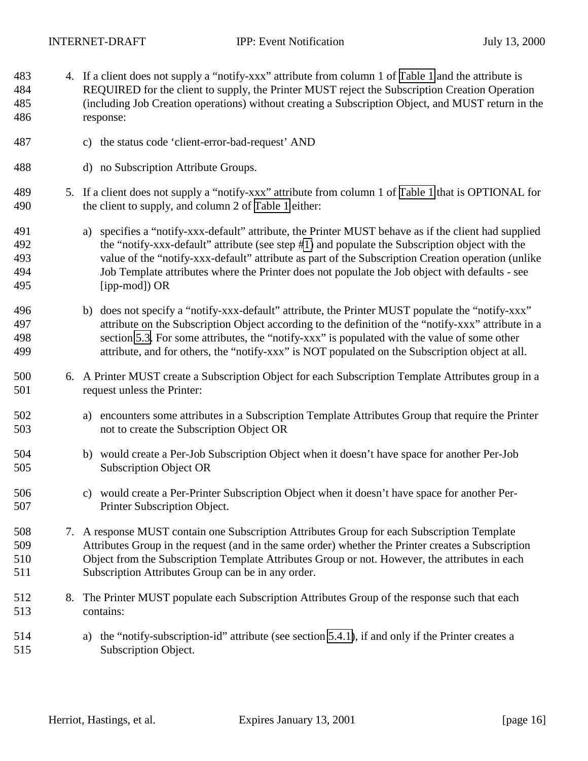4. If a client does not supply a “notify-xxx” attribute from column 1 of Table 1 and the attribute is REQUIRED for the client to supply, the Printer MUST reject the Subscription Creation Operation (including Job Creation operations) without creating a Subscription Object, and MUST return in the response:

   c) the status code ‘client-error-bad-request’ AND

   d) no Subscription Attribute Groups.

5. If a client does not supply a “notify-xxx” attribute from column 1 of Table 1 that is OPTIONAL for the client to supply, and column 2 of Table 1 either:

   a) specifies a “notify-xxx-default” attribute, the Printer MUST behave as if the client had supplied the “notify-xxx-default” attribute (see step #1) and populate the Subscription object with the value of the “notify-xxx-default” attribute as part of the Subscription Creation operation (unlike Job Template attributes where the Printer does not populate the Job object with defaults - see [ipp-mod]) OR

   b) does not specify a “notify-xxx-default” attribute, the Printer MUST populate the “notify-xxx” attribute on the Subscription Object according to the definition of the “notify-xxx” attribute in a section 5.3. For some attributes, the “notify-xxx” is populated with the value of some other attribute, and for others, the “notify-xxx” is NOT populated on the Subscription object at all.

6. A Printer MUST create a Subscription Object for each Subscription Template Attributes group in a request unless the Printer:

   a) encounters some attributes in a Subscription Template Attributes Group that require the Printer not to create the Subscription Object OR

   b) would create a Per-Job Subscription Object when it doesn’t have space for another Per-Job Subscription Object OR

   c) would create a Per-Printer Subscription Object when it doesn’t have space for another Per-Printer Subscription Object.

7. A response MUST contain one Subscription Attributes Group for each Subscription Template Attributes Group in the request (and in the same order) whether the Printer creates a Subscription Object from the Subscription Template Attributes Group or not. However, the attributes in each Subscription Attributes Group can be in any order.

8. The Printer MUST populate each Subscription Attributes Group of the response such that each contains:

   a) the “notify-subscription-id” attribute (see section 5.4.1), if and only if the Printer creates a Subscription Object.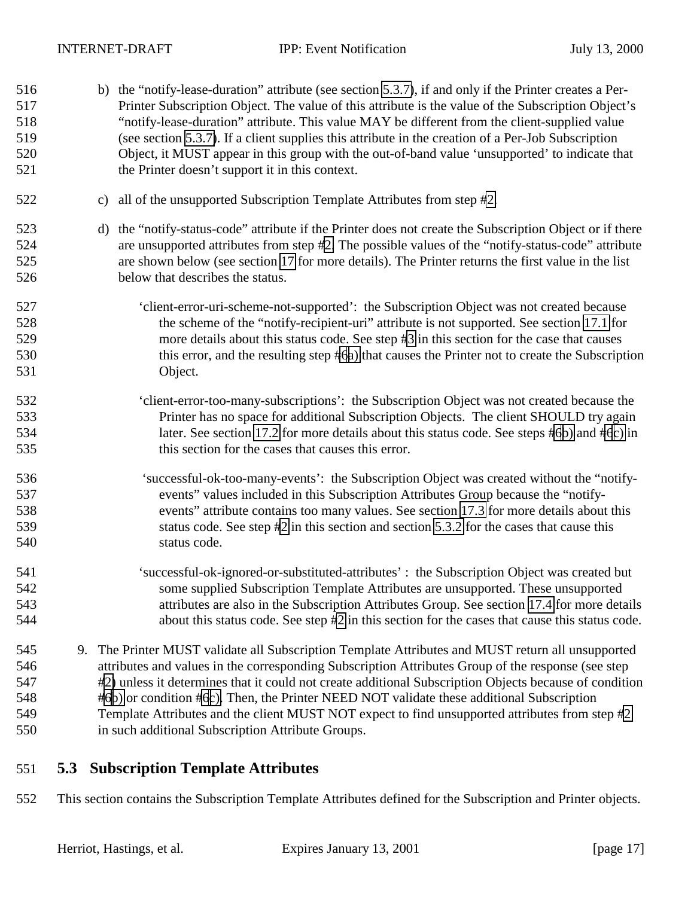b) the "notify-lease-duration" attribute (see section 5.3.7), if and only if the Printer creates a Per-Printer Subscription Object. The value of this attribute is the value of the Subscription Object's "notify-lease-duration" attribute. This value MAY be different from the client-supplied value (see section 5.3.7). If a client supplies this attribute in the creation of a Per-Job Subscription Object, it MUST appear in this group with the out-of-band value 'unsupported' to indicate that the Printer doesn't support it in this context.

c) all of the unsupported Subscription Template Attributes from step #2.

d) the "notify-status-code" attribute if the Printer does not create the Subscription Object or if there are unsupported attributes from step #2. The possible values of the "notify-status-code" attribute are shown below (see section 17 for more details). The Printer returns the first value in the list below that describes the status.

'client-error-uri-scheme-not-supported': the Subscription Object was not created because the scheme of the "notify-recipient-uri" attribute is not supported. See section 17.1 for more details about this status code. See step #3 in this section for the case that causes this error, and the resulting step #6a) that causes the Printer not to create the Subscription Object.

'client-error-too-many-subscriptions': the Subscription Object was not created because the Printer has no space for additional Subscription Objects. The client SHOULD try again later. See section 17.2 for more details about this status code. See steps #6b) and #6c) in this section for the cases that causes this error.

'successful-ok-too-many-events': the Subscription Object was created without the "notify-events" values included in this Subscription Attributes Group because the "notify-events" attribute contains too many values. See section 17.3 for more details about this status code. See step #2 in this section and section 5.3.2 for the cases that cause this status code.

'successful-ok-ignored-or-substituted-attributes' : the Subscription Object was created but some supplied Subscription Template Attributes are unsupported. These unsupported attributes are also in the Subscription Attributes Group. See section 17.4 for more details about this status code. See step #2 in this section for the cases that cause this status code.

9. The Printer MUST validate all Subscription Template Attributes and MUST return all unsupported attributes and values in the corresponding Subscription Attributes Group of the response (see step #2) unless it determines that it could not create additional Subscription Objects because of condition #6b) or condition #6c). Then, the Printer NEED NOT validate these additional Subscription Template Attributes and the client MUST NOT expect to find unsupported attributes from step #2 in such additional Subscription Attribute Groups.

## 5.3 Subscription Template Attributes

This section contains the Subscription Template Attributes defined for the Subscription and Printer objects.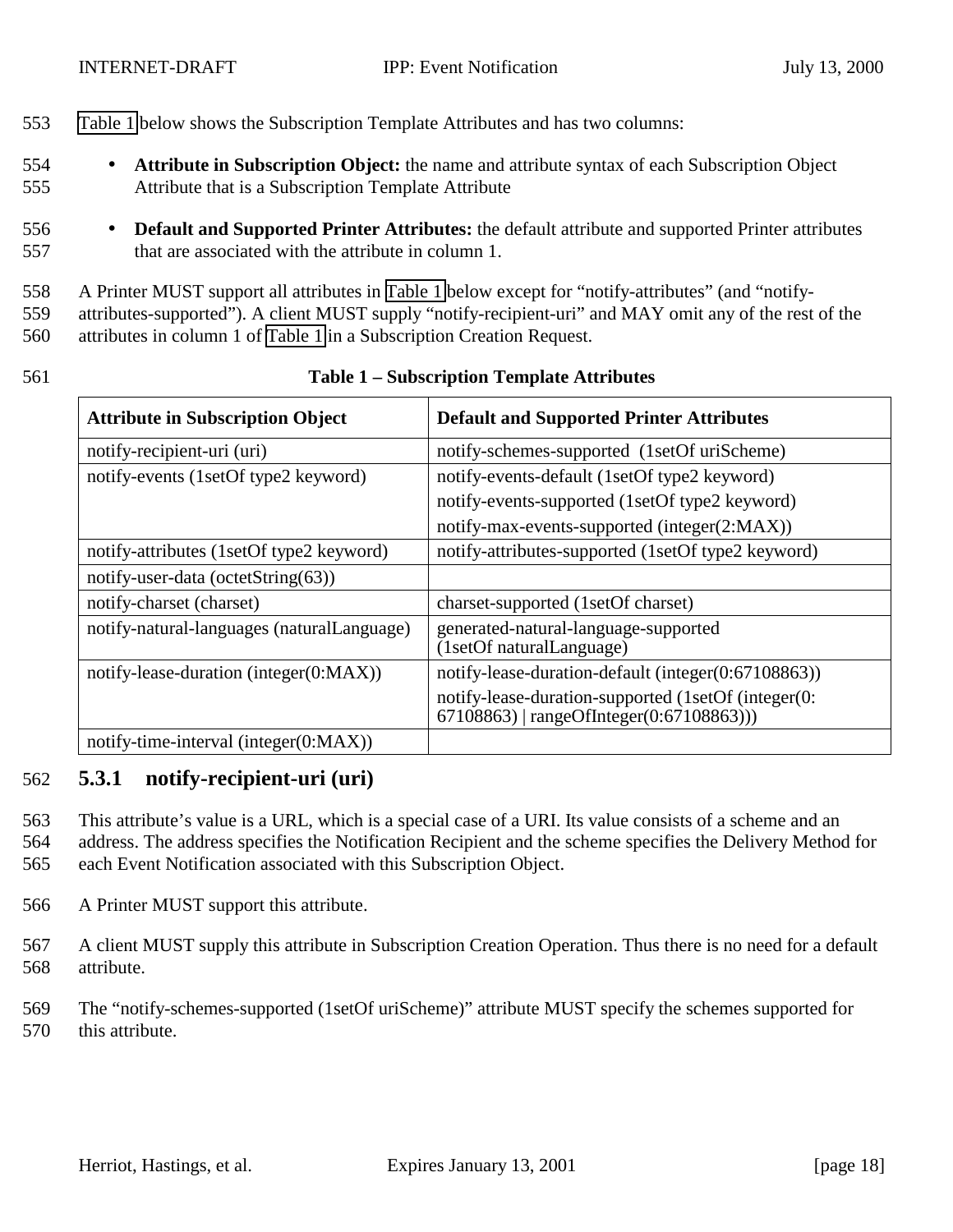Table 1 below shows the Subscription Template Attributes and has two columns:

- **Attribute in Subscription Object:** the name and attribute syntax of each Subscription Object Attribute that is a Subscription Template Attribute
- **Default and Supported Printer Attributes:** the default attribute and supported Printer attributes that are associated with the attribute in column 1.

A Printer MUST support all attributes in Table 1 below except for “notify-attributes” (and “notify-attributes-supported”). A client MUST supply “notify-recipient-uri” and MAY omit any of the rest of the attributes in column 1 of Table 1 in a Subscription Creation Request.

**Table 1 – Subscription Template Attributes**

| Attribute in Subscription Object | Default and Supported Printer Attributes |
|---|---|
| notify-recipient-uri (uri) | notify-schemes-supported (1setOf uriScheme) |
| notify-events (1setOf type2 keyword) | notify-events-default (1setOf type2 keyword)<br>notify-events-supported (1setOf type2 keyword)<br>notify-max-events-supported (integer(2:MAX)) |
| notify-attributes (1setOf type2 keyword) | notify-attributes-supported (1setOf type2 keyword) |
| notify-user-data (octetString(63)) | |
| notify-charset (charset) | charset-supported (1setOf charset) |
| notify-natural-languages (naturalLanguage) | generated-natural-language-supported (1setOf naturalLanguage) |
| notify-lease-duration (integer(0:MAX)) | notify-lease-duration-default (integer(0:67108863))<br>notify-lease-duration-supported (1setOf (integer(0: 67108863) \| rangeOfInteger(0:67108863))) |
| notify-time-interval (integer(0:MAX)) | |

### 5.3.1 notify-recipient-uri (uri)

This attribute’s value is a URL, which is a special case of a URI. Its value consists of a scheme and an address. The address specifies the Notification Recipient and the scheme specifies the Delivery Method for each Event Notification associated with this Subscription Object.

A Printer MUST support this attribute.

A client MUST supply this attribute in Subscription Creation Operation. Thus there is no need for a default attribute.

The “notify-schemes-supported (1setOf uriScheme)” attribute MUST specify the schemes supported for this attribute.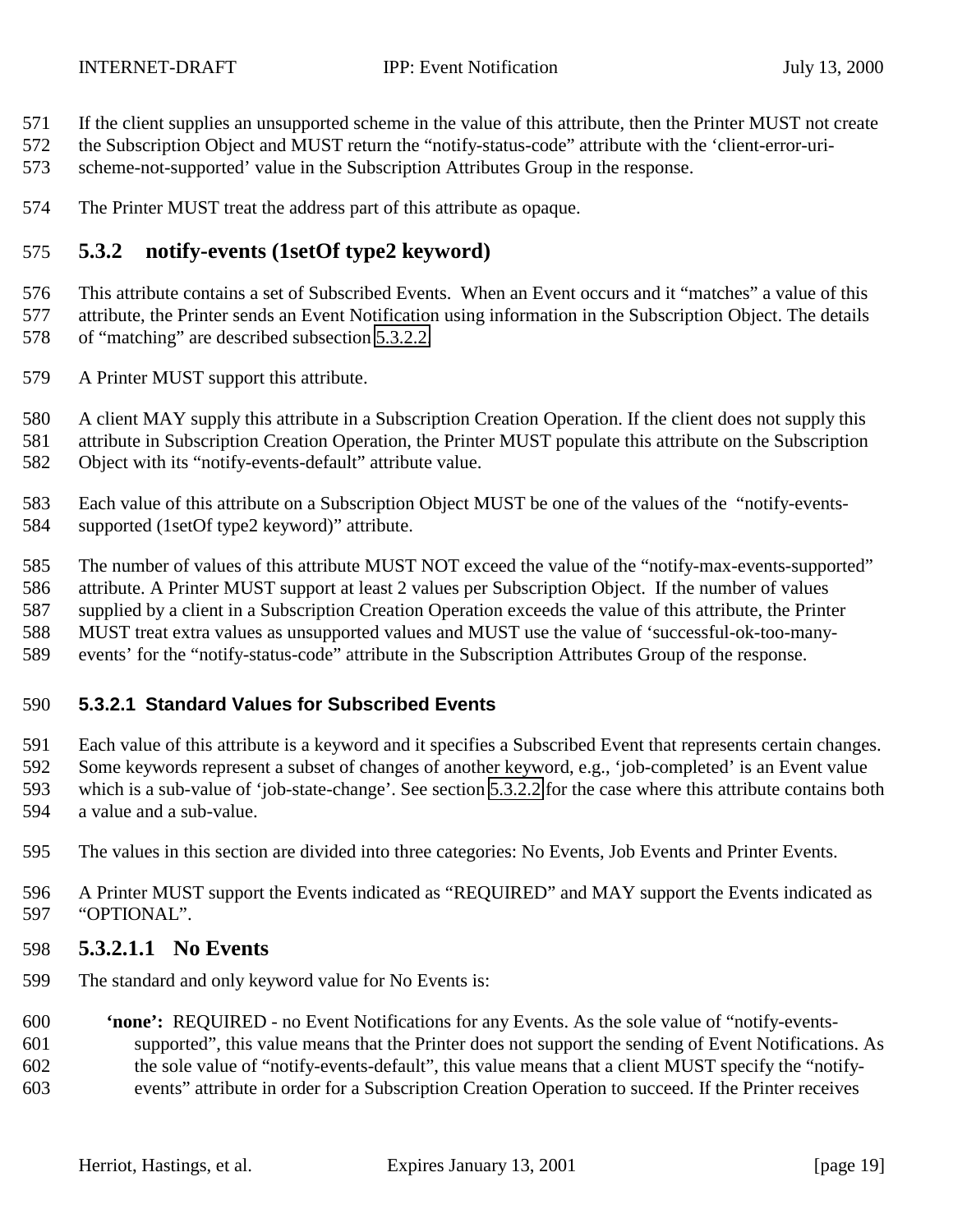If the client supplies an unsupported scheme in the value of this attribute, then the Printer MUST not create the Subscription Object and MUST return the "notify-status-code" attribute with the 'client-error-uri-scheme-not-supported' value in the Subscription Attributes Group in the response.

The Printer MUST treat the address part of this attribute as opaque.

### 5.3.2 notify-events (1setOf type2 keyword)

This attribute contains a set of Subscribed Events. When an Event occurs and it "matches" a value of this attribute, the Printer sends an Event Notification using information in the Subscription Object. The details of "matching" are described subsection 5.3.2.2.

A Printer MUST support this attribute.

A client MAY supply this attribute in a Subscription Creation Operation. If the client does not supply this attribute in Subscription Creation Operation, the Printer MUST populate this attribute on the Subscription Object with its "notify-events-default" attribute value.

Each value of this attribute on a Subscription Object MUST be one of the values of the "notify-events-supported (1setOf type2 keyword)" attribute.

The number of values of this attribute MUST NOT exceed the value of the "notify-max-events-supported" attribute. A Printer MUST support at least 2 values per Subscription Object. If the number of values supplied by a client in a Subscription Creation Operation exceeds the value of this attribute, the Printer MUST treat extra values as unsupported values and MUST use the value of 'successful-ok-too-many-events' for the "notify-status-code" attribute in the Subscription Attributes Group of the response.

#### 5.3.2.1 Standard Values for Subscribed Events

Each value of this attribute is a keyword and it specifies a Subscribed Event that represents certain changes. Some keywords represent a subset of changes of another keyword, e.g., 'job-completed' is an Event value which is a sub-value of 'job-state-change'. See section 5.3.2.2 for the case where this attribute contains both a value and a sub-value.

The values in this section are divided into three categories: No Events, Job Events and Printer Events.

A Printer MUST support the Events indicated as "REQUIRED" and MAY support the Events indicated as "OPTIONAL".

##### 5.3.2.1.1 No Events

The standard and only keyword value for No Events is:

**'none':** REQUIRED - no Event Notifications for any Events. As the sole value of "notify-events-supported", this value means that the Printer does not support the sending of Event Notifications. As the sole value of "notify-events-default", this value means that a client MUST specify the "notify-events" attribute in order for a Subscription Creation Operation to succeed. If the Printer receives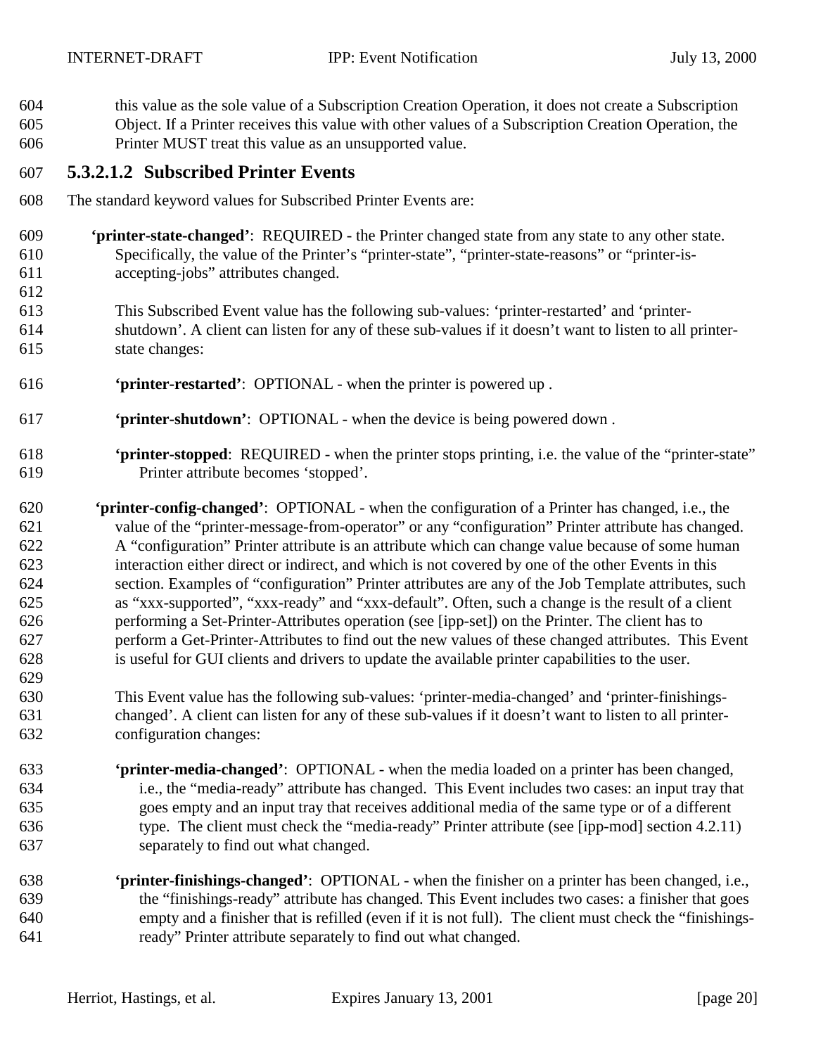this value as the sole value of a Subscription Creation Operation, it does not create a Subscription Object. If a Printer receives this value with other values of a Subscription Creation Operation, the Printer MUST treat this value as an unsupported value.

#### 5.3.2.1.2 Subscribed Printer Events

The standard keyword values for Subscribed Printer Events are:

**'printer-state-changed'**: REQUIRED - the Printer changed state from any state to any other state. Specifically, the value of the Printer's "printer-state", "printer-state-reasons" or "printer-is-accepting-jobs" attributes changed.

This Subscribed Event value has the following sub-values: 'printer-restarted' and 'printer-shutdown'. A client can listen for any of these sub-values if it doesn't want to listen to all printer-state changes:

**'printer-restarted'**: OPTIONAL - when the printer is powered up .

**'printer-shutdown'**: OPTIONAL - when the device is being powered down .

**'printer-stopped**: REQUIRED - when the printer stops printing, i.e. the value of the "printer-state" Printer attribute becomes 'stopped'.

**'printer-config-changed'**: OPTIONAL - when the configuration of a Printer has changed, i.e., the value of the "printer-message-from-operator" or any "configuration" Printer attribute has changed. A "configuration" Printer attribute is an attribute which can change value because of some human interaction either direct or indirect, and which is not covered by one of the other Events in this section. Examples of "configuration" Printer attributes are any of the Job Template attributes, such as "xxx-supported", "xxx-ready" and "xxx-default". Often, such a change is the result of a client performing a Set-Printer-Attributes operation (see [ipp-set]) on the Printer. The client has to perform a Get-Printer-Attributes to find out the new values of these changed attributes. This Event is useful for GUI clients and drivers to update the available printer capabilities to the user.

This Event value has the following sub-values: 'printer-media-changed' and 'printer-finishings-changed'. A client can listen for any of these sub-values if it doesn't want to listen to all printer-configuration changes:

**'printer-media-changed'**: OPTIONAL - when the media loaded on a printer has been changed, i.e., the "media-ready" attribute has changed. This Event includes two cases: an input tray that goes empty and an input tray that receives additional media of the same type or of a different type. The client must check the "media-ready" Printer attribute (see [ipp-mod] section 4.2.11) separately to find out what changed.

**'printer-finishings-changed'**: OPTIONAL - when the finisher on a printer has been changed, i.e., the "finishings-ready" attribute has changed. This Event includes two cases: a finisher that goes empty and a finisher that is refilled (even if it is not full). The client must check the "finishings-ready" Printer attribute separately to find out what changed.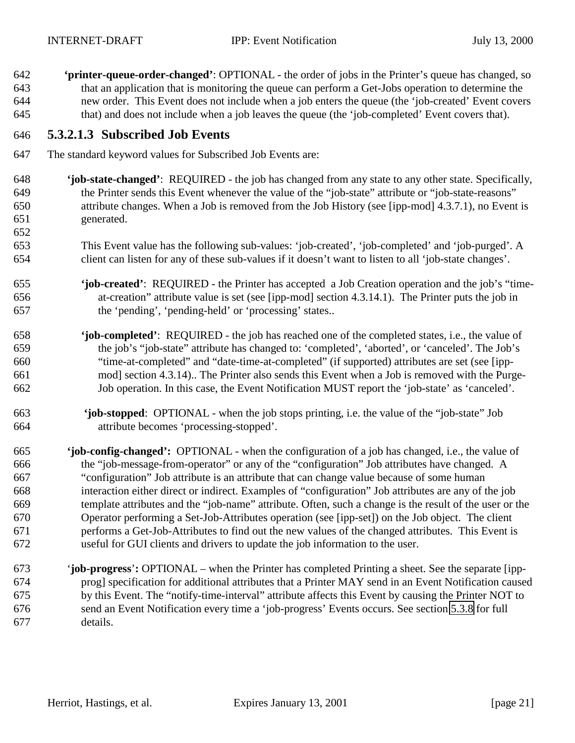**'printer-queue-order-changed'**: OPTIONAL - the order of jobs in the Printer's queue has changed, so that an application that is monitoring the queue can perform a Get-Jobs operation to determine the new order. This Event does not include when a job enters the queue (the 'job-created' Event covers that) and does not include when a job leaves the queue (the 'job-completed' Event covers that).

#### 5.3.2.1.3 Subscribed Job Events

The standard keyword values for Subscribed Job Events are:

**'job-state-changed'**: REQUIRED - the job has changed from any state to any other state. Specifically, the Printer sends this Event whenever the value of the "job-state" attribute or "job-state-reasons" attribute changes. When a Job is removed from the Job History (see [ipp-mod] 4.3.7.1), no Event is generated.

This Event value has the following sub-values: 'job-created', 'job-completed' and 'job-purged'. A client can listen for any of these sub-values if it doesn't want to listen to all 'job-state changes'.

**'job-created'**: REQUIRED - the Printer has accepted a Job Creation operation and the job's "time-at-creation" attribute value is set (see [ipp-mod] section 4.3.14.1). The Printer puts the job in the 'pending', 'pending-held' or 'processing' states..

**'job-completed'**: REQUIRED - the job has reached one of the completed states, i.e., the value of the job's "job-state" attribute has changed to: 'completed', 'aborted', or 'canceled'. The Job's "time-at-completed" and "date-time-at-completed" (if supported) attributes are set (see [ipp-mod] section 4.3.14).. The Printer also sends this Event when a Job is removed with the Purge-Job operation. In this case, the Event Notification MUST report the 'job-state' as 'canceled'.

**'job-stopped'**: OPTIONAL - when the job stops printing, i.e. the value of the "job-state" Job attribute becomes 'processing-stopped'.

**'job-config-changed':** OPTIONAL - when the configuration of a job has changed, i.e., the value of the "job-message-from-operator" or any of the "configuration" Job attributes have changed. A "configuration" Job attribute is an attribute that can change value because of some human interaction either direct or indirect. Examples of "configuration" Job attributes are any of the job template attributes and the "job-name" attribute. Often, such a change is the result of the user or the Operator performing a Set-Job-Attributes operation (see [ipp-set]) on the Job object. The client performs a Get-Job-Attributes to find out the new values of the changed attributes. This Event is useful for GUI clients and drivers to update the job information to the user.

'**job-progress**'**:** OPTIONAL – when the Printer has completed Printing a sheet. See the separate [ipp-prog] specification for additional attributes that a Printer MAY send in an Event Notification caused by this Event. The "notify-time-interval" attribute affects this Event by causing the Printer NOT to send an Event Notification every time a 'job-progress' Events occurs. See section 5.3.8 for full details.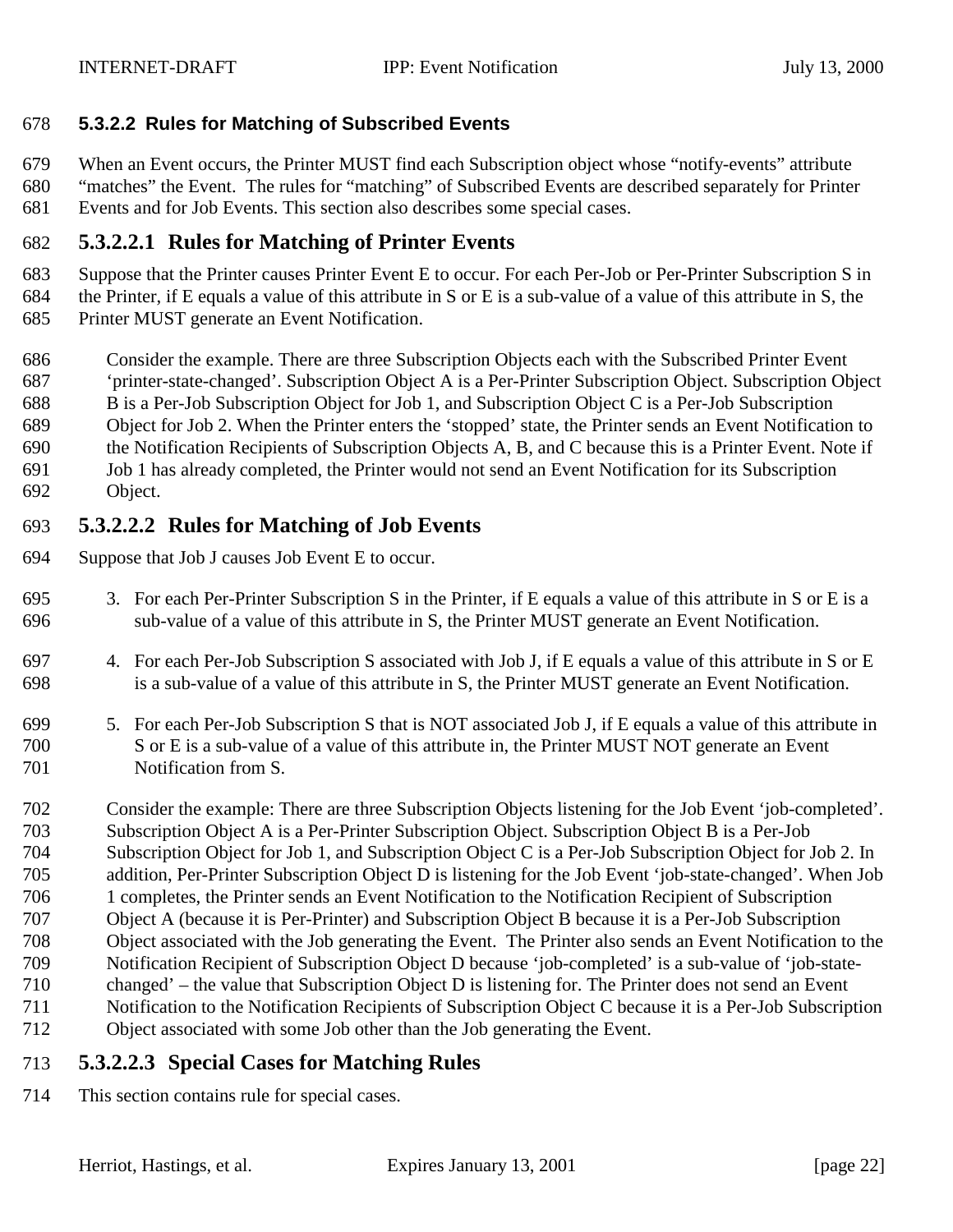#### 5.3.2.2 Rules for Matching of Subscribed Events

When an Event occurs, the Printer MUST find each Subscription object whose “notify-events” attribute “matches” the Event. The rules for “matching” of Subscribed Events are described separately for Printer Events and for Job Events. This section also describes some special cases.

##### 5.3.2.2.1 Rules for Matching of Printer Events

Suppose that the Printer causes Printer Event E to occur. For each Per-Job or Per-Printer Subscription S in the Printer, if E equals a value of this attribute in S or E is a sub-value of a value of this attribute in S, the Printer MUST generate an Event Notification.

> Consider the example. There are three Subscription Objects each with the Subscribed Printer Event ‘printer-state-changed’. Subscription Object A is a Per-Printer Subscription Object. Subscription Object B is a Per-Job Subscription Object for Job 1, and Subscription Object C is a Per-Job Subscription Object for Job 2. When the Printer enters the ‘stopped’ state, the Printer sends an Event Notification to the Notification Recipients of Subscription Objects A, B, and C because this is a Printer Event. Note if Job 1 has already completed, the Printer would not send an Event Notification for its Subscription Object.

##### 5.3.2.2.2 Rules for Matching of Job Events

Suppose that Job J causes Job Event E to occur.

3. For each Per-Printer Subscription S in the Printer, if E equals a value of this attribute in S or E is a sub-value of a value of this attribute in S, the Printer MUST generate an Event Notification.

4. For each Per-Job Subscription S associated with Job J, if E equals a value of this attribute in S or E is a sub-value of a value of this attribute in S, the Printer MUST generate an Event Notification.

5. For each Per-Job Subscription S that is NOT associated Job J, if E equals a value of this attribute in S or E is a sub-value of a value of this attribute in, the Printer MUST NOT generate an Event Notification from S.

> Consider the example: There are three Subscription Objects listening for the Job Event ‘job-completed’. Subscription Object A is a Per-Printer Subscription Object. Subscription Object B is a Per-Job Subscription Object for Job 1, and Subscription Object C is a Per-Job Subscription Object for Job 2. In addition, Per-Printer Subscription Object D is listening for the Job Event ‘job-state-changed’. When Job 1 completes, the Printer sends an Event Notification to the Notification Recipient of Subscription Object A (because it is Per-Printer) and Subscription Object B because it is a Per-Job Subscription Object associated with the Job generating the Event. The Printer also sends an Event Notification to the Notification Recipient of Subscription Object D because ‘job-completed’ is a sub-value of ‘job-state-changed’ – the value that Subscription Object D is listening for. The Printer does not send an Event Notification to the Notification Recipients of Subscription Object C because it is a Per-Job Subscription Object associated with some Job other than the Job generating the Event.

##### 5.3.2.2.3 Special Cases for Matching Rules

This section contains rule for special cases.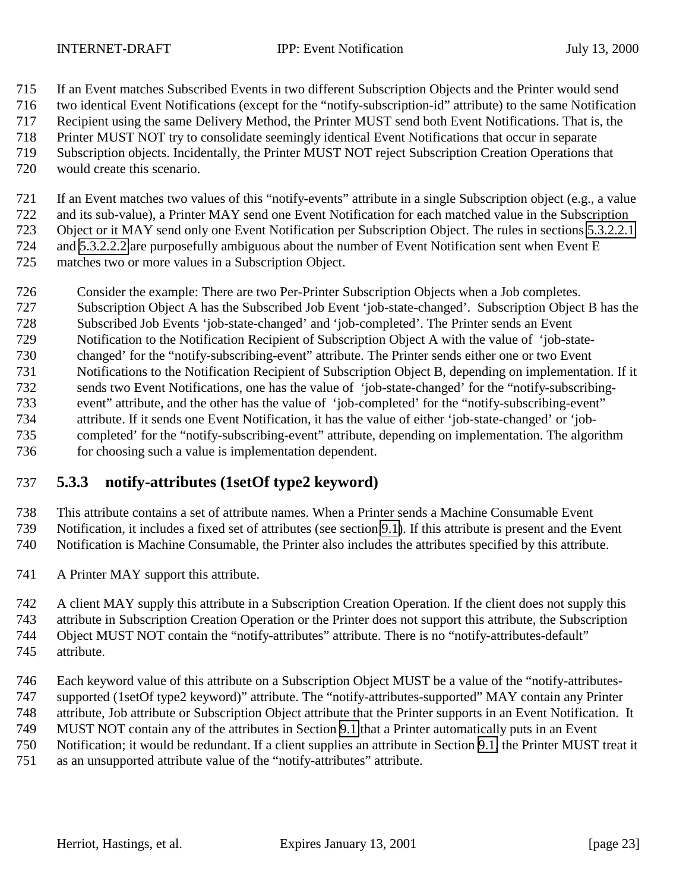If an Event matches Subscribed Events in two different Subscription Objects and the Printer would send two identical Event Notifications (except for the "notify-subscription-id" attribute) to the same Notification Recipient using the same Delivery Method, the Printer MUST send both Event Notifications. That is, the Printer MUST NOT try to consolidate seemingly identical Event Notifications that occur in separate Subscription objects. Incidentally, the Printer MUST NOT reject Subscription Creation Operations that would create this scenario.

If an Event matches two values of this "notify-events" attribute in a single Subscription object (e.g., a value and its sub-value), a Printer MAY send one Event Notification for each matched value in the Subscription Object or it MAY send only one Event Notification per Subscription Object. The rules in sections 5.3.2.2.1 and 5.3.2.2.2 are purposefully ambiguous about the number of Event Notification sent when Event E matches two or more values in a Subscription Object.

> Consider the example: There are two Per-Printer Subscription Objects when a Job completes. Subscription Object A has the Subscribed Job Event 'job-state-changed'. Subscription Object B has the Subscribed Job Events 'job-state-changed' and 'job-completed'. The Printer sends an Event Notification to the Notification Recipient of Subscription Object A with the value of 'job-state-changed' for the "notify-subscribing-event" attribute. The Printer sends either one or two Event Notifications to the Notification Recipient of Subscription Object B, depending on implementation. If it sends two Event Notifications, one has the value of 'job-state-changed' for the "notify-subscribing-event" attribute, and the other has the value of 'job-completed' for the "notify-subscribing-event" attribute. If it sends one Event Notification, it has the value of either 'job-state-changed' or 'job-completed' for the "notify-subscribing-event" attribute, depending on implementation. The algorithm for choosing such a value is implementation dependent.

### 5.3.3 notify-attributes (1setOf type2 keyword)

This attribute contains a set of attribute names. When a Printer sends a Machine Consumable Event Notification, it includes a fixed set of attributes (see section 9.1). If this attribute is present and the Event Notification is Machine Consumable, the Printer also includes the attributes specified by this attribute.

A Printer MAY support this attribute.

A client MAY supply this attribute in a Subscription Creation Operation. If the client does not supply this attribute in Subscription Creation Operation or the Printer does not support this attribute, the Subscription Object MUST NOT contain the "notify-attributes" attribute. There is no "notify-attributes-default" attribute.

Each keyword value of this attribute on a Subscription Object MUST be a value of the "notify-attributes-supported (1setOf type2 keyword)" attribute. The "notify-attributes-supported" MAY contain any Printer attribute, Job attribute or Subscription Object attribute that the Printer supports in an Event Notification. It MUST NOT contain any of the attributes in Section 9.1 that a Printer automatically puts in an Event Notification; it would be redundant. If a client supplies an attribute in Section 9.1, the Printer MUST treat it as an unsupported attribute value of the "notify-attributes" attribute.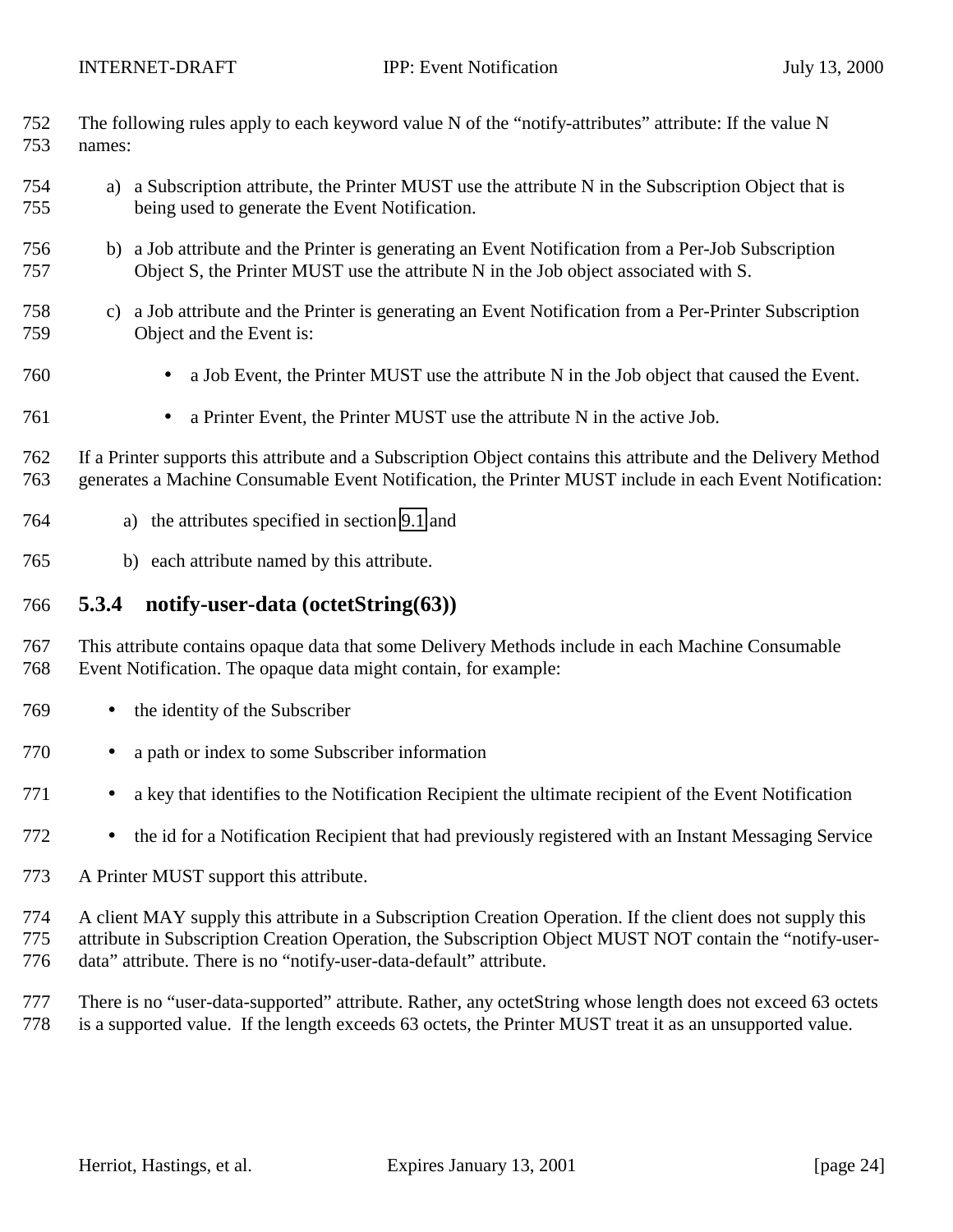The following rules apply to each keyword value N of the "notify-attributes" attribute: If the value N names:

a) a Subscription attribute, the Printer MUST use the attribute N in the Subscription Object that is being used to generate the Event Notification.

b) a Job attribute and the Printer is generating an Event Notification from a Per-Job Subscription Object S, the Printer MUST use the attribute N in the Job object associated with S.

c) a Job attribute and the Printer is generating an Event Notification from a Per-Printer Subscription Object and the Event is:

- a Job Event, the Printer MUST use the attribute N in the Job object that caused the Event.
- a Printer Event, the Printer MUST use the attribute N in the active Job.

If a Printer supports this attribute and a Subscription Object contains this attribute and the Delivery Method generates a Machine Consumable Event Notification, the Printer MUST include in each Event Notification:

a) the attributes specified in section 9.1 and

b) each attribute named by this attribute.

### 5.3.4 notify-user-data (octetString(63))

This attribute contains opaque data that some Delivery Methods include in each Machine Consumable Event Notification. The opaque data might contain, for example:

- the identity of the Subscriber
- a path or index to some Subscriber information
- a key that identifies to the Notification Recipient the ultimate recipient of the Event Notification
- the id for a Notification Recipient that had previously registered with an Instant Messaging Service

A Printer MUST support this attribute.

A client MAY supply this attribute in a Subscription Creation Operation. If the client does not supply this attribute in Subscription Creation Operation, the Subscription Object MUST NOT contain the "notify-user-data" attribute. There is no "notify-user-data-default" attribute.

There is no "user-data-supported" attribute. Rather, any octetString whose length does not exceed 63 octets is a supported value. If the length exceeds 63 octets, the Printer MUST treat it as an unsupported value.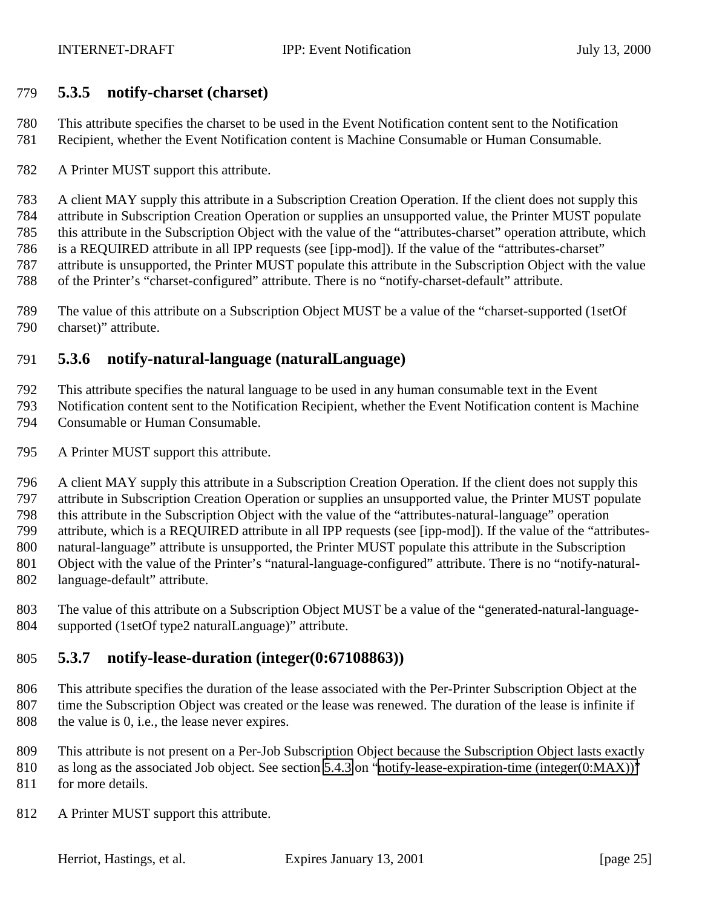### 5.3.5 notify-charset (charset)

This attribute specifies the charset to be used in the Event Notification content sent to the Notification Recipient, whether the Event Notification content is Machine Consumable or Human Consumable.

A Printer MUST support this attribute.

A client MAY supply this attribute in a Subscription Creation Operation. If the client does not supply this attribute in Subscription Creation Operation or supplies an unsupported value, the Printer MUST populate this attribute in the Subscription Object with the value of the "attributes-charset" operation attribute, which is a REQUIRED attribute in all IPP requests (see [ipp-mod]). If the value of the "attributes-charset" attribute is unsupported, the Printer MUST populate this attribute in the Subscription Object with the value of the Printer's "charset-configured" attribute. There is no "notify-charset-default" attribute.

The value of this attribute on a Subscription Object MUST be a value of the "charset-supported (1setOf charset)" attribute.

### 5.3.6 notify-natural-language (naturalLanguage)

This attribute specifies the natural language to be used in any human consumable text in the Event Notification content sent to the Notification Recipient, whether the Event Notification content is Machine Consumable or Human Consumable.

A Printer MUST support this attribute.

A client MAY supply this attribute in a Subscription Creation Operation. If the client does not supply this attribute in Subscription Creation Operation or supplies an unsupported value, the Printer MUST populate this attribute in the Subscription Object with the value of the "attributes-natural-language" operation attribute, which is a REQUIRED attribute in all IPP requests (see [ipp-mod]). If the value of the "attributes-natural-language" attribute is unsupported, the Printer MUST populate this attribute in the Subscription Object with the value of the Printer's "natural-language-configured" attribute. There is no "notify-natural-language-default" attribute.

The value of this attribute on a Subscription Object MUST be a value of the "generated-natural-language-supported (1setOf type2 naturalLanguage)" attribute.

### 5.3.7 notify-lease-duration (integer(0:67108863))

This attribute specifies the duration of the lease associated with the Per-Printer Subscription Object at the time the Subscription Object was created or the lease was renewed. The duration of the lease is infinite if the value is 0, i.e., the lease never expires.

This attribute is not present on a Per-Job Subscription Object because the Subscription Object lasts exactly as long as the associated Job object. See section 5.4.3 on "notify-lease-expiration-time (integer(0:MAX))" for more details.

A Printer MUST support this attribute.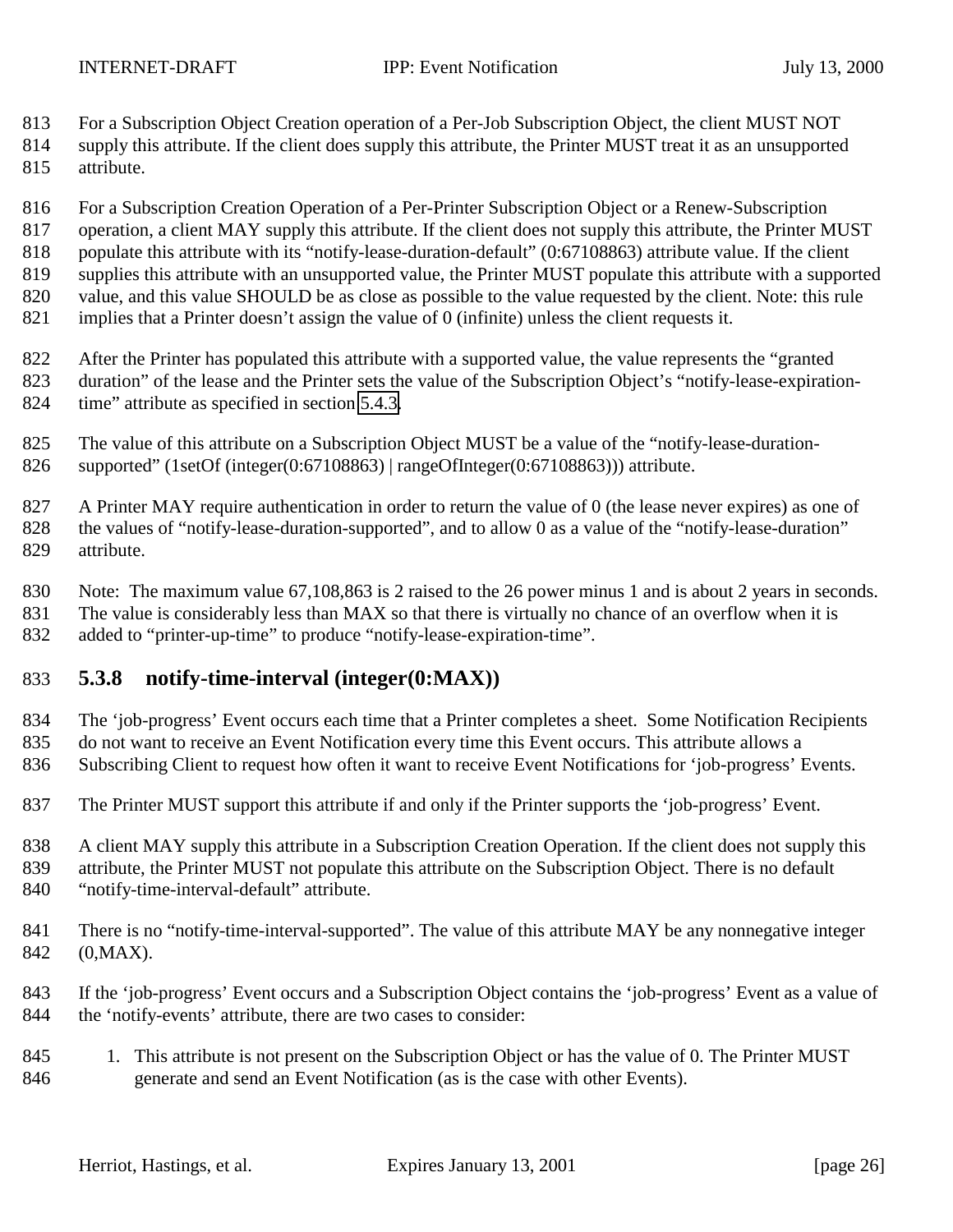For a Subscription Object Creation operation of a Per-Job Subscription Object, the client MUST NOT supply this attribute. If the client does supply this attribute, the Printer MUST treat it as an unsupported attribute.

For a Subscription Creation Operation of a Per-Printer Subscription Object or a Renew-Subscription operation, a client MAY supply this attribute. If the client does not supply this attribute, the Printer MUST populate this attribute with its "notify-lease-duration-default" (0:67108863) attribute value. If the client supplies this attribute with an unsupported value, the Printer MUST populate this attribute with a supported value, and this value SHOULD be as close as possible to the value requested by the client. Note: this rule implies that a Printer doesn't assign the value of 0 (infinite) unless the client requests it.

After the Printer has populated this attribute with a supported value, the value represents the "granted duration" of the lease and the Printer sets the value of the Subscription Object's "notify-lease-expiration-time" attribute as specified in section 5.4.3.

The value of this attribute on a Subscription Object MUST be a value of the "notify-lease-duration-supported" (1setOf (integer(0:67108863) | rangeOfInteger(0:67108863))) attribute.

A Printer MAY require authentication in order to return the value of 0 (the lease never expires) as one of the values of "notify-lease-duration-supported", and to allow 0 as a value of the "notify-lease-duration" attribute.

Note: The maximum value 67,108,863 is 2 raised to the 26 power minus 1 and is about 2 years in seconds. The value is considerably less than MAX so that there is virtually no chance of an overflow when it is added to "printer-up-time" to produce "notify-lease-expiration-time".

### 5.3.8 notify-time-interval (integer(0:MAX))

The 'job-progress' Event occurs each time that a Printer completes a sheet. Some Notification Recipients do not want to receive an Event Notification every time this Event occurs. This attribute allows a Subscribing Client to request how often it want to receive Event Notifications for 'job-progress' Events.

The Printer MUST support this attribute if and only if the Printer supports the 'job-progress' Event.

A client MAY supply this attribute in a Subscription Creation Operation. If the client does not supply this attribute, the Printer MUST not populate this attribute on the Subscription Object. There is no default "notify-time-interval-default" attribute.

There is no "notify-time-interval-supported". The value of this attribute MAY be any nonnegative integer (0,MAX).

If the 'job-progress' Event occurs and a Subscription Object contains the 'job-progress' Event as a value of the 'notify-events' attribute, there are two cases to consider:

1. This attribute is not present on the Subscription Object or has the value of 0. The Printer MUST generate and send an Event Notification (as is the case with other Events).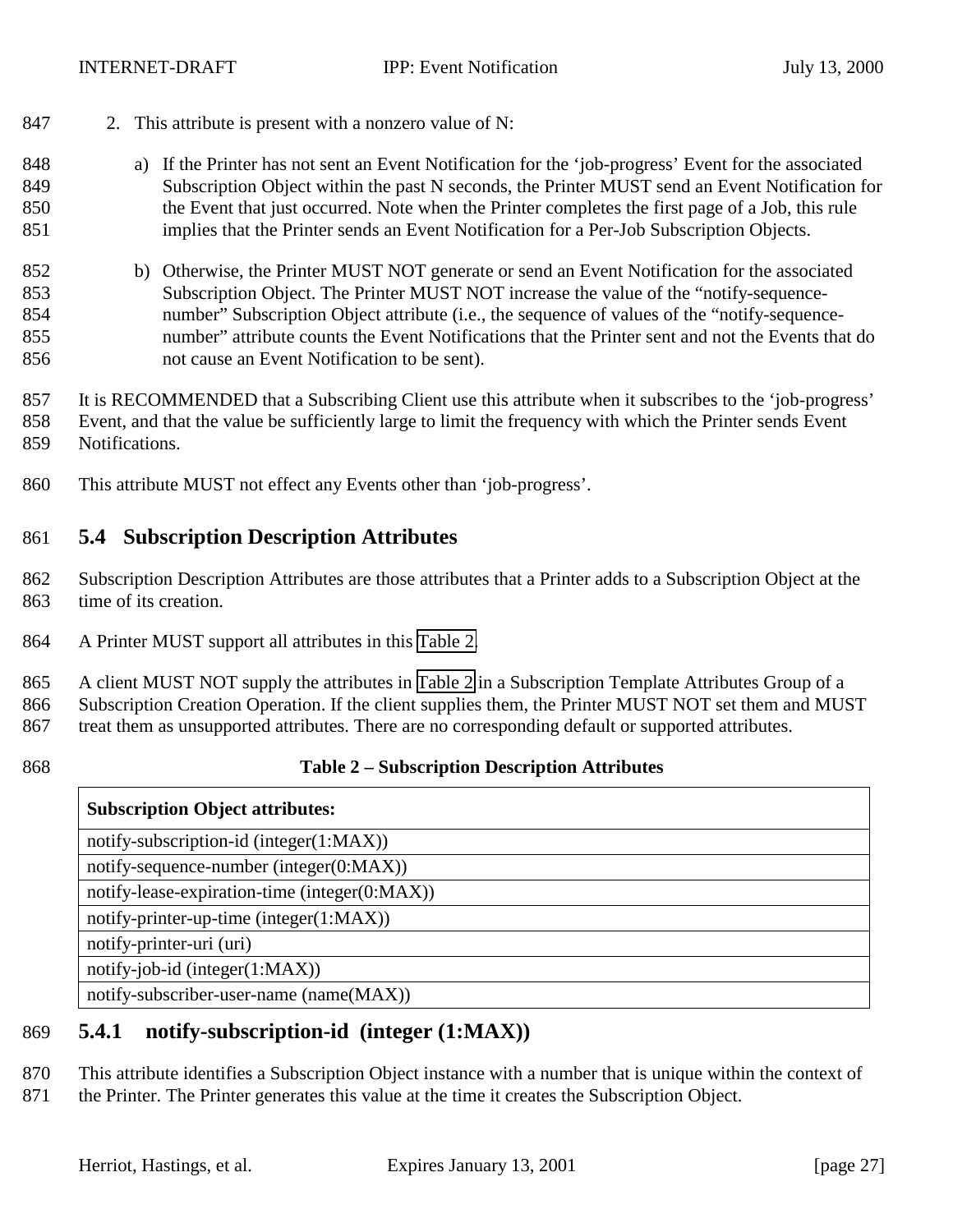2. This attribute is present with a nonzero value of N:

   a) If the Printer has not sent an Event Notification for the 'job-progress' Event for the associated Subscription Object within the past N seconds, the Printer MUST send an Event Notification for the Event that just occurred. Note when the Printer completes the first page of a Job, this rule implies that the Printer sends an Event Notification for a Per-Job Subscription Objects.

   b) Otherwise, the Printer MUST NOT generate or send an Event Notification for the associated Subscription Object. The Printer MUST NOT increase the value of the "notify-sequence-number" Subscription Object attribute (i.e., the sequence of values of the "notify-sequence-number" attribute counts the Event Notifications that the Printer sent and not the Events that do not cause an Event Notification to be sent).

It is RECOMMENDED that a Subscribing Client use this attribute when it subscribes to the 'job-progress' Event, and that the value be sufficiently large to limit the frequency with which the Printer sends Event Notifications.

This attribute MUST not effect any Events other than 'job-progress'.

## 5.4 Subscription Description Attributes

Subscription Description Attributes are those attributes that a Printer adds to a Subscription Object at the time of its creation.

A Printer MUST support all attributes in this Table 2.

A client MUST NOT supply the attributes in Table 2 in a Subscription Template Attributes Group of a Subscription Creation Operation. If the client supplies them, the Printer MUST NOT set them and MUST treat them as unsupported attributes. There are no corresponding default or supported attributes.

**Table 2 – Subscription Description Attributes**

| **Subscription Object attributes:** |
|---|
| notify-subscription-id (integer(1:MAX)) |
| notify-sequence-number (integer(0:MAX)) |
| notify-lease-expiration-time (integer(0:MAX)) |
| notify-printer-up-time (integer(1:MAX)) |
| notify-printer-uri (uri) |
| notify-job-id (integer(1:MAX)) |
| notify-subscriber-user-name (name(MAX)) |

### 5.4.1 notify-subscription-id (integer (1:MAX))

This attribute identifies a Subscription Object instance with a number that is unique within the context of the Printer. The Printer generates this value at the time it creates the Subscription Object.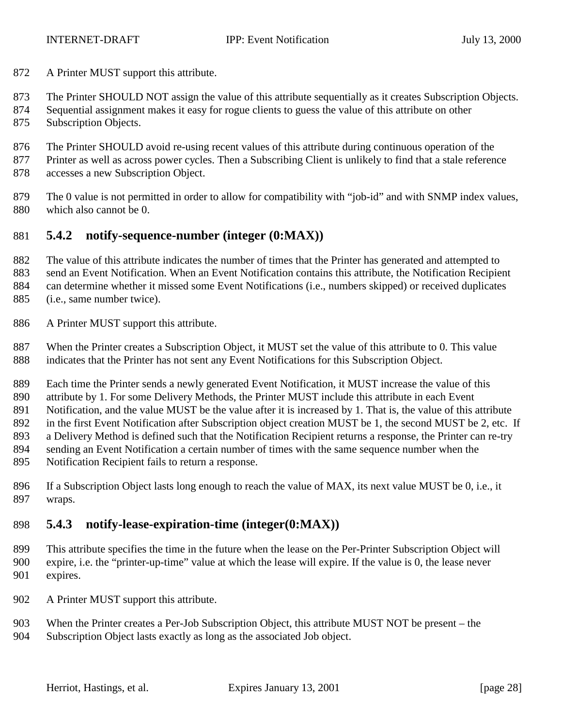A Printer MUST support this attribute.

The Printer SHOULD NOT assign the value of this attribute sequentially as it creates Subscription Objects. Sequential assignment makes it easy for rogue clients to guess the value of this attribute on other Subscription Objects.

The Printer SHOULD avoid re-using recent values of this attribute during continuous operation of the Printer as well as across power cycles. Then a Subscribing Client is unlikely to find that a stale reference accesses a new Subscription Object.

The 0 value is not permitted in order to allow for compatibility with "job-id" and with SNMP index values, which also cannot be 0.

### 5.4.2 notify-sequence-number (integer (0:MAX))

The value of this attribute indicates the number of times that the Printer has generated and attempted to send an Event Notification. When an Event Notification contains this attribute, the Notification Recipient can determine whether it missed some Event Notifications (i.e., numbers skipped) or received duplicates (i.e., same number twice).

A Printer MUST support this attribute.

When the Printer creates a Subscription Object, it MUST set the value of this attribute to 0. This value indicates that the Printer has not sent any Event Notifications for this Subscription Object.

Each time the Printer sends a newly generated Event Notification, it MUST increase the value of this attribute by 1. For some Delivery Methods, the Printer MUST include this attribute in each Event Notification, and the value MUST be the value after it is increased by 1. That is, the value of this attribute in the first Event Notification after Subscription object creation MUST be 1, the second MUST be 2, etc. If a Delivery Method is defined such that the Notification Recipient returns a response, the Printer can re-try sending an Event Notification a certain number of times with the same sequence number when the Notification Recipient fails to return a response.

If a Subscription Object lasts long enough to reach the value of MAX, its next value MUST be 0, i.e., it wraps.

### 5.4.3 notify-lease-expiration-time (integer(0:MAX))

This attribute specifies the time in the future when the lease on the Per-Printer Subscription Object will expire, i.e. the "printer-up-time" value at which the lease will expire. If the value is 0, the lease never expires.

A Printer MUST support this attribute.

When the Printer creates a Per-Job Subscription Object, this attribute MUST NOT be present – the Subscription Object lasts exactly as long as the associated Job object.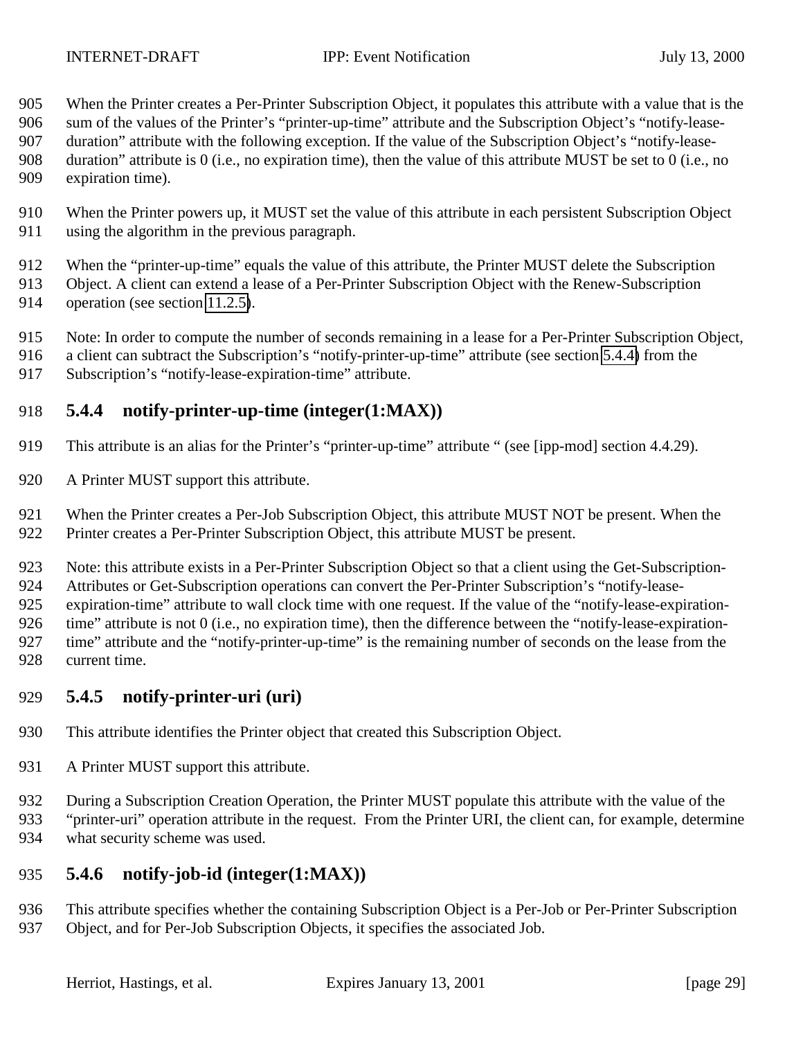When the Printer creates a Per-Printer Subscription Object, it populates this attribute with a value that is the sum of the values of the Printer's "printer-up-time" attribute and the Subscription Object's "notify-lease-duration" attribute with the following exception. If the value of the Subscription Object's "notify-lease-duration" attribute is 0 (i.e., no expiration time), then the value of this attribute MUST be set to 0 (i.e., no expiration time).

When the Printer powers up, it MUST set the value of this attribute in each persistent Subscription Object using the algorithm in the previous paragraph.

When the "printer-up-time" equals the value of this attribute, the Printer MUST delete the Subscription Object. A client can extend a lease of a Per-Printer Subscription Object with the Renew-Subscription operation (see section 11.2.5).

Note: In order to compute the number of seconds remaining in a lease for a Per-Printer Subscription Object, a client can subtract the Subscription's "notify-printer-up-time" attribute (see section 5.4.4) from the Subscription's "notify-lease-expiration-time" attribute.

### 5.4.4 notify-printer-up-time (integer(1:MAX))

This attribute is an alias for the Printer's "printer-up-time" attribute " (see [ipp-mod] section 4.4.29).

A Printer MUST support this attribute.

When the Printer creates a Per-Job Subscription Object, this attribute MUST NOT be present. When the Printer creates a Per-Printer Subscription Object, this attribute MUST be present.

Note: this attribute exists in a Per-Printer Subscription Object so that a client using the Get-Subscription-Attributes or Get-Subscription operations can convert the Per-Printer Subscription's "notify-lease-expiration-time" attribute to wall clock time with one request. If the value of the "notify-lease-expiration-time" attribute is not 0 (i.e., no expiration time), then the difference between the "notify-lease-expiration-time" attribute and the "notify-printer-up-time" is the remaining number of seconds on the lease from the current time.

### 5.4.5 notify-printer-uri (uri)

This attribute identifies the Printer object that created this Subscription Object.

A Printer MUST support this attribute.

During a Subscription Creation Operation, the Printer MUST populate this attribute with the value of the "printer-uri" operation attribute in the request. From the Printer URI, the client can, for example, determine what security scheme was used.

### 5.4.6 notify-job-id (integer(1:MAX))

This attribute specifies whether the containing Subscription Object is a Per-Job or Per-Printer Subscription Object, and for Per-Job Subscription Objects, it specifies the associated Job.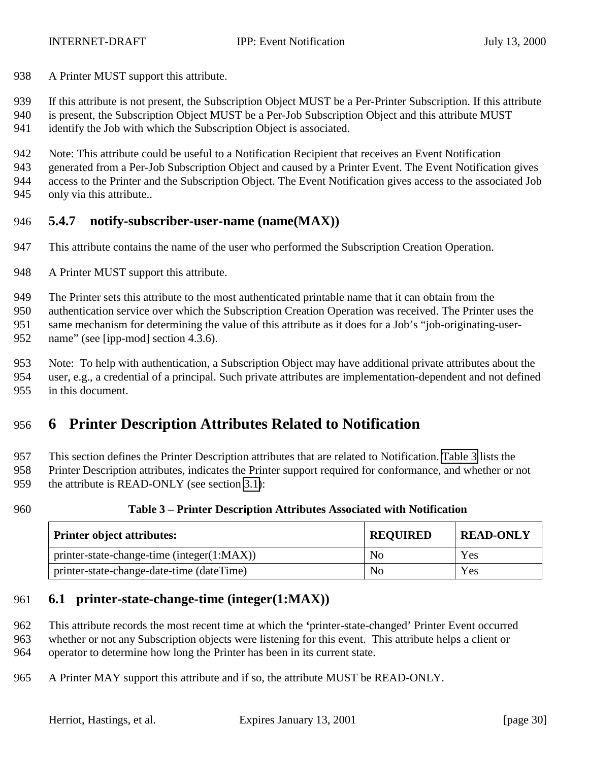A Printer MUST support this attribute.

If this attribute is not present, the Subscription Object MUST be a Per-Printer Subscription. If this attribute is present, the Subscription Object MUST be a Per-Job Subscription Object and this attribute MUST identify the Job with which the Subscription Object is associated.

Note: This attribute could be useful to a Notification Recipient that receives an Event Notification generated from a Per-Job Subscription Object and caused by a Printer Event. The Event Notification gives access to the Printer and the Subscription Object. The Event Notification gives access to the associated Job only via this attribute..

### 5.4.7 notify-subscriber-user-name (name(MAX))

This attribute contains the name of the user who performed the Subscription Creation Operation.

A Printer MUST support this attribute.

The Printer sets this attribute to the most authenticated printable name that it can obtain from the authentication service over which the Subscription Creation Operation was received. The Printer uses the same mechanism for determining the value of this attribute as it does for a Job's "job-originating-user-name" (see [ipp-mod] section 4.3.6).

Note: To help with authentication, a Subscription Object may have additional private attributes about the user, e.g., a credential of a principal. Such private attributes are implementation-dependent and not defined in this document.

# 6 Printer Description Attributes Related to Notification

This section defines the Printer Description attributes that are related to Notification. Table 3 lists the Printer Description attributes, indicates the Printer support required for conformance, and whether or not the attribute is READ-ONLY (see section 3.1):

**Table 3 – Printer Description Attributes Associated with Notification**

| Printer object attributes: | REQUIRED | READ-ONLY |
|---|---|---|
| printer-state-change-time (integer(1:MAX)) | No | Yes |
| printer-state-change-date-time (dateTime) | No | Yes |

## 6.1 printer-state-change-time (integer(1:MAX))

This attribute records the most recent time at which the 'printer-state-changed' Printer Event occurred whether or not any Subscription objects were listening for this event. This attribute helps a client or operator to determine how long the Printer has been in its current state.

A Printer MAY support this attribute and if so, the attribute MUST be READ-ONLY.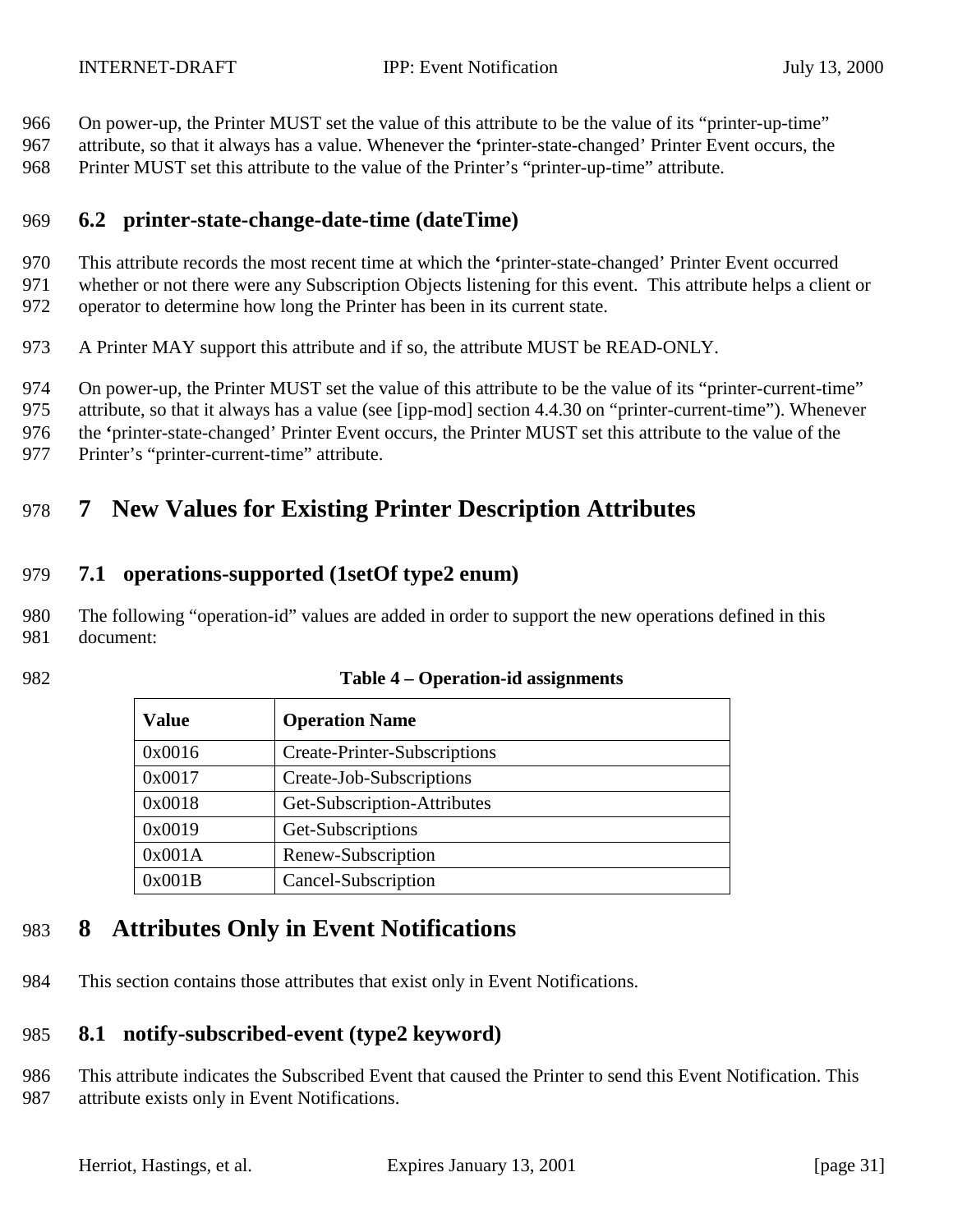On power-up, the Printer MUST set the value of this attribute to be the value of its "printer-up-time" attribute, so that it always has a value. Whenever the 'printer-state-changed' Printer Event occurs, the Printer MUST set this attribute to the value of the Printer's "printer-up-time" attribute.

### 6.2 printer-state-change-date-time (dateTime)

This attribute records the most recent time at which the 'printer-state-changed' Printer Event occurred whether or not there were any Subscription Objects listening for this event. This attribute helps a client or operator to determine how long the Printer has been in its current state.

A Printer MAY support this attribute and if so, the attribute MUST be READ-ONLY.

On power-up, the Printer MUST set the value of this attribute to be the value of its "printer-current-time" attribute, so that it always has a value (see [ipp-mod] section 4.4.30 on "printer-current-time"). Whenever the 'printer-state-changed' Printer Event occurs, the Printer MUST set this attribute to the value of the Printer's "printer-current-time" attribute.

## 7 New Values for Existing Printer Description Attributes

### 7.1 operations-supported (1setOf type2 enum)

The following "operation-id" values are added in order to support the new operations defined in this document:

**Table 4 – Operation-id assignments**

| Value | Operation Name |
|---|---|
| 0x0016 | Create-Printer-Subscriptions |
| 0x0017 | Create-Job-Subscriptions |
| 0x0018 | Get-Subscription-Attributes |
| 0x0019 | Get-Subscriptions |
| 0x001A | Renew-Subscription |
| 0x001B | Cancel-Subscription |

## 8 Attributes Only in Event Notifications

This section contains those attributes that exist only in Event Notifications.

### 8.1 notify-subscribed-event (type2 keyword)

This attribute indicates the Subscribed Event that caused the Printer to send this Event Notification. This attribute exists only in Event Notifications.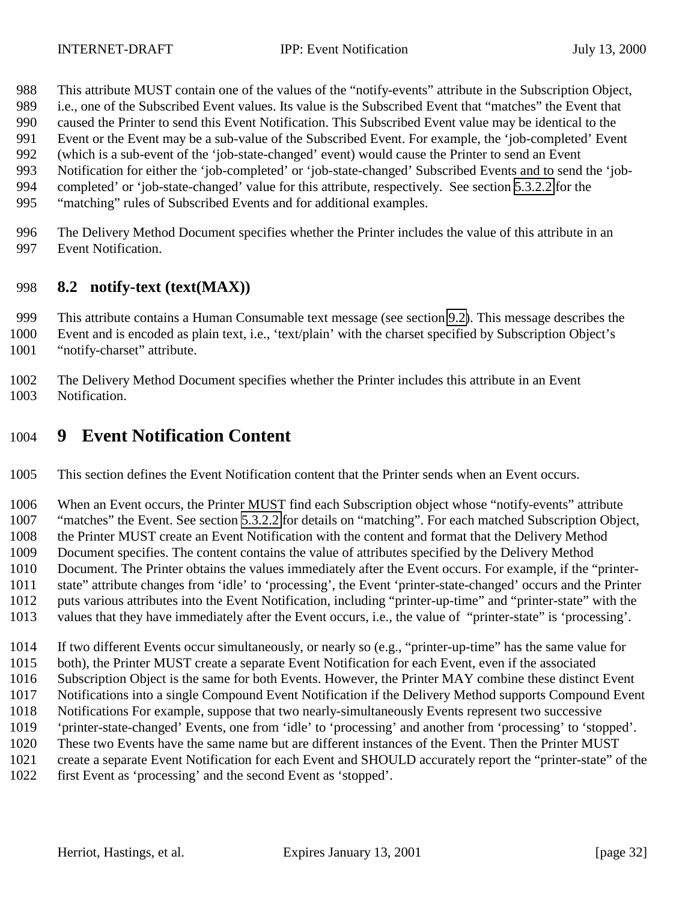This attribute MUST contain one of the values of the "notify-events" attribute in the Subscription Object, i.e., one of the Subscribed Event values. Its value is the Subscribed Event that "matches" the Event that caused the Printer to send this Event Notification. This Subscribed Event value may be identical to the Event or the Event may be a sub-value of the Subscribed Event. For example, the 'job-completed' Event (which is a sub-event of the 'job-state-changed' event) would cause the Printer to send an Event Notification for either the 'job-completed' or 'job-state-changed' Subscribed Events and to send the 'job-completed' or 'job-state-changed' value for this attribute, respectively. See section 5.3.2.2 for the "matching" rules of Subscribed Events and for additional examples.

The Delivery Method Document specifies whether the Printer includes the value of this attribute in an Event Notification.

## 8.2 notify-text (text(MAX))

This attribute contains a Human Consumable text message (see section 9.2). This message describes the Event and is encoded as plain text, i.e., 'text/plain' with the charset specified by Subscription Object's "notify-charset" attribute.

The Delivery Method Document specifies whether the Printer includes this attribute in an Event Notification.

# 9 Event Notification Content

This section defines the Event Notification content that the Printer sends when an Event occurs.

When an Event occurs, the Printer MUST find each Subscription object whose "notify-events" attribute "matches" the Event. See section 5.3.2.2 for details on "matching". For each matched Subscription Object, the Printer MUST create an Event Notification with the content and format that the Delivery Method Document specifies. The content contains the value of attributes specified by the Delivery Method Document. The Printer obtains the values immediately after the Event occurs. For example, if the "printer-state" attribute changes from 'idle' to 'processing', the Event 'printer-state-changed' occurs and the Printer puts various attributes into the Event Notification, including "printer-up-time" and "printer-state" with the values that they have immediately after the Event occurs, i.e., the value of "printer-state" is 'processing'.

If two different Events occur simultaneously, or nearly so (e.g., "printer-up-time" has the same value for both), the Printer MUST create a separate Event Notification for each Event, even if the associated Subscription Object is the same for both Events. However, the Printer MAY combine these distinct Event Notifications into a single Compound Event Notification if the Delivery Method supports Compound Event Notifications For example, suppose that two nearly-simultaneously Events represent two successive 'printer-state-changed' Events, one from 'idle' to 'processing' and another from 'processing' to 'stopped'. These two Events have the same name but are different instances of the Event. Then the Printer MUST create a separate Event Notification for each Event and SHOULD accurately report the "printer-state" of the first Event as 'processing' and the second Event as 'stopped'.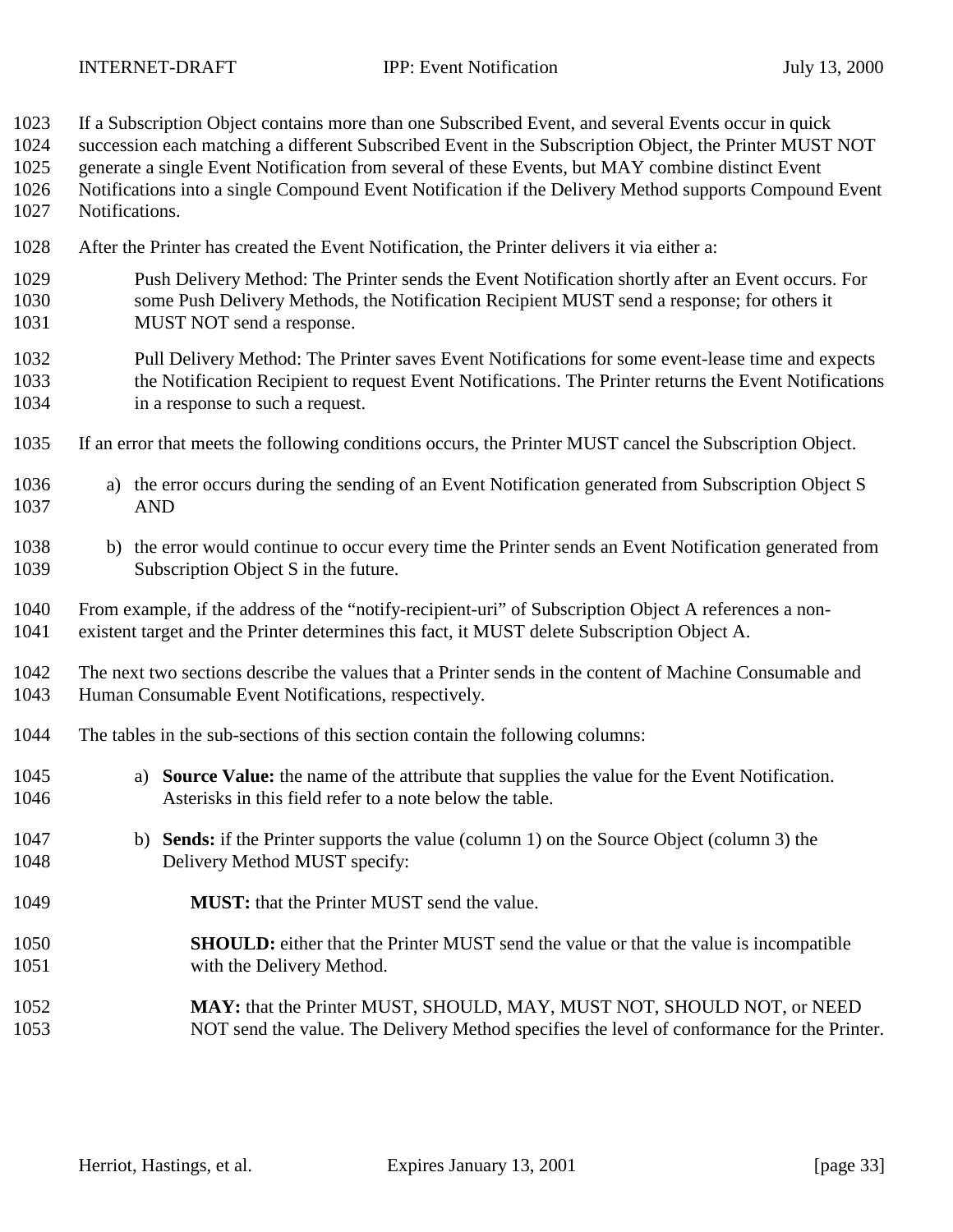If a Subscription Object contains more than one Subscribed Event, and several Events occur in quick succession each matching a different Subscribed Event in the Subscription Object, the Printer MUST NOT generate a single Event Notification from several of these Events, but MAY combine distinct Event Notifications into a single Compound Event Notification if the Delivery Method supports Compound Event Notifications.

After the Printer has created the Event Notification, the Printer delivers it via either a:

> Push Delivery Method: The Printer sends the Event Notification shortly after an Event occurs. For some Push Delivery Methods, the Notification Recipient MUST send a response; for others it MUST NOT send a response.
>
> Pull Delivery Method: The Printer saves Event Notifications for some event-lease time and expects the Notification Recipient to request Event Notifications. The Printer returns the Event Notifications in a response to such a request.

If an error that meets the following conditions occurs, the Printer MUST cancel the Subscription Object.

a) the error occurs during the sending of an Event Notification generated from Subscription Object S AND

b) the error would continue to occur every time the Printer sends an Event Notification generated from Subscription Object S in the future.

From example, if the address of the "notify-recipient-uri" of Subscription Object A references a non-existent target and the Printer determines this fact, it MUST delete Subscription Object A.

The next two sections describe the values that a Printer sends in the content of Machine Consumable and Human Consumable Event Notifications, respectively.

The tables in the sub-sections of this section contain the following columns:

a) **Source Value:** the name of the attribute that supplies the value for the Event Notification. Asterisks in this field refer to a note below the table.

b) **Sends:** if the Printer supports the value (column 1) on the Source Object (column 3) the Delivery Method MUST specify:

   **MUST:** that the Printer MUST send the value.

   **SHOULD:** either that the Printer MUST send the value or that the value is incompatible with the Delivery Method.

   **MAY:** that the Printer MUST, SHOULD, MAY, MUST NOT, SHOULD NOT, or NEED NOT send the value. The Delivery Method specifies the level of conformance for the Printer.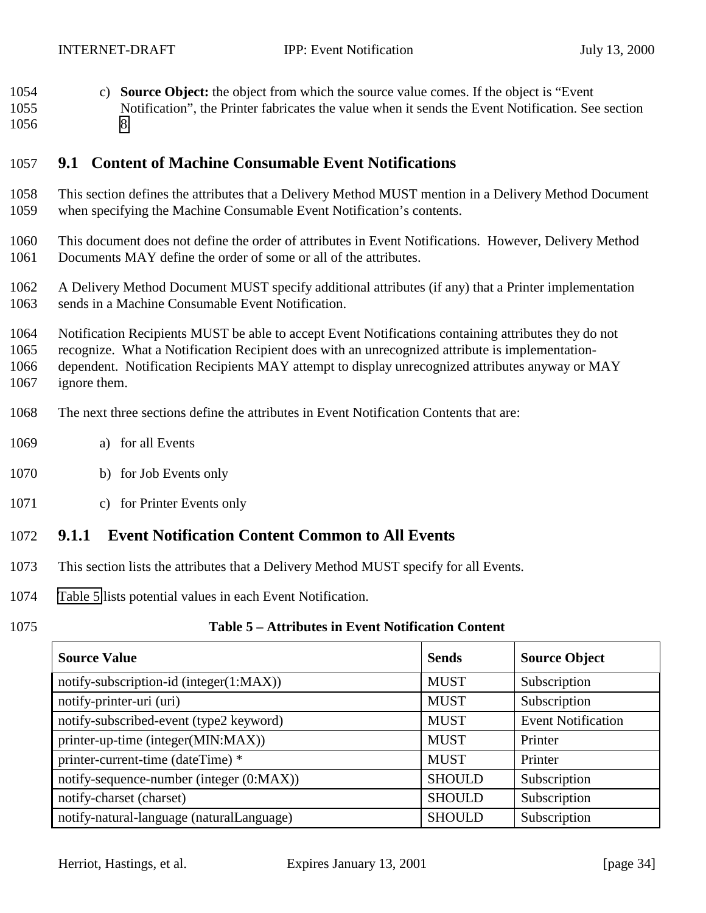c) **Source Object:** the object from which the source value comes. If the object is "Event Notification", the Printer fabricates the value when it sends the Event Notification. See section 8

## 9.1 Content of Machine Consumable Event Notifications

This section defines the attributes that a Delivery Method MUST mention in a Delivery Method Document when specifying the Machine Consumable Event Notification's contents.

This document does not define the order of attributes in Event Notifications. However, Delivery Method Documents MAY define the order of some or all of the attributes.

A Delivery Method Document MUST specify additional attributes (if any) that a Printer implementation sends in a Machine Consumable Event Notification.

Notification Recipients MUST be able to accept Event Notifications containing attributes they do not recognize. What a Notification Recipient does with an unrecognized attribute is implementation-dependent. Notification Recipients MAY attempt to display unrecognized attributes anyway or MAY ignore them.

The next three sections define the attributes in Event Notification Contents that are:

a) for all Events

b) for Job Events only

c) for Printer Events only

### 9.1.1 Event Notification Content Common to All Events

This section lists the attributes that a Delivery Method MUST specify for all Events.

Table 5 lists potential values in each Event Notification.

**Table 5 – Attributes in Event Notification Content**

| Source Value | Sends | Source Object |
|---|---|---|
| notify-subscription-id (integer(1:MAX)) | MUST | Subscription |
| notify-printer-uri (uri) | MUST | Subscription |
| notify-subscribed-event (type2 keyword) | MUST | Event Notification |
| printer-up-time (integer(MIN:MAX)) | MUST | Printer |
| printer-current-time (dateTime) * | MUST | Printer |
| notify-sequence-number (integer (0:MAX)) | SHOULD | Subscription |
| notify-charset (charset) | SHOULD | Subscription |
| notify-natural-language (naturalLanguage) | SHOULD | Subscription |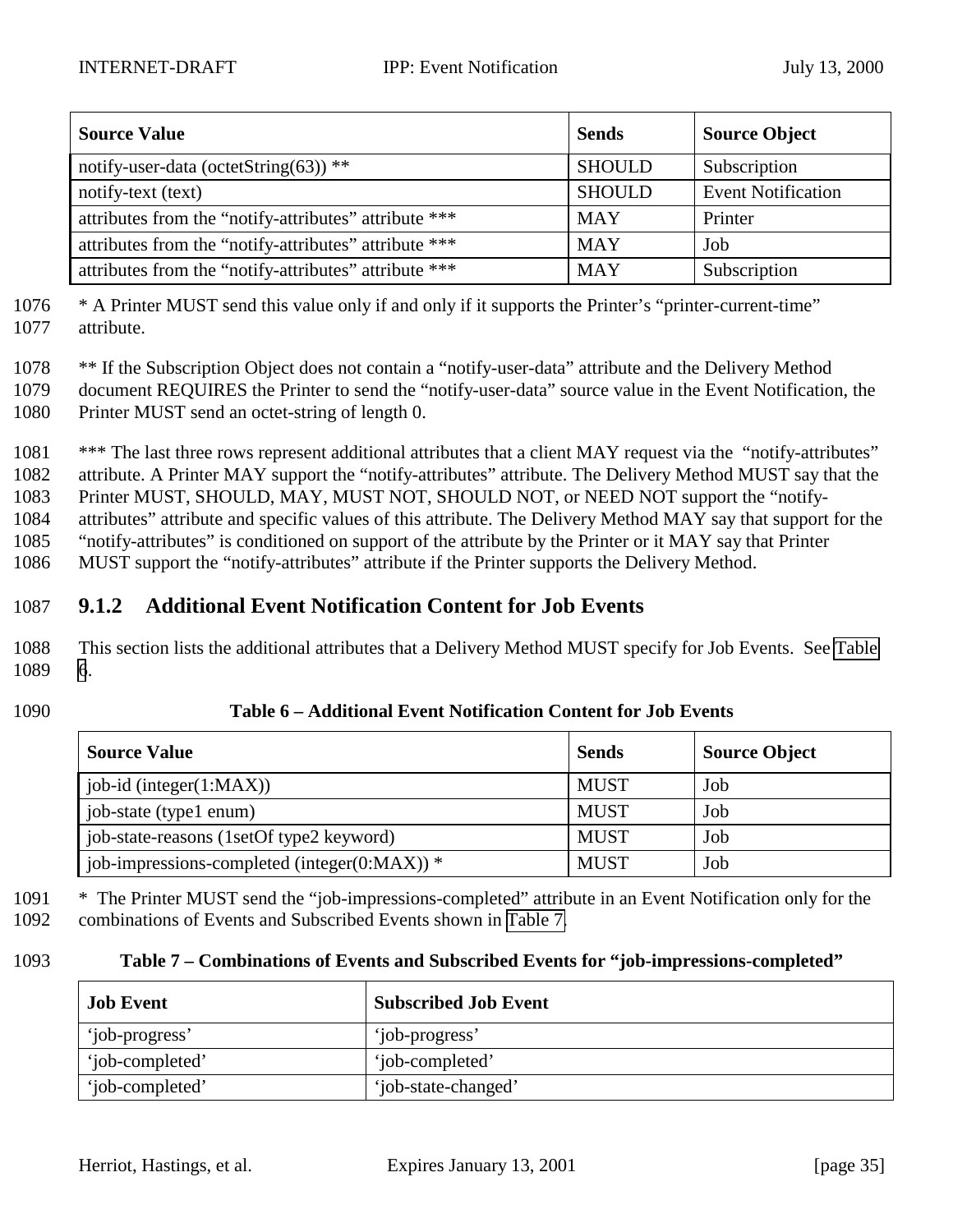| Source Value | Sends | Source Object |
| --- | --- | --- |
| notify-user-data (octetString(63)) ** | SHOULD | Subscription |
| notify-text (text) | SHOULD | Event Notification |
| attributes from the “notify-attributes” attribute *** | MAY | Printer |
| attributes from the “notify-attributes” attribute *** | MAY | Job |
| attributes from the “notify-attributes” attribute *** | MAY | Subscription |

1076 * A Printer MUST send this value only if and only if it supports the Printer’s “printer-current-time”
1077 attribute.

1078 ** If the Subscription Object does not contain a “notify-user-data” attribute and the Delivery Method
1079 document REQUIRES the Printer to send the “notify-user-data” source value in the Event Notification, the
1080 Printer MUST send an octet-string of length 0.

1081 *** The last three rows represent additional attributes that a client MAY request via the “notify-attributes”
1082 attribute. A Printer MAY support the “notify-attributes” attribute. The Delivery Method MUST say that the
1083 Printer MUST, SHOULD, MAY, MUST NOT, SHOULD NOT, or NEED NOT support the “notify-
1084 attributes” attribute and specific values of this attribute. The Delivery Method MAY say that support for the
1085 “notify-attributes” is conditioned on support of the attribute by the Printer or it MAY say that Printer
1086 MUST support the “notify-attributes” attribute if the Printer supports the Delivery Method.

### 1087 9.1.2 Additional Event Notification Content for Job Events

1088 This section lists the additional attributes that a Delivery Method MUST specify for Job Events. See Table
1089 6.

1090 **Table 6 – Additional Event Notification Content for Job Events**

| Source Value | Sends | Source Object |
| --- | --- | --- |
| job-id (integer(1:MAX)) | MUST | Job |
| job-state (type1 enum) | MUST | Job |
| job-state-reasons (1setOf type2 keyword) | MUST | Job |
| job-impressions-completed (integer(0:MAX)) * | MUST | Job |

1091 * The Printer MUST send the “job-impressions-completed” attribute in an Event Notification only for the
1092 combinations of Events and Subscribed Events shown in Table 7.

1093 **Table 7 – Combinations of Events and Subscribed Events for “job-impressions-completed”**

| Job Event | Subscribed Job Event |
| --- | --- |
| ‘job-progress’ | ‘job-progress’ |
| ‘job-completed’ | ‘job-completed’ |
| ‘job-completed’ | ‘job-state-changed’ |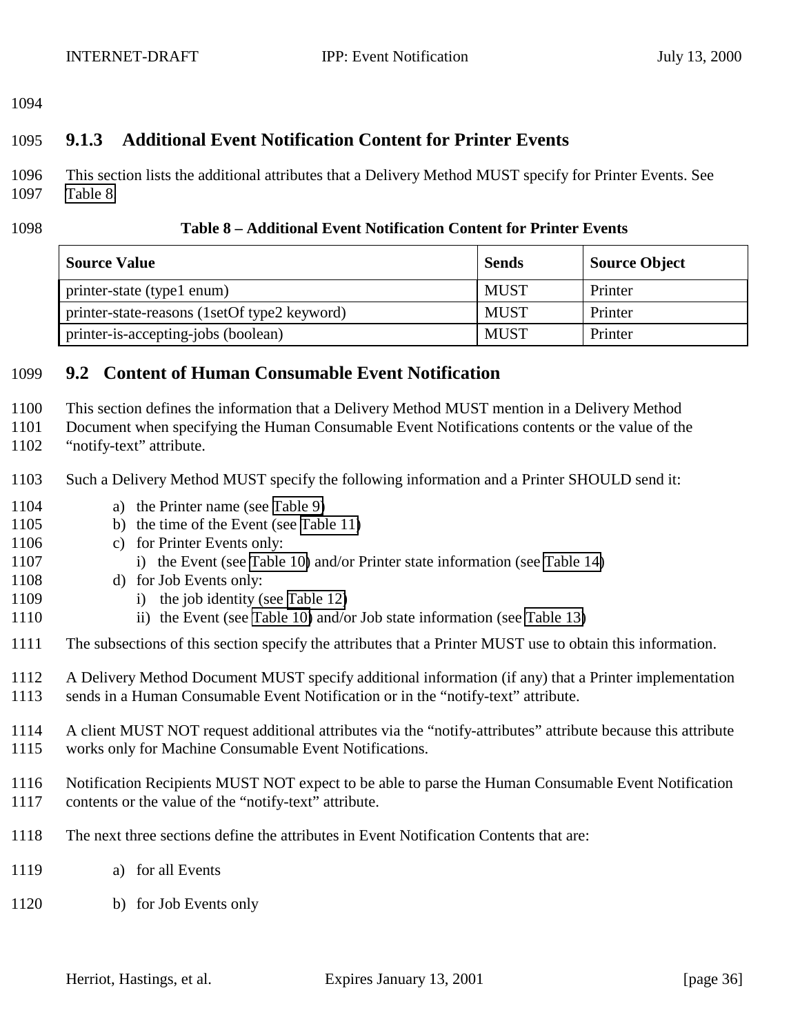### 9.1.3 Additional Event Notification Content for Printer Events

This section lists the additional attributes that a Delivery Method MUST specify for Printer Events. See Table 8.

**Table 8 – Additional Event Notification Content for Printer Events**

| Source Value | Sends | Source Object |
| --- | --- | --- |
| printer-state (type1 enum) | MUST | Printer |
| printer-state-reasons (1setOf type2 keyword) | MUST | Printer |
| printer-is-accepting-jobs (boolean) | MUST | Printer |

## 9.2 Content of Human Consumable Event Notification

This section defines the information that a Delivery Method MUST mention in a Delivery Method Document when specifying the Human Consumable Event Notifications contents or the value of the "notify-text" attribute.

Such a Delivery Method MUST specify the following information and a Printer SHOULD send it:

a) the Printer name (see Table 9)
b) the time of the Event (see Table 11)
c) for Printer Events only:
   i) the Event (see Table 10) and/or Printer state information (see Table 14)
d) for Job Events only:
   i) the job identity (see Table 12)
   ii) the Event (see Table 10) and/or Job state information (see Table 13)

The subsections of this section specify the attributes that a Printer MUST use to obtain this information.

A Delivery Method Document MUST specify additional information (if any) that a Printer implementation sends in a Human Consumable Event Notification or in the "notify-text" attribute.

A client MUST NOT request additional attributes via the "notify-attributes" attribute because this attribute works only for Machine Consumable Event Notifications.

Notification Recipients MUST NOT expect to be able to parse the Human Consumable Event Notification contents or the value of the "notify-text" attribute.

The next three sections define the attributes in Event Notification Contents that are:

a) for all Events

b) for Job Events only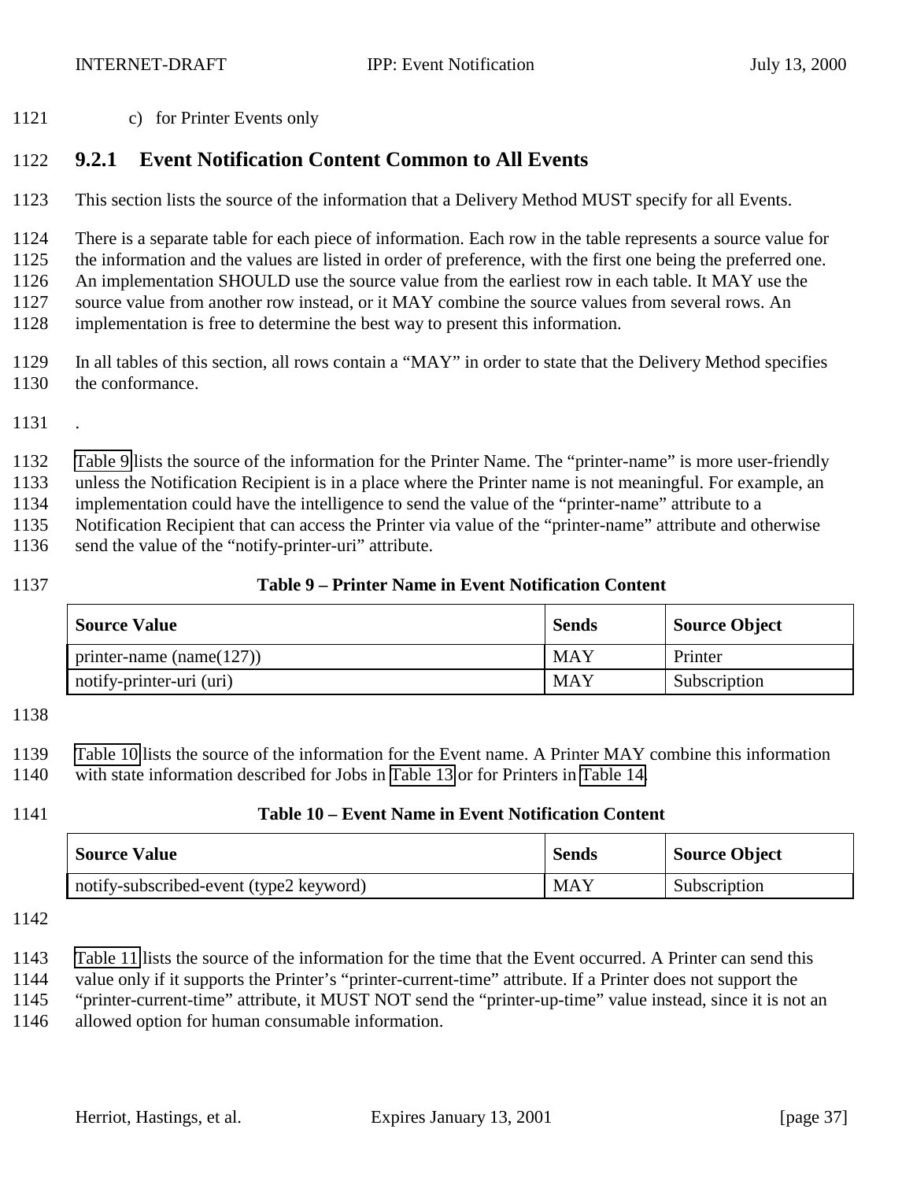c) for Printer Events only

### 9.2.1 Event Notification Content Common to All Events

This section lists the source of the information that a Delivery Method MUST specify for all Events.

There is a separate table for each piece of information. Each row in the table represents a source value for the information and the values are listed in order of preference, with the first one being the preferred one. An implementation SHOULD use the source value from the earliest row in each table. It MAY use the source value from another row instead, or it MAY combine the source values from several rows. An implementation is free to determine the best way to present this information.

In all tables of this section, all rows contain a “MAY” in order to state that the Delivery Method specifies the conformance.

.

Table 9 lists the source of the information for the Printer Name. The “printer-name” is more user-friendly unless the Notification Recipient is in a place where the Printer name is not meaningful. For example, an implementation could have the intelligence to send the value of the “printer-name” attribute to a Notification Recipient that can access the Printer via value of the “printer-name” attribute and otherwise send the value of the “notify-printer-uri” attribute.

**Table 9 – Printer Name in Event Notification Content**

| Source Value | Sends | Source Object |
|---|---|---|
| printer-name (name(127)) | MAY | Printer |
| notify-printer-uri (uri) | MAY | Subscription |

Table 10 lists the source of the information for the Event name. A Printer MAY combine this information with state information described for Jobs in Table 13 or for Printers in Table 14.

**Table 10 – Event Name in Event Notification Content**

| Source Value | Sends | Source Object |
|---|---|---|
| notify-subscribed-event (type2 keyword) | MAY | Subscription |

Table 11 lists the source of the information for the time that the Event occurred. A Printer can send this value only if it supports the Printer’s “printer-current-time” attribute. If a Printer does not support the “printer-current-time” attribute, it MUST NOT send the “printer-up-time” value instead, since it is not an allowed option for human consumable information.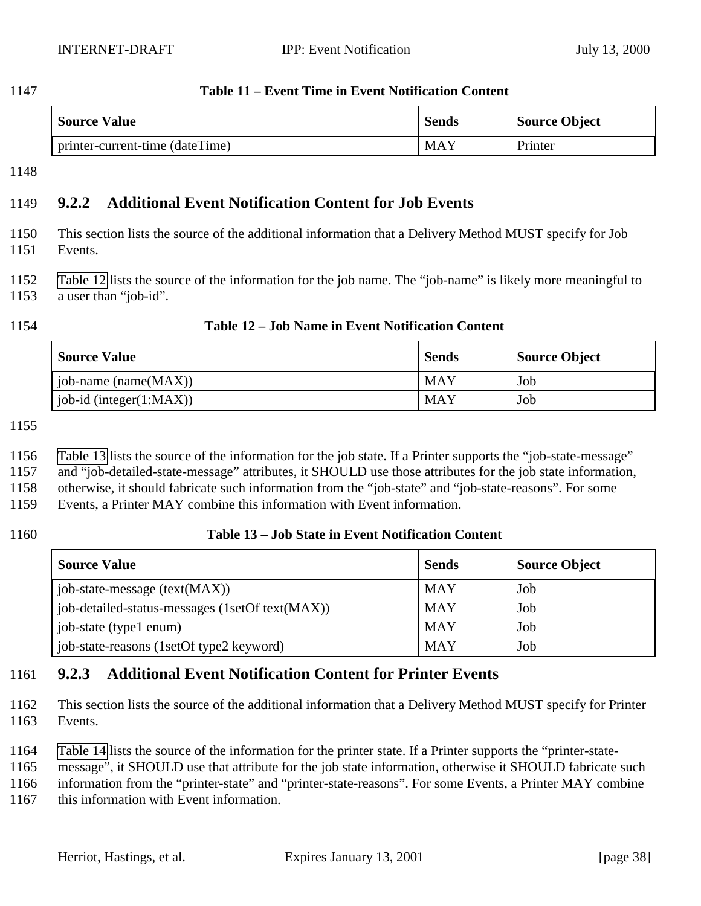**Table 11 – Event Time in Event Notification Content**

| Source Value | Sends | Source Object |
|---|---|---|
| printer-current-time (dateTime) | MAY | Printer |

### 9.2.2 Additional Event Notification Content for Job Events

This section lists the source of the additional information that a Delivery Method MUST specify for Job Events.

Table 12 lists the source of the information for the job name. The “job-name” is likely more meaningful to a user than “job-id”.

**Table 12 – Job Name in Event Notification Content**

| Source Value | Sends | Source Object |
|---|---|---|
| job-name (name(MAX)) | MAY | Job |
| job-id (integer(1:MAX)) | MAY | Job |

Table 13 lists the source of the information for the job state. If a Printer supports the “job-state-message” and “job-detailed-state-message” attributes, it SHOULD use those attributes for the job state information, otherwise, it should fabricate such information from the “job-state” and “job-state-reasons”. For some Events, a Printer MAY combine this information with Event information.

**Table 13 – Job State in Event Notification Content**

| Source Value | Sends | Source Object |
|---|---|---|
| job-state-message (text(MAX)) | MAY | Job |
| job-detailed-status-messages (1setOf text(MAX)) | MAY | Job |
| job-state (type1 enum) | MAY | Job |
| job-state-reasons (1setOf type2 keyword) | MAY | Job |

### 9.2.3 Additional Event Notification Content for Printer Events

This section lists the source of the additional information that a Delivery Method MUST specify for Printer Events.

Table 14 lists the source of the information for the printer state. If a Printer supports the “printer-state-message”, it SHOULD use that attribute for the job state information, otherwise it SHOULD fabricate such information from the “printer-state” and “printer-state-reasons”. For some Events, a Printer MAY combine this information with Event information.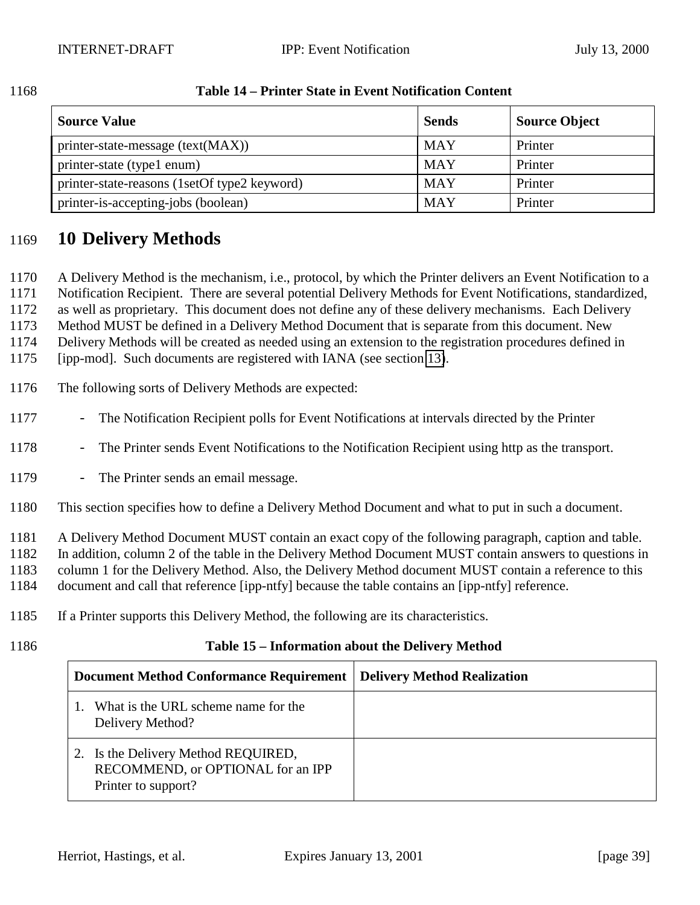**Table 14 – Printer State in Event Notification Content**

| Source Value | Sends | Source Object |
|---|---|---|
| printer-state-message (text(MAX)) | MAY | Printer |
| printer-state (type1 enum) | MAY | Printer |
| printer-state-reasons (1setOf type2 keyword) | MAY | Printer |
| printer-is-accepting-jobs (boolean) | MAY | Printer |

# 10 Delivery Methods

A Delivery Method is the mechanism, i.e., protocol, by which the Printer delivers an Event Notification to a Notification Recipient. There are several potential Delivery Methods for Event Notifications, standardized, as well as proprietary. This document does not define any of these delivery mechanisms. Each Delivery Method MUST be defined in a Delivery Method Document that is separate from this document. New Delivery Methods will be created as needed using an extension to the registration procedures defined in [ipp-mod]. Such documents are registered with IANA (see section 13).

The following sorts of Delivery Methods are expected:

- The Notification Recipient polls for Event Notifications at intervals directed by the Printer
- The Printer sends Event Notifications to the Notification Recipient using http as the transport.
- The Printer sends an email message.

This section specifies how to define a Delivery Method Document and what to put in such a document.

A Delivery Method Document MUST contain an exact copy of the following paragraph, caption and table. In addition, column 2 of the table in the Delivery Method Document MUST contain answers to questions in column 1 for the Delivery Method. Also, the Delivery Method document MUST contain a reference to this document and call that reference [ipp-ntfy] because the table contains an [ipp-ntfy] reference.

If a Printer supports this Delivery Method, the following are its characteristics.

**Table 15 – Information about the Delivery Method**

| Document Method Conformance Requirement | Delivery Method Realization |
|---|---|
| 1. What is the URL scheme name for the Delivery Method? | |
| 2. Is the Delivery Method REQUIRED, RECOMMEND, or OPTIONAL for an IPP Printer to support? | |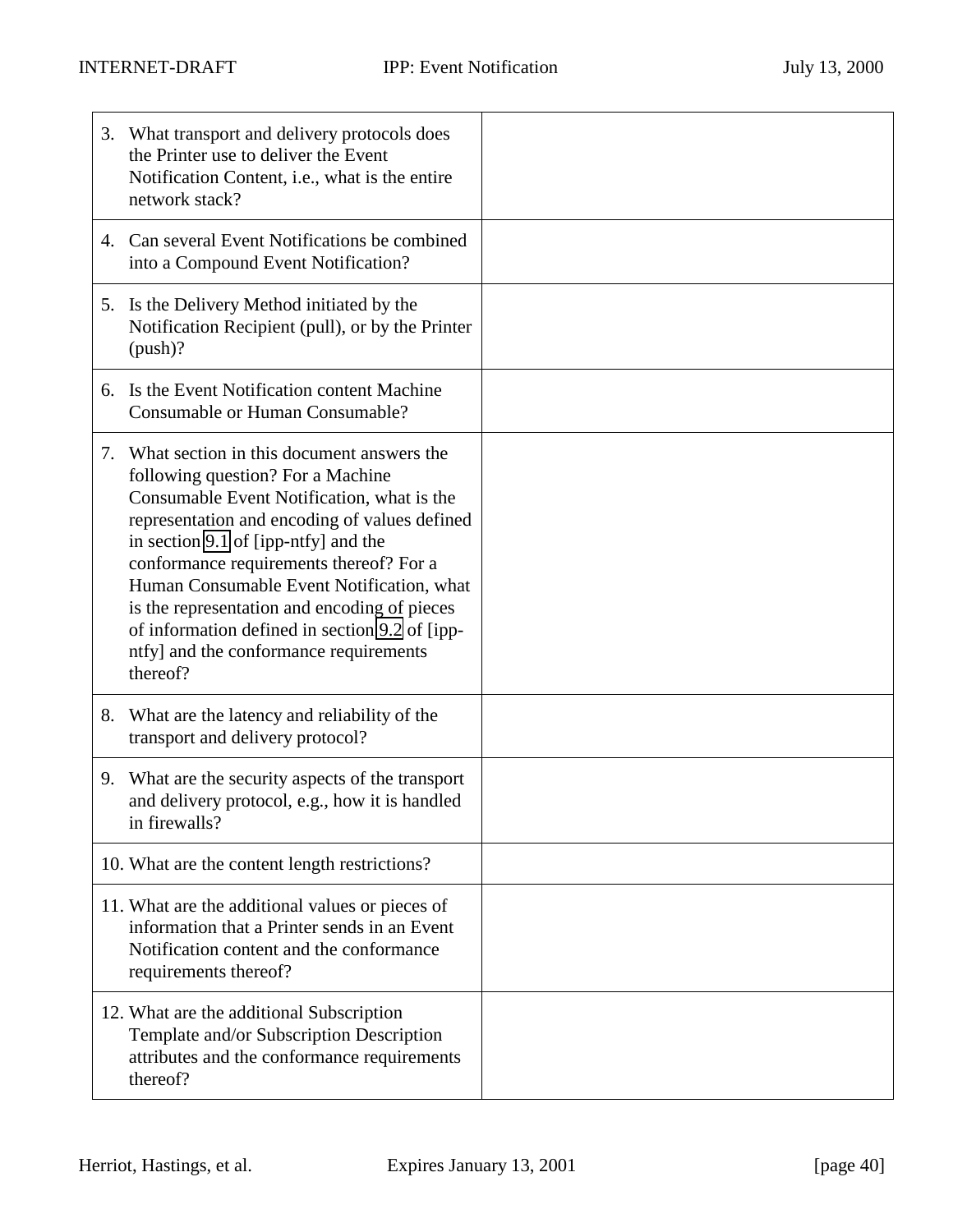| | |
|---|---|
| 3. What transport and delivery protocols does the Printer use to deliver the Event Notification Content, i.e., what is the entire network stack? | |
| 4. Can several Event Notifications be combined into a Compound Event Notification? | |
| 5. Is the Delivery Method initiated by the Notification Recipient (pull), or by the Printer (push)? | |
| 6. Is the Event Notification content Machine Consumable or Human Consumable? | |
| 7. What section in this document answers the following question? For a Machine Consumable Event Notification, what is the representation and encoding of values defined in section 9.1 of [ipp-ntfy] and the conformance requirements thereof? For a Human Consumable Event Notification, what is the representation and encoding of pieces of information defined in section 9.2 of [ipp-ntfy] and the conformance requirements thereof? | |
| 8. What are the latency and reliability of the transport and delivery protocol? | |
| 9. What are the security aspects of the transport and delivery protocol, e.g., how it is handled in firewalls? | |
| 10. What are the content length restrictions? | |
| 11. What are the additional values or pieces of information that a Printer sends in an Event Notification content and the conformance requirements thereof? | |
| 12. What are the additional Subscription Template and/or Subscription Description attributes and the conformance requirements thereof? | |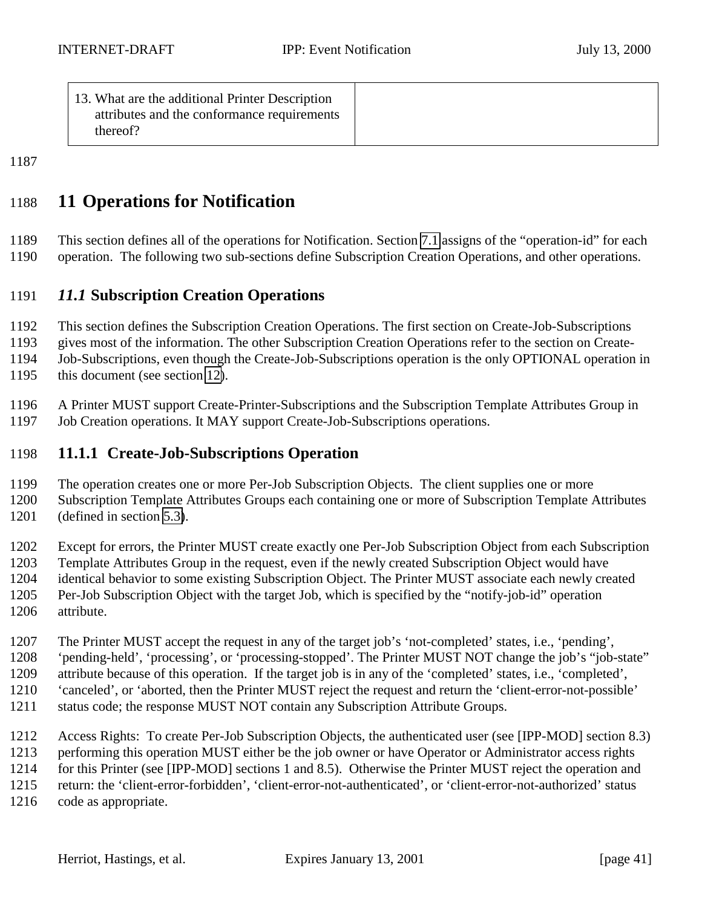| 13. What are the additional Printer Description attributes and the conformance requirements thereof? | |
|---|---|

# 11 Operations for Notification

This section defines all of the operations for Notification. Section 7.1 assigns of the "operation-id" for each operation. The following two sub-sections define Subscription Creation Operations, and other operations.

## *11.1* Subscription Creation Operations

This section defines the Subscription Creation Operations. The first section on Create-Job-Subscriptions gives most of the information. The other Subscription Creation Operations refer to the section on Create-Job-Subscriptions, even though the Create-Job-Subscriptions operation is the only OPTIONAL operation in this document (see section 12).

A Printer MUST support Create-Printer-Subscriptions and the Subscription Template Attributes Group in Job Creation operations. It MAY support Create-Job-Subscriptions operations.

### 11.1.1 Create-Job-Subscriptions Operation

The operation creates one or more Per-Job Subscription Objects. The client supplies one or more Subscription Template Attributes Groups each containing one or more of Subscription Template Attributes (defined in section 5.3).

Except for errors, the Printer MUST create exactly one Per-Job Subscription Object from each Subscription Template Attributes Group in the request, even if the newly created Subscription Object would have identical behavior to some existing Subscription Object. The Printer MUST associate each newly created Per-Job Subscription Object with the target Job, which is specified by the "notify-job-id" operation attribute.

The Printer MUST accept the request in any of the target job's 'not-completed' states, i.e., 'pending', 'pending-held', 'processing', or 'processing-stopped'. The Printer MUST NOT change the job's "job-state" attribute because of this operation. If the target job is in any of the 'completed' states, i.e., 'completed', 'canceled', or 'aborted, then the Printer MUST reject the request and return the 'client-error-not-possible' status code; the response MUST NOT contain any Subscription Attribute Groups.

Access Rights: To create Per-Job Subscription Objects, the authenticated user (see [IPP-MOD] section 8.3) performing this operation MUST either be the job owner or have Operator or Administrator access rights for this Printer (see [IPP-MOD] sections 1 and 8.5). Otherwise the Printer MUST reject the operation and return: the 'client-error-forbidden', 'client-error-not-authenticated', or 'client-error-not-authorized' status code as appropriate.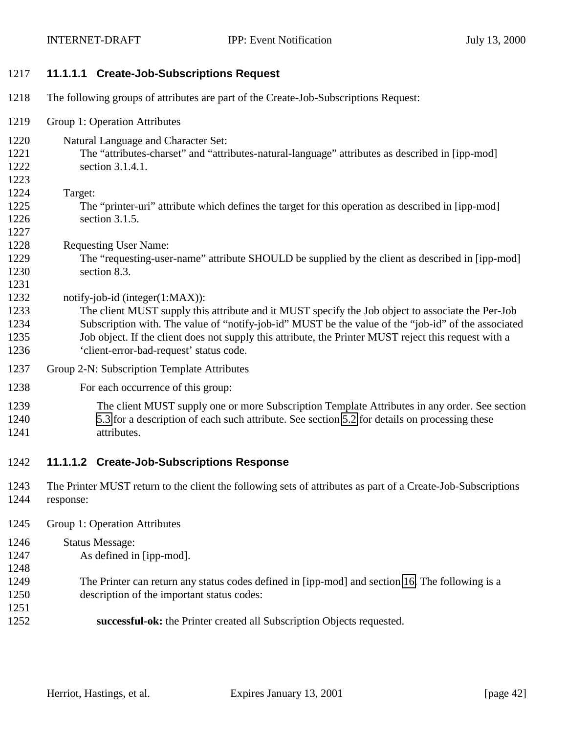#### 11.1.1.1 Create-Job-Subscriptions Request

The following groups of attributes are part of the Create-Job-Subscriptions Request:

Group 1: Operation Attributes

Natural Language and Character Set:
The “attributes-charset” and “attributes-natural-language” attributes as described in [ipp-mod] section 3.1.4.1.

Target:
The “printer-uri” attribute which defines the target for this operation as described in [ipp-mod] section 3.1.5.

Requesting User Name:
The “requesting-user-name” attribute SHOULD be supplied by the client as described in [ipp-mod] section 8.3.

notify-job-id (integer(1:MAX)):
The client MUST supply this attribute and it MUST specify the Job object to associate the Per-Job Subscription with. The value of “notify-job-id” MUST be the value of the “job-id” of the associated Job object. If the client does not supply this attribute, the Printer MUST reject this request with a ‘client-error-bad-request’ status code.

Group 2-N: Subscription Template Attributes

For each occurrence of this group:

The client MUST supply one or more Subscription Template Attributes in any order. See section 5.3 for a description of each such attribute. See section 5.2 for details on processing these attributes.

#### 11.1.1.2 Create-Job-Subscriptions Response

The Printer MUST return to the client the following sets of attributes as part of a Create-Job-Subscriptions response:

Group 1: Operation Attributes

Status Message:
As defined in [ipp-mod].

The Printer can return any status codes defined in [ipp-mod] and section 16. The following is a description of the important status codes:

**successful-ok:** the Printer created all Subscription Objects requested.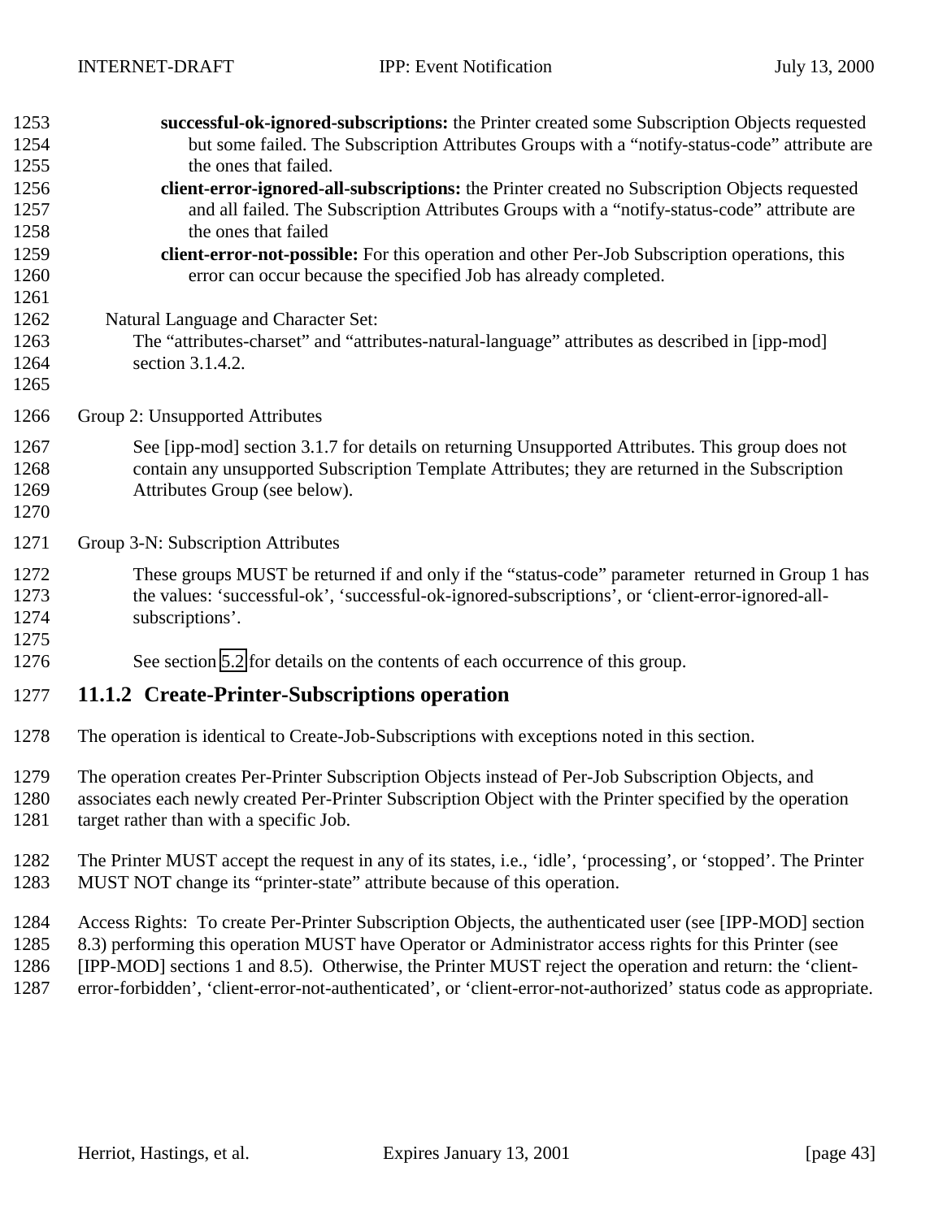**successful-ok-ignored-subscriptions:** the Printer created some Subscription Objects requested but some failed. The Subscription Attributes Groups with a "notify-status-code" attribute are the ones that failed.

**client-error-ignored-all-subscriptions:** the Printer created no Subscription Objects requested and all failed. The Subscription Attributes Groups with a "notify-status-code" attribute are the ones that failed

**client-error-not-possible:** For this operation and other Per-Job Subscription operations, this error can occur because the specified Job has already completed.

Natural Language and Character Set:

The "attributes-charset" and "attributes-natural-language" attributes as described in [ipp-mod] section 3.1.4.2.

Group 2: Unsupported Attributes

See [ipp-mod] section 3.1.7 for details on returning Unsupported Attributes. This group does not contain any unsupported Subscription Template Attributes; they are returned in the Subscription Attributes Group (see below).

Group 3-N: Subscription Attributes

These groups MUST be returned if and only if the "status-code" parameter returned in Group 1 has the values: 'successful-ok', 'successful-ok-ignored-subscriptions', or 'client-error-ignored-all-subscriptions'.

See section 5.2 for details on the contents of each occurrence of this group.

### 11.1.2 Create-Printer-Subscriptions operation

The operation is identical to Create-Job-Subscriptions with exceptions noted in this section.

The operation creates Per-Printer Subscription Objects instead of Per-Job Subscription Objects, and associates each newly created Per-Printer Subscription Object with the Printer specified by the operation target rather than with a specific Job.

The Printer MUST accept the request in any of its states, i.e., 'idle', 'processing', or 'stopped'. The Printer MUST NOT change its "printer-state" attribute because of this operation.

Access Rights: To create Per-Printer Subscription Objects, the authenticated user (see [IPP-MOD] section 8.3) performing this operation MUST have Operator or Administrator access rights for this Printer (see [IPP-MOD] sections 1 and 8.5). Otherwise, the Printer MUST reject the operation and return: the 'client-error-forbidden', 'client-error-not-authenticated', or 'client-error-not-authorized' status code as appropriate.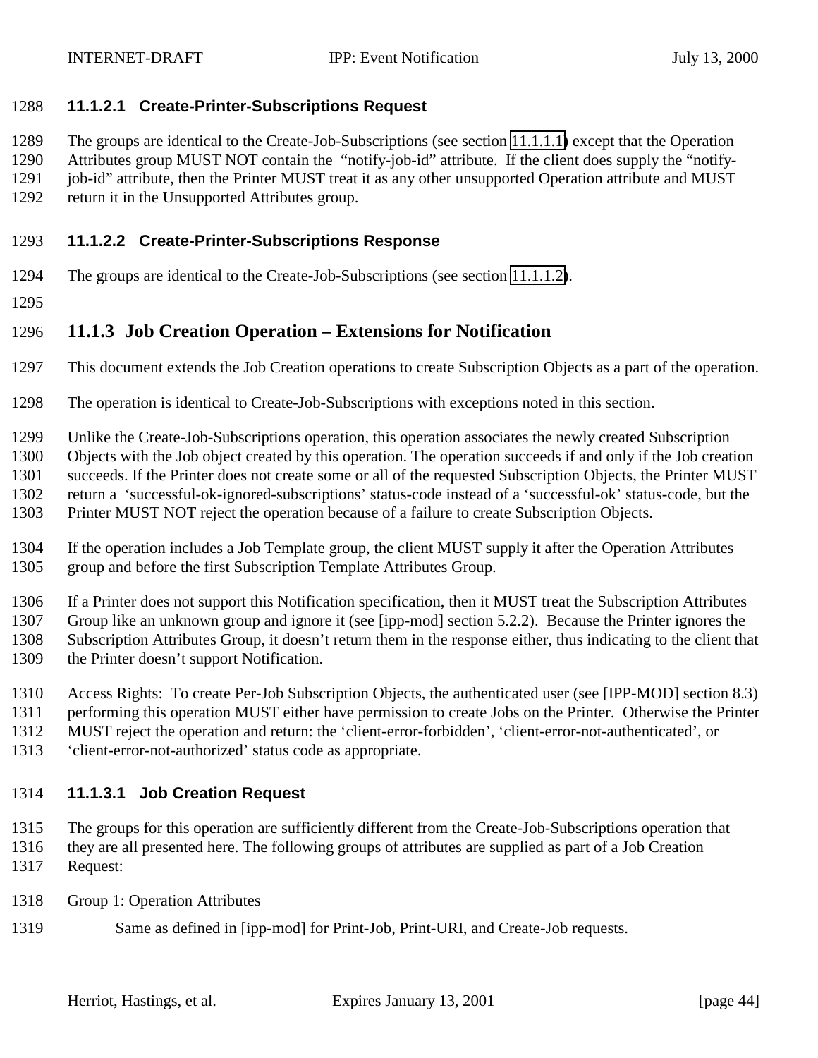#### 11.1.2.1 Create-Printer-Subscriptions Request

The groups are identical to the Create-Job-Subscriptions (see section 11.1.1.1) except that the Operation Attributes group MUST NOT contain the "notify-job-id" attribute. If the client does supply the "notify-job-id" attribute, then the Printer MUST treat it as any other unsupported Operation attribute and MUST return it in the Unsupported Attributes group.

#### 11.1.2.2 Create-Printer-Subscriptions Response

The groups are identical to the Create-Job-Subscriptions (see section 11.1.1.2).

### 11.1.3 Job Creation Operation – Extensions for Notification

This document extends the Job Creation operations to create Subscription Objects as a part of the operation.

The operation is identical to Create-Job-Subscriptions with exceptions noted in this section.

Unlike the Create-Job-Subscriptions operation, this operation associates the newly created Subscription Objects with the Job object created by this operation. The operation succeeds if and only if the Job creation succeeds. If the Printer does not create some or all of the requested Subscription Objects, the Printer MUST return a 'successful-ok-ignored-subscriptions' status-code instead of a 'successful-ok' status-code, but the Printer MUST NOT reject the operation because of a failure to create Subscription Objects.

If the operation includes a Job Template group, the client MUST supply it after the Operation Attributes group and before the first Subscription Template Attributes Group.

If a Printer does not support this Notification specification, then it MUST treat the Subscription Attributes Group like an unknown group and ignore it (see [ipp-mod] section 5.2.2). Because the Printer ignores the Subscription Attributes Group, it doesn't return them in the response either, thus indicating to the client that the Printer doesn't support Notification.

Access Rights: To create Per-Job Subscription Objects, the authenticated user (see [IPP-MOD] section 8.3) performing this operation MUST either have permission to create Jobs on the Printer. Otherwise the Printer MUST reject the operation and return: the 'client-error-forbidden', 'client-error-not-authenticated', or 'client-error-not-authorized' status code as appropriate.

#### 11.1.3.1 Job Creation Request

The groups for this operation are sufficiently different from the Create-Job-Subscriptions operation that they are all presented here. The following groups of attributes are supplied as part of a Job Creation Request:

Group 1: Operation Attributes

Same as defined in [ipp-mod] for Print-Job, Print-URI, and Create-Job requests.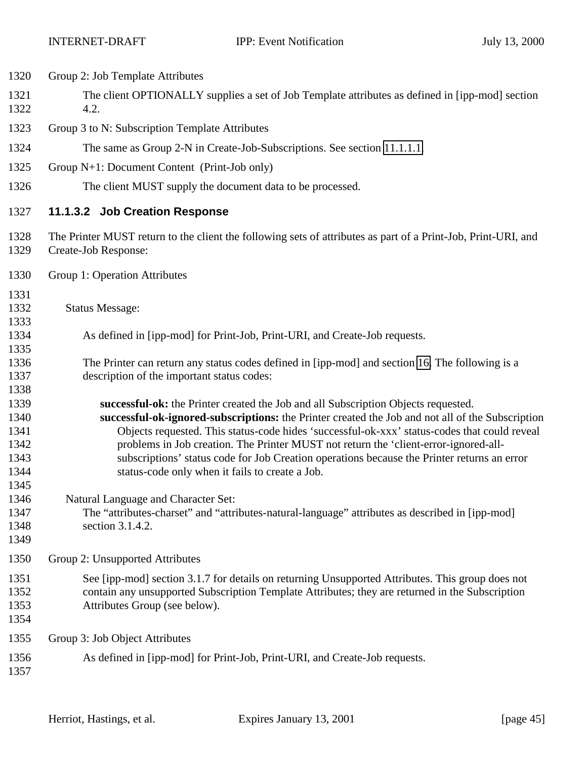Group 2: Job Template Attributes

The client OPTIONALLY supplies a set of Job Template attributes as defined in [ipp-mod] section 4.2.

Group 3 to N: Subscription Template Attributes

The same as Group 2-N in Create-Job-Subscriptions. See section 11.1.1.1

Group N+1: Document Content (Print-Job only)

The client MUST supply the document data to be processed.

#### 11.1.3.2 Job Creation Response

The Printer MUST return to the client the following sets of attributes as part of a Print-Job, Print-URI, and Create-Job Response:

Group 1: Operation Attributes

Status Message:

As defined in [ipp-mod] for Print-Job, Print-URI, and Create-Job requests.

The Printer can return any status codes defined in [ipp-mod] and section 16. The following is a description of the important status codes:

**successful-ok:** the Printer created the Job and all Subscription Objects requested.
**successful-ok-ignored-subscriptions:** the Printer created the Job and not all of the Subscription Objects requested. This status-code hides 'successful-ok-xxx' status-codes that could reveal problems in Job creation. The Printer MUST not return the 'client-error-ignored-all-subscriptions' status code for Job Creation operations because the Printer returns an error status-code only when it fails to create a Job.

Natural Language and Character Set:
The "attributes-charset" and "attributes-natural-language" attributes as described in [ipp-mod] section 3.1.4.2.

Group 2: Unsupported Attributes

See [ipp-mod] section 3.1.7 for details on returning Unsupported Attributes. This group does not contain any unsupported Subscription Template Attributes; they are returned in the Subscription Attributes Group (see below).

Group 3: Job Object Attributes

As defined in [ipp-mod] for Print-Job, Print-URI, and Create-Job requests.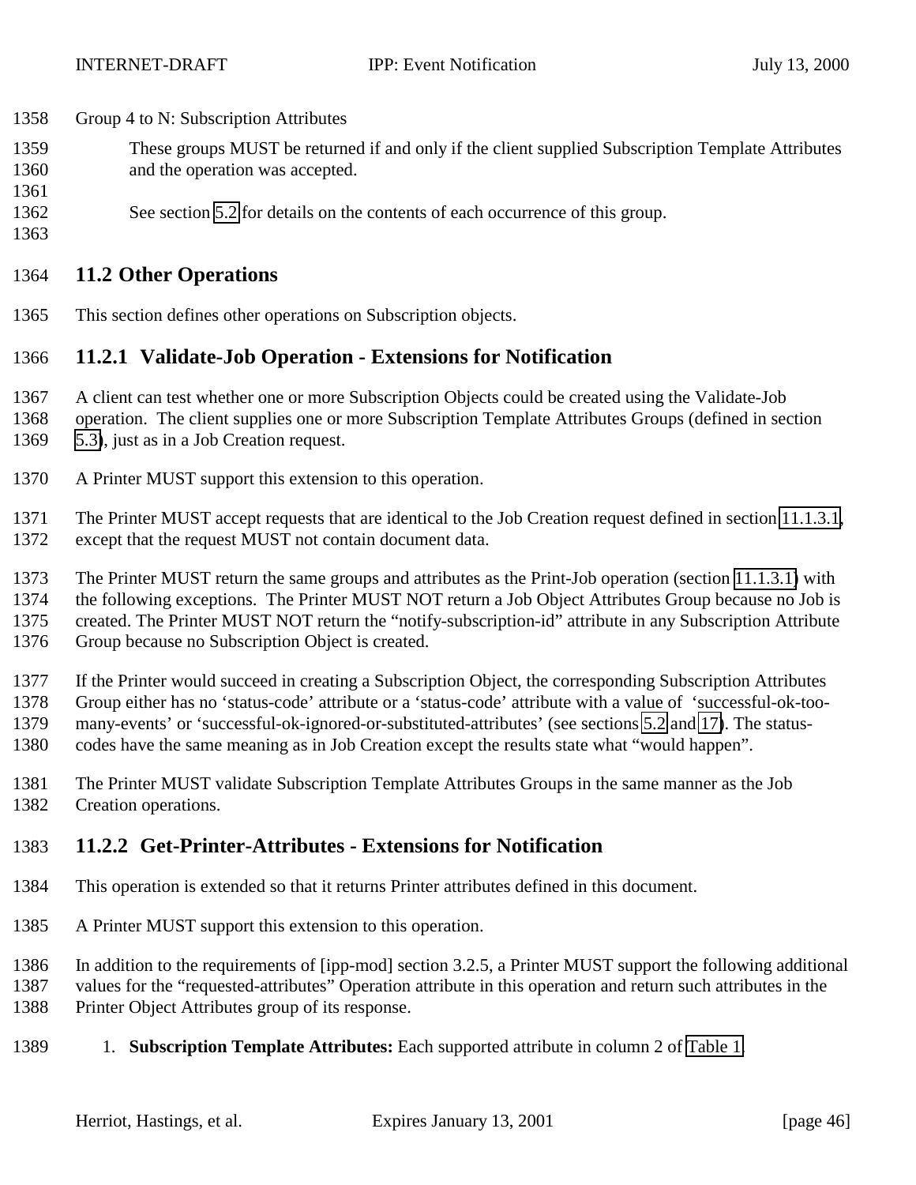Group 4 to N: Subscription Attributes

These groups MUST be returned if and only if the client supplied Subscription Template Attributes and the operation was accepted.

See section 5.2 for details on the contents of each occurrence of this group.

## 11.2 Other Operations

This section defines other operations on Subscription objects.

### 11.2.1 Validate-Job Operation - Extensions for Notification

A client can test whether one or more Subscription Objects could be created using the Validate-Job operation. The client supplies one or more Subscription Template Attributes Groups (defined in section 5.3), just as in a Job Creation request.

A Printer MUST support this extension to this operation.

The Printer MUST accept requests that are identical to the Job Creation request defined in section 11.1.3.1, except that the request MUST not contain document data.

The Printer MUST return the same groups and attributes as the Print-Job operation (section 11.1.3.1) with the following exceptions. The Printer MUST NOT return a Job Object Attributes Group because no Job is created. The Printer MUST NOT return the "notify-subscription-id" attribute in any Subscription Attribute Group because no Subscription Object is created.

If the Printer would succeed in creating a Subscription Object, the corresponding Subscription Attributes Group either has no 'status-code' attribute or a 'status-code' attribute with a value of 'successful-ok-too-many-events' or 'successful-ok-ignored-or-substituted-attributes' (see sections 5.2 and 17). The status-codes have the same meaning as in Job Creation except the results state what "would happen".

The Printer MUST validate Subscription Template Attributes Groups in the same manner as the Job Creation operations.

### 11.2.2 Get-Printer-Attributes - Extensions for Notification

This operation is extended so that it returns Printer attributes defined in this document.

A Printer MUST support this extension to this operation.

In addition to the requirements of [ipp-mod] section 3.2.5, a Printer MUST support the following additional values for the "requested-attributes" Operation attribute in this operation and return such attributes in the Printer Object Attributes group of its response.

1. **Subscription Template Attributes:** Each supported attribute in column 2 of Table 1.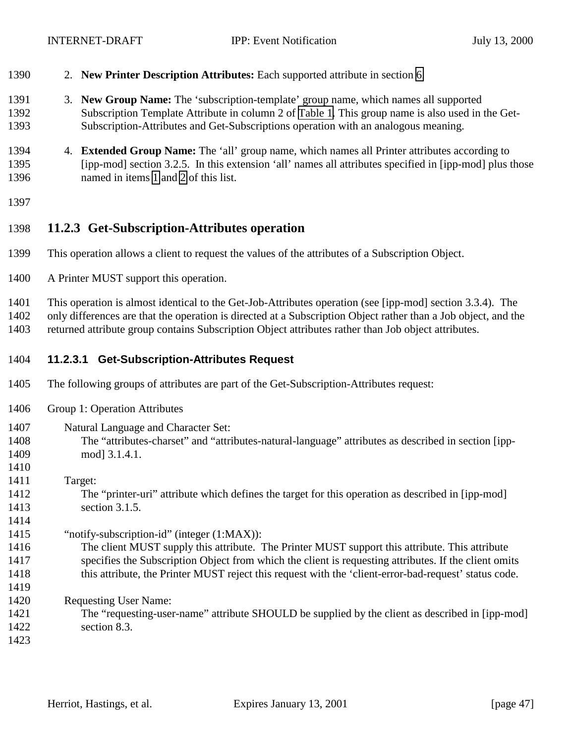2. **New Printer Description Attributes:** Each supported attribute in section 6

3. **New Group Name:** The 'subscription-template' group name, which names all supported Subscription Template Attribute in column 2 of Table 1. This group name is also used in the Get-Subscription-Attributes and Get-Subscriptions operation with an analogous meaning.

4. **Extended Group Name:** The 'all' group name, which names all Printer attributes according to [ipp-mod] section 3.2.5. In this extension 'all' names all attributes specified in [ipp-mod] plus those named in items 1 and 2 of this list.

### 11.2.3 Get-Subscription-Attributes operation

This operation allows a client to request the values of the attributes of a Subscription Object.

A Printer MUST support this operation.

This operation is almost identical to the Get-Job-Attributes operation (see [ipp-mod] section 3.3.4). The only differences are that the operation is directed at a Subscription Object rather than a Job object, and the returned attribute group contains Subscription Object attributes rather than Job object attributes.

#### 11.2.3.1 Get-Subscription-Attributes Request

The following groups of attributes are part of the Get-Subscription-Attributes request:

Group 1: Operation Attributes

Natural Language and Character Set:
The "attributes-charset" and "attributes-natural-language" attributes as described in section [ipp-mod] 3.1.4.1.

Target:
The "printer-uri" attribute which defines the target for this operation as described in [ipp-mod] section 3.1.5.

"notify-subscription-id" (integer (1:MAX)):
The client MUST supply this attribute. The Printer MUST support this attribute. This attribute specifies the Subscription Object from which the client is requesting attributes. If the client omits this attribute, the Printer MUST reject this request with the 'client-error-bad-request' status code.

Requesting User Name:
The "requesting-user-name" attribute SHOULD be supplied by the client as described in [ipp-mod] section 8.3.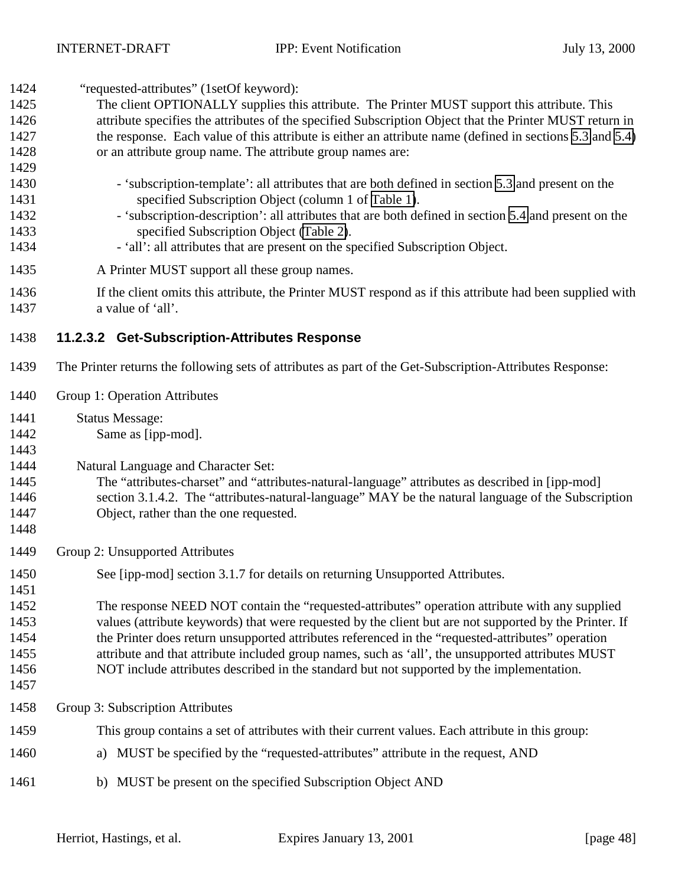"requested-attributes" (1setOf keyword):

The client OPTIONALLY supplies this attribute. The Printer MUST support this attribute. This attribute specifies the attributes of the specified Subscription Object that the Printer MUST return in the response. Each value of this attribute is either an attribute name (defined in sections 5.3 and 5.4) or an attribute group name. The attribute group names are:

- 'subscription-template': all attributes that are both defined in section 5.3 and present on the specified Subscription Object (column 1 of Table 1).
- 'subscription-description': all attributes that are both defined in section 5.4 and present on the specified Subscription Object (Table 2).
- 'all': all attributes that are present on the specified Subscription Object.

A Printer MUST support all these group names.

If the client omits this attribute, the Printer MUST respond as if this attribute had been supplied with a value of 'all'.

#### 11.2.3.2 Get-Subscription-Attributes Response

The Printer returns the following sets of attributes as part of the Get-Subscription-Attributes Response:

Group 1: Operation Attributes

Status Message:
Same as [ipp-mod].

Natural Language and Character Set:
The "attributes-charset" and "attributes-natural-language" attributes as described in [ipp-mod] section 3.1.4.2. The "attributes-natural-language" MAY be the natural language of the Subscription Object, rather than the one requested.

Group 2: Unsupported Attributes

See [ipp-mod] section 3.1.7 for details on returning Unsupported Attributes.

The response NEED NOT contain the "requested-attributes" operation attribute with any supplied values (attribute keywords) that were requested by the client but are not supported by the Printer. If the Printer does return unsupported attributes referenced in the "requested-attributes" operation attribute and that attribute included group names, such as 'all', the unsupported attributes MUST NOT include attributes described in the standard but not supported by the implementation.

Group 3: Subscription Attributes

This group contains a set of attributes with their current values. Each attribute in this group:

a) MUST be specified by the "requested-attributes" attribute in the request, AND

b) MUST be present on the specified Subscription Object AND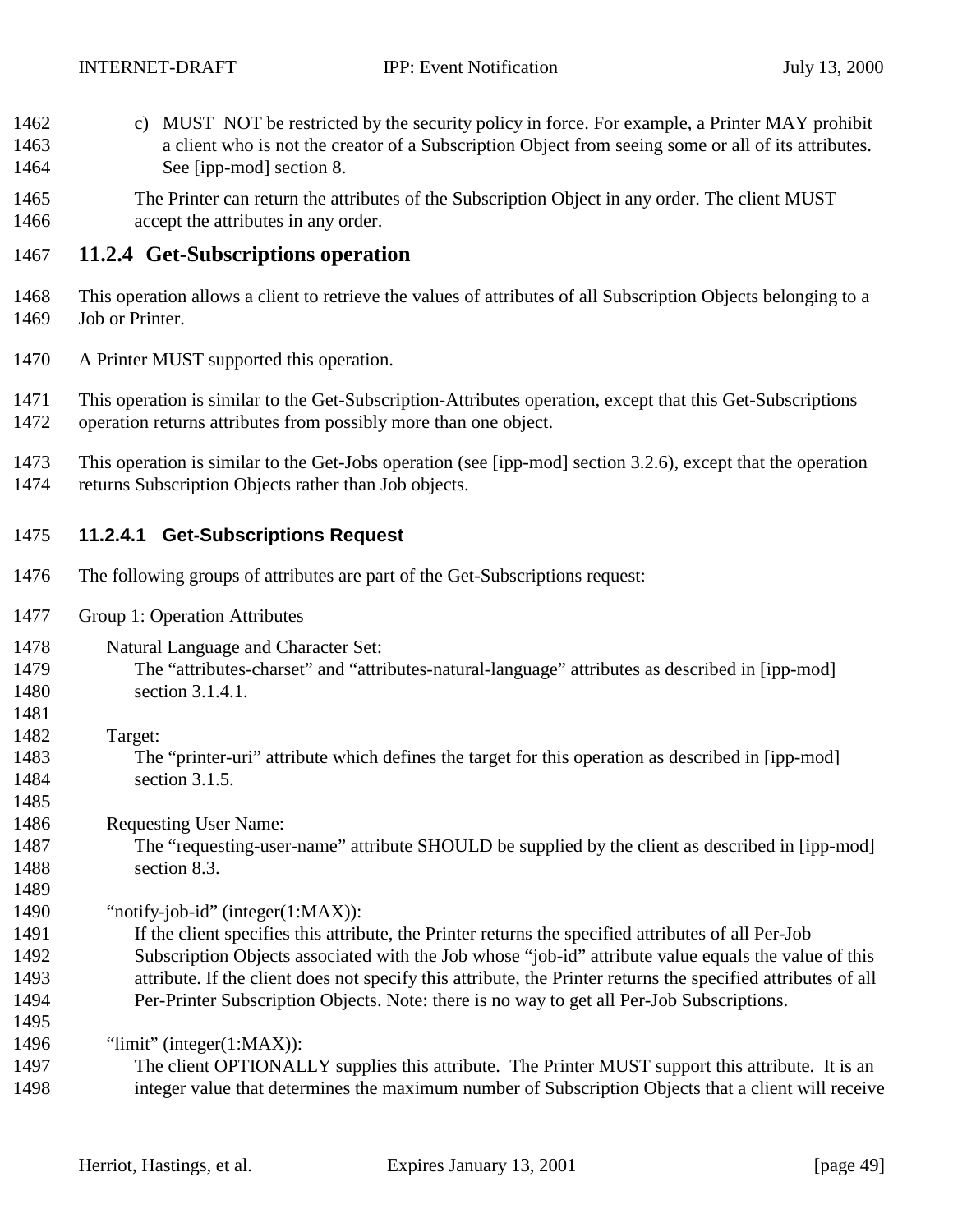c) MUST NOT be restricted by the security policy in force. For example, a Printer MAY prohibit a client who is not the creator of a Subscription Object from seeing some or all of its attributes. See [ipp-mod] section 8.

The Printer can return the attributes of the Subscription Object in any order. The client MUST accept the attributes in any order.

### 11.2.4 Get-Subscriptions operation

This operation allows a client to retrieve the values of attributes of all Subscription Objects belonging to a Job or Printer.

A Printer MUST supported this operation.

This operation is similar to the Get-Subscription-Attributes operation, except that this Get-Subscriptions operation returns attributes from possibly more than one object.

This operation is similar to the Get-Jobs operation (see [ipp-mod] section 3.2.6), except that the operation returns Subscription Objects rather than Job objects.

#### 11.2.4.1 Get-Subscriptions Request

The following groups of attributes are part of the Get-Subscriptions request:

Group 1: Operation Attributes

Natural Language and Character Set:
The “attributes-charset” and “attributes-natural-language” attributes as described in [ipp-mod] section 3.1.4.1.

Target:
The “printer-uri” attribute which defines the target for this operation as described in [ipp-mod] section 3.1.5.

Requesting User Name:
The “requesting-user-name” attribute SHOULD be supplied by the client as described in [ipp-mod] section 8.3.

“notify-job-id” (integer(1:MAX)):
If the client specifies this attribute, the Printer returns the specified attributes of all Per-Job Subscription Objects associated with the Job whose “job-id” attribute value equals the value of this attribute. If the client does not specify this attribute, the Printer returns the specified attributes of all Per-Printer Subscription Objects. Note: there is no way to get all Per-Job Subscriptions.

“limit” (integer(1:MAX)):
The client OPTIONALLY supplies this attribute. The Printer MUST support this attribute. It is an integer value that determines the maximum number of Subscription Objects that a client will receive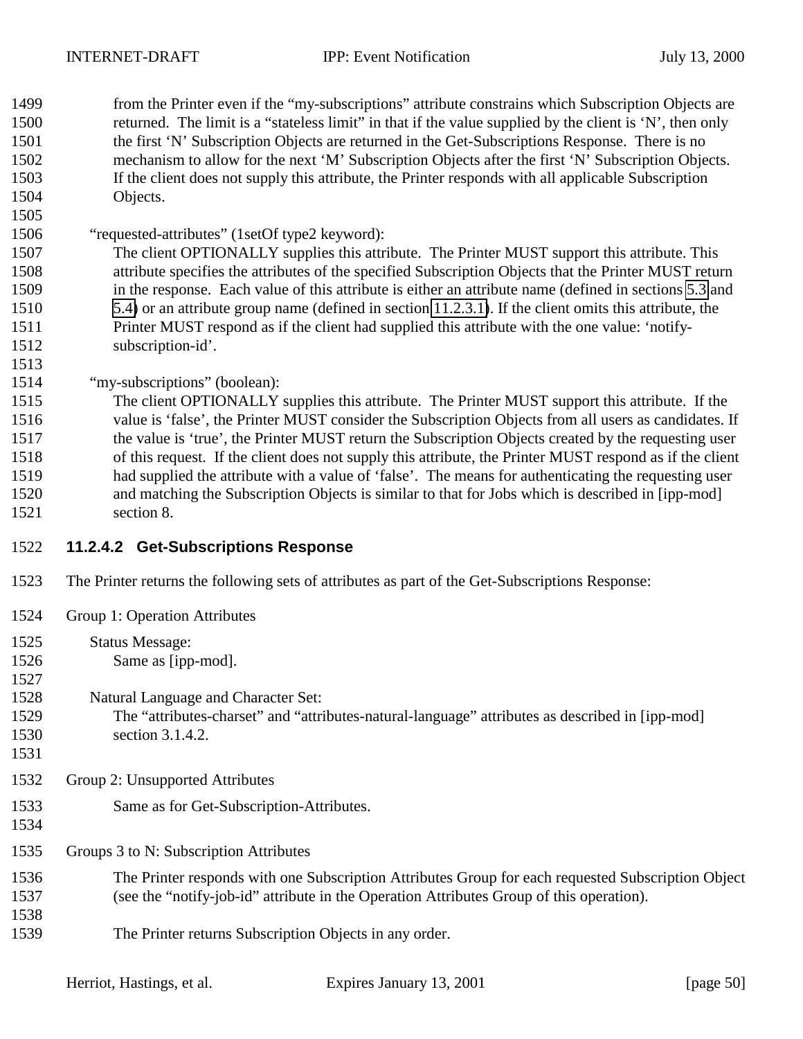from the Printer even if the "my-subscriptions" attribute constrains which Subscription Objects are returned. The limit is a "stateless limit" in that if the value supplied by the client is 'N', then only the first 'N' Subscription Objects are returned in the Get-Subscriptions Response. There is no mechanism to allow for the next 'M' Subscription Objects after the first 'N' Subscription Objects. If the client does not supply this attribute, the Printer responds with all applicable Subscription Objects.

"requested-attributes" (1setOf type2 keyword):
The client OPTIONALLY supplies this attribute. The Printer MUST support this attribute. This attribute specifies the attributes of the specified Subscription Objects that the Printer MUST return in the response. Each value of this attribute is either an attribute name (defined in sections 5.3 and 5.4) or an attribute group name (defined in section 11.2.3.1). If the client omits this attribute, the Printer MUST respond as if the client had supplied this attribute with the one value: 'notify-subscription-id'.

"my-subscriptions" (boolean):
The client OPTIONALLY supplies this attribute. The Printer MUST support this attribute. If the value is 'false', the Printer MUST consider the Subscription Objects from all users as candidates. If the value is 'true', the Printer MUST return the Subscription Objects created by the requesting user of this request. If the client does not supply this attribute, the Printer MUST respond as if the client had supplied the attribute with a value of 'false'. The means for authenticating the requesting user and matching the Subscription Objects is similar to that for Jobs which is described in [ipp-mod] section 8.

#### 11.2.4.2 Get-Subscriptions Response

The Printer returns the following sets of attributes as part of the Get-Subscriptions Response:

Group 1: Operation Attributes

Status Message:
Same as [ipp-mod].

Natural Language and Character Set:
The "attributes-charset" and "attributes-natural-language" attributes as described in [ipp-mod] section 3.1.4.2.

Group 2: Unsupported Attributes

Same as for Get-Subscription-Attributes.

Groups 3 to N: Subscription Attributes

The Printer responds with one Subscription Attributes Group for each requested Subscription Object (see the "notify-job-id" attribute in the Operation Attributes Group of this operation).

The Printer returns Subscription Objects in any order.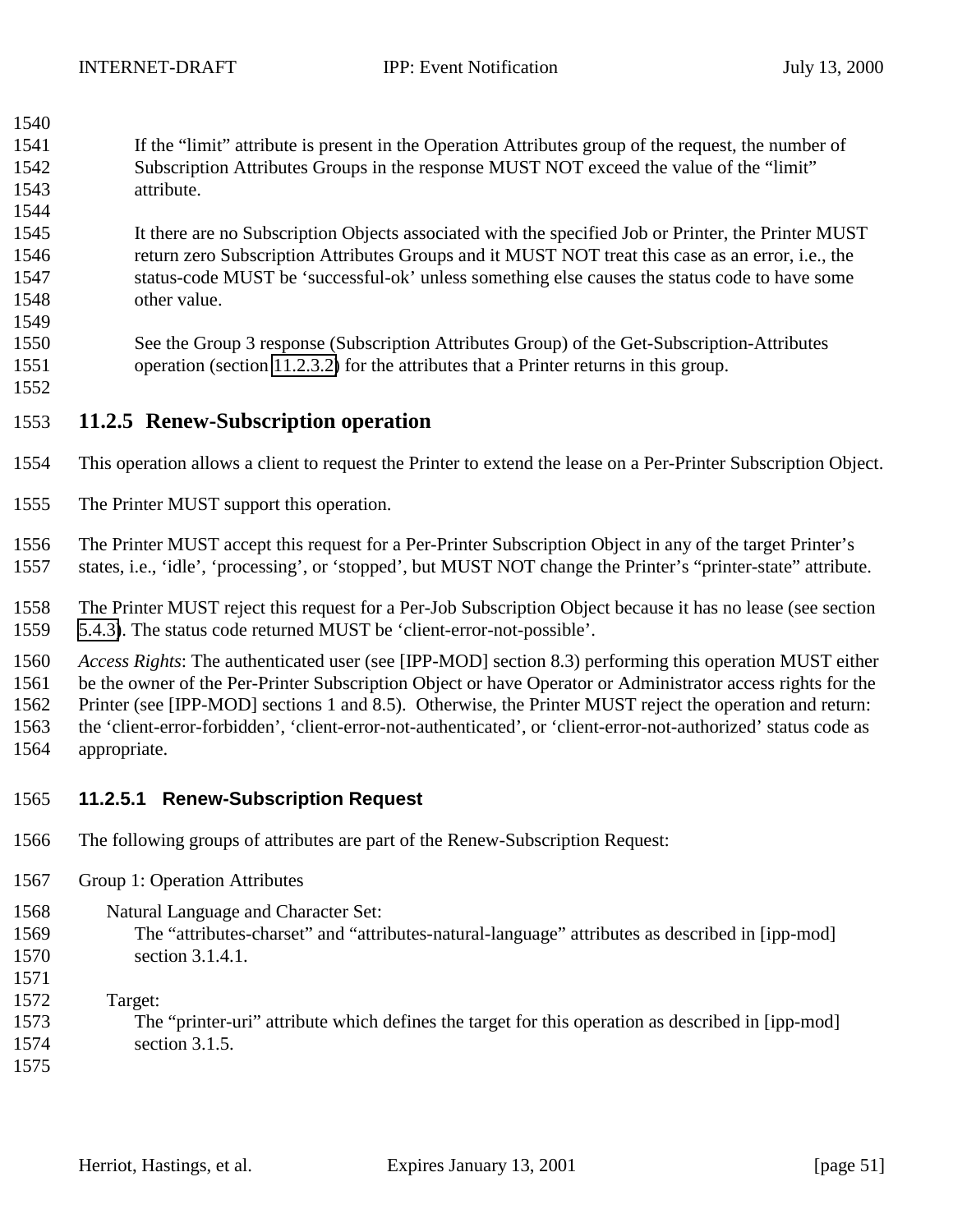If the “limit” attribute is present in the Operation Attributes group of the request, the number of Subscription Attributes Groups in the response MUST NOT exceed the value of the “limit” attribute.

It there are no Subscription Objects associated with the specified Job or Printer, the Printer MUST return zero Subscription Attributes Groups and it MUST NOT treat this case as an error, i.e., the status-code MUST be ‘successful-ok’ unless something else causes the status code to have some other value.

See the Group 3 response (Subscription Attributes Group) of the Get-Subscription-Attributes operation (section 11.2.3.2) for the attributes that a Printer returns in this group.

### 11.2.5 Renew-Subscription operation

This operation allows a client to request the Printer to extend the lease on a Per-Printer Subscription Object.

The Printer MUST support this operation.

The Printer MUST accept this request for a Per-Printer Subscription Object in any of the target Printer’s states, i.e., ‘idle’, ‘processing’, or ‘stopped’, but MUST NOT change the Printer’s “printer-state” attribute.

The Printer MUST reject this request for a Per-Job Subscription Object because it has no lease (see section 5.4.3). The status code returned MUST be ‘client-error-not-possible’.

*Access Rights*: The authenticated user (see [IPP-MOD] section 8.3) performing this operation MUST either be the owner of the Per-Printer Subscription Object or have Operator or Administrator access rights for the Printer (see [IPP-MOD] sections 1 and 8.5). Otherwise, the Printer MUST reject the operation and return: the ‘client-error-forbidden’, ‘client-error-not-authenticated’, or ‘client-error-not-authorized’ status code as appropriate.

#### 11.2.5.1 Renew-Subscription Request

The following groups of attributes are part of the Renew-Subscription Request:

Group 1: Operation Attributes

Natural Language and Character Set:
The “attributes-charset” and “attributes-natural-language” attributes as described in [ipp-mod] section 3.1.4.1.

Target:
The “printer-uri” attribute which defines the target for this operation as described in [ipp-mod] section 3.1.5.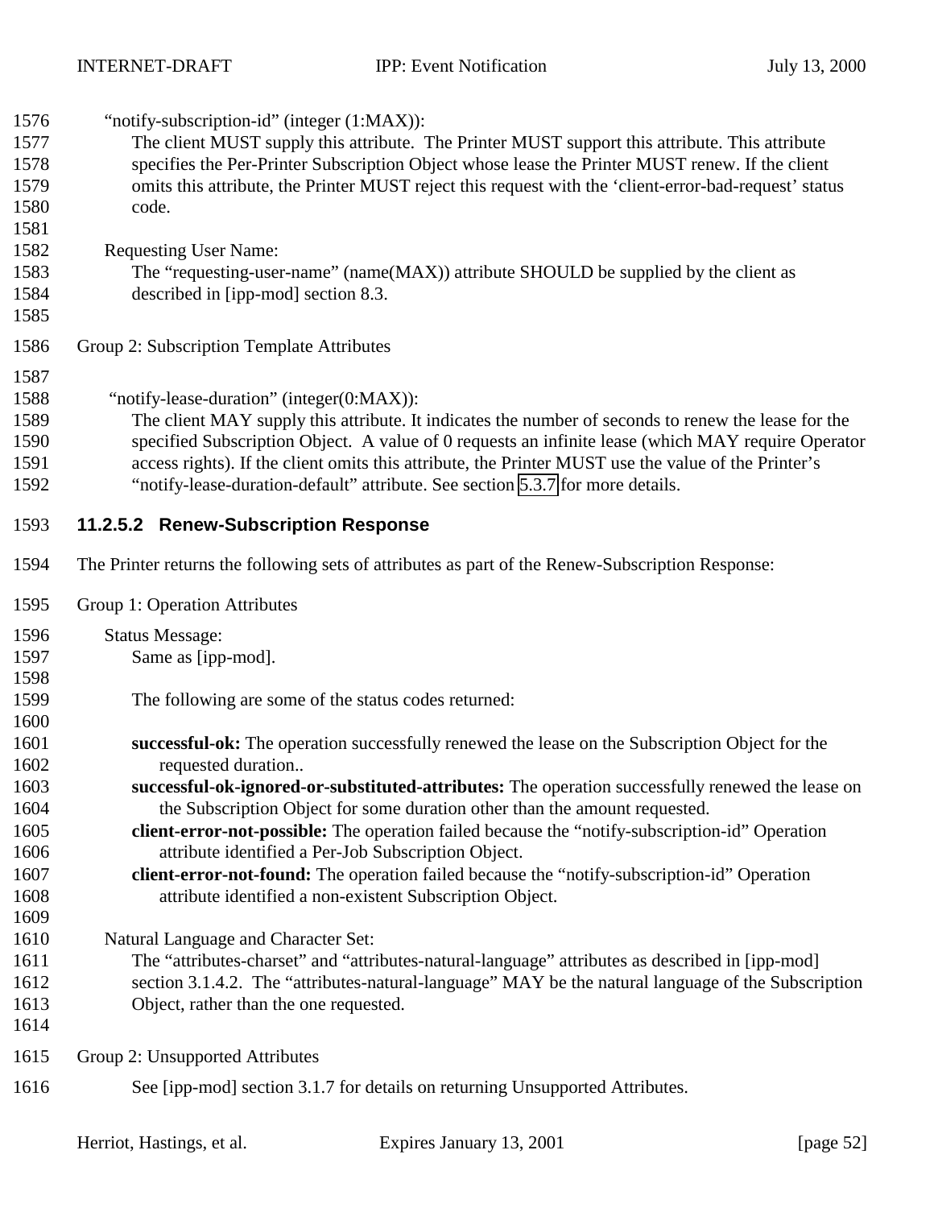"notify-subscription-id" (integer (1:MAX)):
The client MUST supply this attribute. The Printer MUST support this attribute. This attribute specifies the Per-Printer Subscription Object whose lease the Printer MUST renew. If the client omits this attribute, the Printer MUST reject this request with the 'client-error-bad-request' status code.

Requesting User Name:
The "requesting-user-name" (name(MAX)) attribute SHOULD be supplied by the client as described in [ipp-mod] section 8.3.

Group 2: Subscription Template Attributes

"notify-lease-duration" (integer(0:MAX)):
The client MAY supply this attribute. It indicates the number of seconds to renew the lease for the specified Subscription Object. A value of 0 requests an infinite lease (which MAY require Operator access rights). If the client omits this attribute, the Printer MUST use the value of the Printer's "notify-lease-duration-default" attribute. See section 5.3.7 for more details.

#### 11.2.5.2 Renew-Subscription Response

The Printer returns the following sets of attributes as part of the Renew-Subscription Response:

Group 1: Operation Attributes

Status Message:
Same as [ipp-mod].

The following are some of the status codes returned:

**successful-ok:** The operation successfully renewed the lease on the Subscription Object for the requested duration..
**successful-ok-ignored-or-substituted-attributes:** The operation successfully renewed the lease on the Subscription Object for some duration other than the amount requested.
**client-error-not-possible:** The operation failed because the "notify-subscription-id" Operation attribute identified a Per-Job Subscription Object.
**client-error-not-found:** The operation failed because the "notify-subscription-id" Operation attribute identified a non-existent Subscription Object.

Natural Language and Character Set:
The "attributes-charset" and "attributes-natural-language" attributes as described in [ipp-mod] section 3.1.4.2. The "attributes-natural-language" MAY be the natural language of the Subscription Object, rather than the one requested.

Group 2: Unsupported Attributes

See [ipp-mod] section 3.1.7 for details on returning Unsupported Attributes.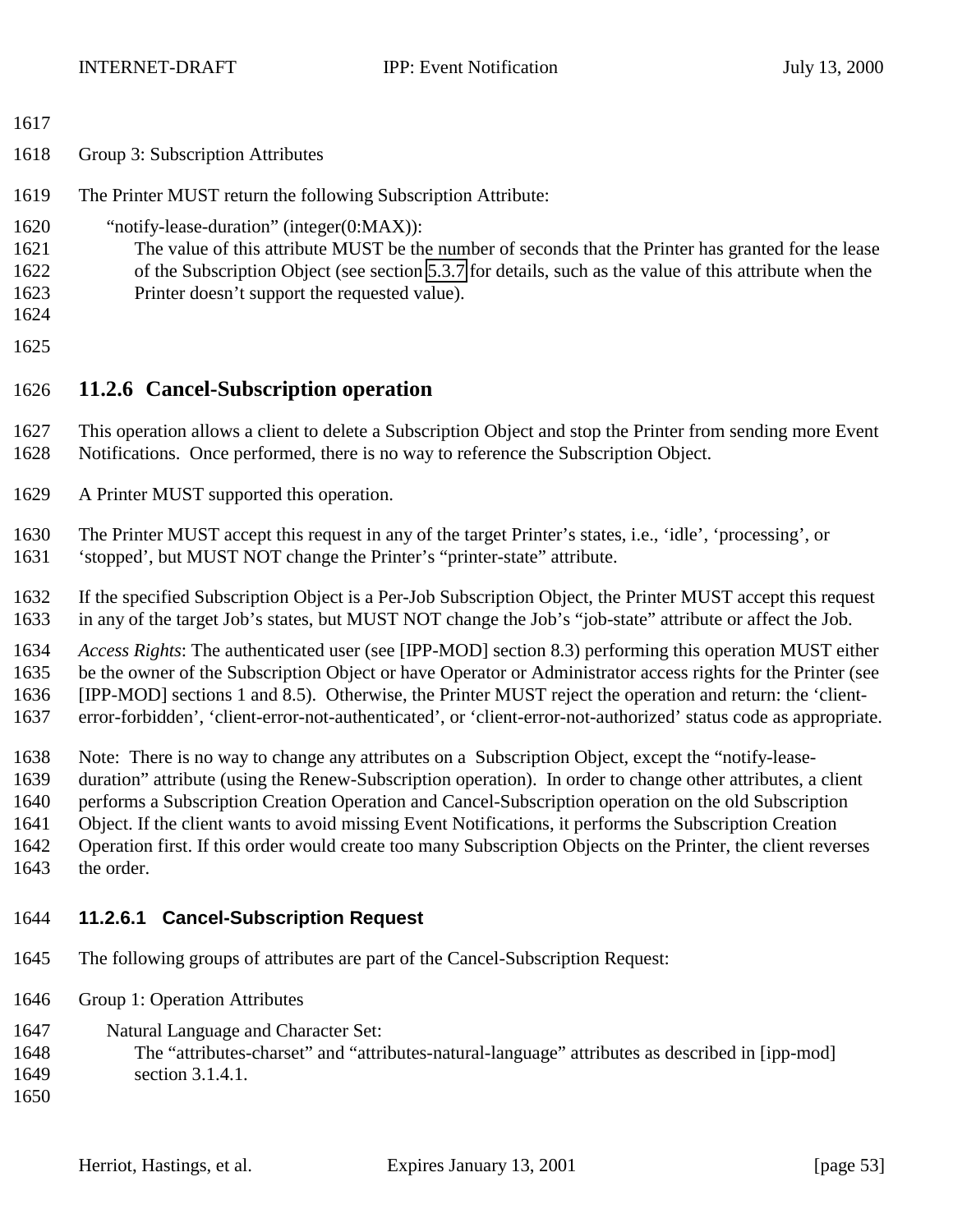Group 3: Subscription Attributes

The Printer MUST return the following Subscription Attribute:

"notify-lease-duration" (integer(0:MAX)):
The value of this attribute MUST be the number of seconds that the Printer has granted for the lease of the Subscription Object (see section 5.3.7 for details, such as the value of this attribute when the Printer doesn't support the requested value).

### 11.2.6 Cancel-Subscription operation

This operation allows a client to delete a Subscription Object and stop the Printer from sending more Event Notifications. Once performed, there is no way to reference the Subscription Object.

A Printer MUST supported this operation.

The Printer MUST accept this request in any of the target Printer's states, i.e., 'idle', 'processing', or 'stopped', but MUST NOT change the Printer's "printer-state" attribute.

If the specified Subscription Object is a Per-Job Subscription Object, the Printer MUST accept this request in any of the target Job's states, but MUST NOT change the Job's "job-state" attribute or affect the Job.

*Access Rights*: The authenticated user (see [IPP-MOD] section 8.3) performing this operation MUST either be the owner of the Subscription Object or have Operator or Administrator access rights for the Printer (see [IPP-MOD] sections 1 and 8.5). Otherwise, the Printer MUST reject the operation and return: the 'client-error-forbidden', 'client-error-not-authenticated', or 'client-error-not-authorized' status code as appropriate.

Note: There is no way to change any attributes on a Subscription Object, except the "notify-lease-duration" attribute (using the Renew-Subscription operation). In order to change other attributes, a client performs a Subscription Creation Operation and Cancel-Subscription operation on the old Subscription Object. If the client wants to avoid missing Event Notifications, it performs the Subscription Creation Operation first. If this order would create too many Subscription Objects on the Printer, the client reverses the order.

#### 11.2.6.1 Cancel-Subscription Request

The following groups of attributes are part of the Cancel-Subscription Request:

Group 1: Operation Attributes

Natural Language and Character Set:
The "attributes-charset" and "attributes-natural-language" attributes as described in [ipp-mod] section 3.1.4.1.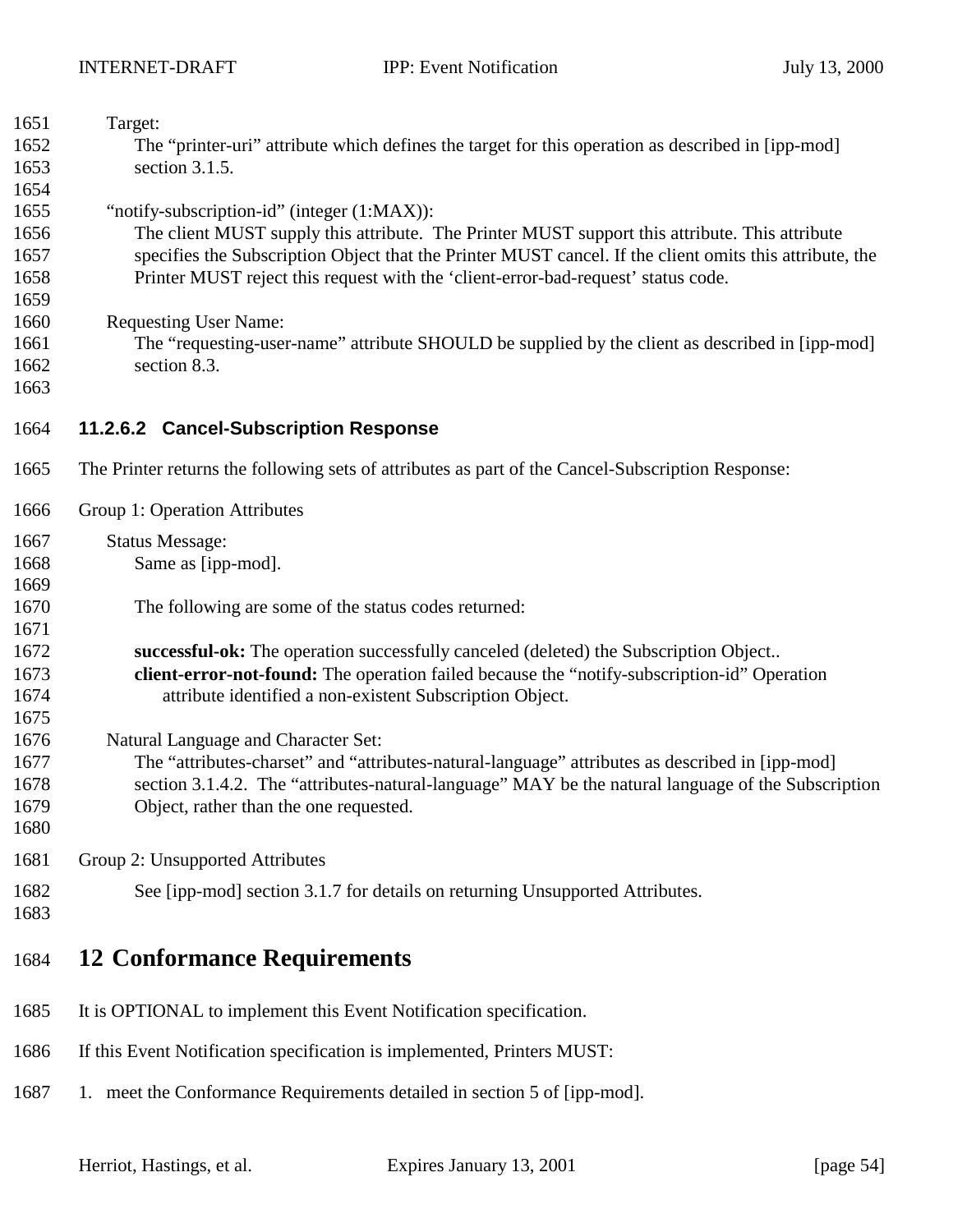Target:
The “printer-uri” attribute which defines the target for this operation as described in [ipp-mod] section 3.1.5.

“notify-subscription-id” (integer (1:MAX)):
The client MUST supply this attribute. The Printer MUST support this attribute. This attribute specifies the Subscription Object that the Printer MUST cancel. If the client omits this attribute, the Printer MUST reject this request with the ‘client-error-bad-request’ status code.

Requesting User Name:
The “requesting-user-name” attribute SHOULD be supplied by the client as described in [ipp-mod] section 8.3.

#### 11.2.6.2 Cancel-Subscription Response

The Printer returns the following sets of attributes as part of the Cancel-Subscription Response:

Group 1: Operation Attributes

Status Message:
Same as [ipp-mod].

The following are some of the status codes returned:

**successful-ok:** The operation successfully canceled (deleted) the Subscription Object..
**client-error-not-found:** The operation failed because the “notify-subscription-id” Operation attribute identified a non-existent Subscription Object.

Natural Language and Character Set:
The “attributes-charset” and “attributes-natural-language” attributes as described in [ipp-mod] section 3.1.4.2. The “attributes-natural-language” MAY be the natural language of the Subscription Object, rather than the one requested.

Group 2: Unsupported Attributes

See [ipp-mod] section 3.1.7 for details on returning Unsupported Attributes.

# 12 Conformance Requirements

It is OPTIONAL to implement this Event Notification specification.

If this Event Notification specification is implemented, Printers MUST:

1. meet the Conformance Requirements detailed in section 5 of [ipp-mod].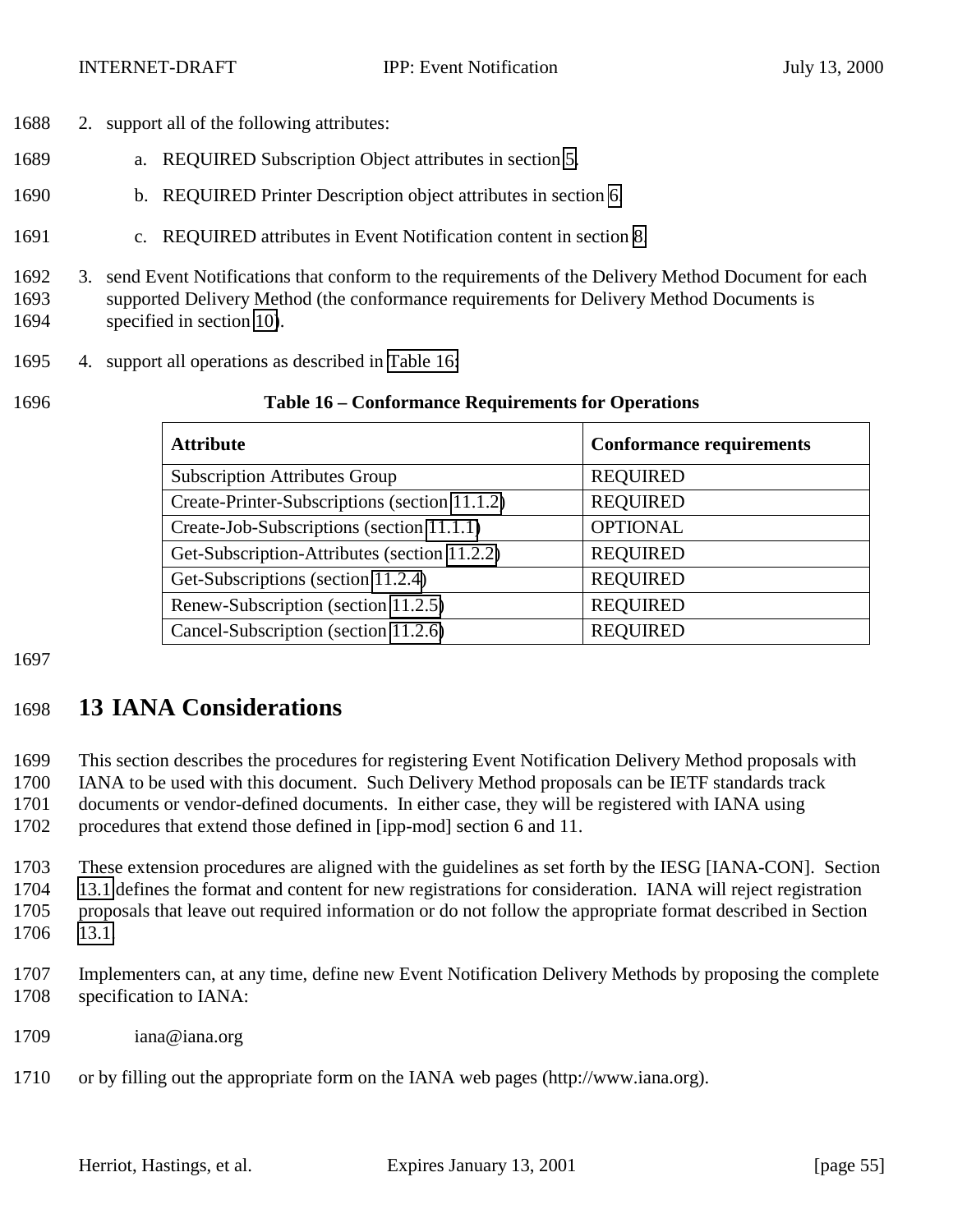2. support all of the following attributes:

    a. REQUIRED Subscription Object attributes in section 5.

    b. REQUIRED Printer Description object attributes in section 6.

    c. REQUIRED attributes in Event Notification content in section 8.

3. send Event Notifications that conform to the requirements of the Delivery Method Document for each supported Delivery Method (the conformance requirements for Delivery Method Documents is specified in section 10).

4. support all operations as described in Table 16:

**Table 16 – Conformance Requirements for Operations**

| Attribute | Conformance requirements |
|---|---|
| Subscription Attributes Group | REQUIRED |
| Create-Printer-Subscriptions (section 11.1.2) | REQUIRED |
| Create-Job-Subscriptions (section 11.1.1) | OPTIONAL |
| Get-Subscription-Attributes (section 11.2.2) | REQUIRED |
| Get-Subscriptions (section 11.2.4) | REQUIRED |
| Renew-Subscription (section 11.2.5) | REQUIRED |
| Cancel-Subscription (section 11.2.6) | REQUIRED |

# 13 IANA Considerations

This section describes the procedures for registering Event Notification Delivery Method proposals with IANA to be used with this document. Such Delivery Method proposals can be IETF standards track documents or vendor-defined documents. In either case, they will be registered with IANA using procedures that extend those defined in [ipp-mod] section 6 and 11.

These extension procedures are aligned with the guidelines as set forth by the IESG [IANA-CON]. Section 13.1 defines the format and content for new registrations for consideration. IANA will reject registration proposals that leave out required information or do not follow the appropriate format described in Section 13.1.

Implementers can, at any time, define new Event Notification Delivery Methods by proposing the complete specification to IANA:

    iana@iana.org

or by filling out the appropriate form on the IANA web pages (http://www.iana.org).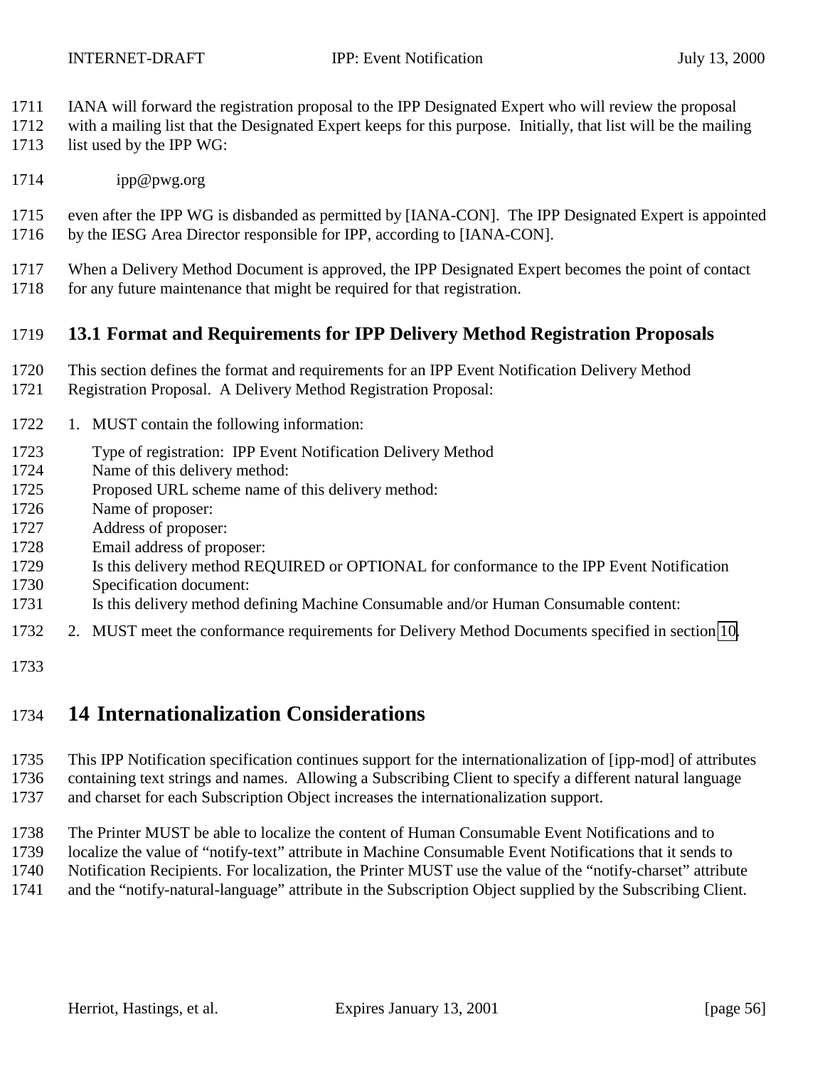IANA will forward the registration proposal to the IPP Designated Expert who will review the proposal with a mailing list that the Designated Expert keeps for this purpose. Initially, that list will be the mailing list used by the IPP WG:

ipp@pwg.org

even after the IPP WG is disbanded as permitted by [IANA-CON]. The IPP Designated Expert is appointed by the IESG Area Director responsible for IPP, according to [IANA-CON].

When a Delivery Method Document is approved, the IPP Designated Expert becomes the point of contact for any future maintenance that might be required for that registration.

## 13.1 Format and Requirements for IPP Delivery Method Registration Proposals

This section defines the format and requirements for an IPP Event Notification Delivery Method Registration Proposal. A Delivery Method Registration Proposal:

1. MUST contain the following information:

   Type of registration: IPP Event Notification Delivery Method
   Name of this delivery method:
   Proposed URL scheme name of this delivery method:
   Name of proposer:
   Address of proposer:
   Email address of proposer:
   Is this delivery method REQUIRED or OPTIONAL for conformance to the IPP Event Notification Specification document:
   Is this delivery method defining Machine Consumable and/or Human Consumable content:

2. MUST meet the conformance requirements for Delivery Method Documents specified in section 10.

# 14 Internationalization Considerations

This IPP Notification specification continues support for the internationalization of [ipp-mod] of attributes containing text strings and names. Allowing a Subscribing Client to specify a different natural language and charset for each Subscription Object increases the internationalization support.

The Printer MUST be able to localize the content of Human Consumable Event Notifications and to localize the value of "notify-text" attribute in Machine Consumable Event Notifications that it sends to Notification Recipients. For localization, the Printer MUST use the value of the "notify-charset" attribute and the "notify-natural-language" attribute in the Subscription Object supplied by the Subscribing Client.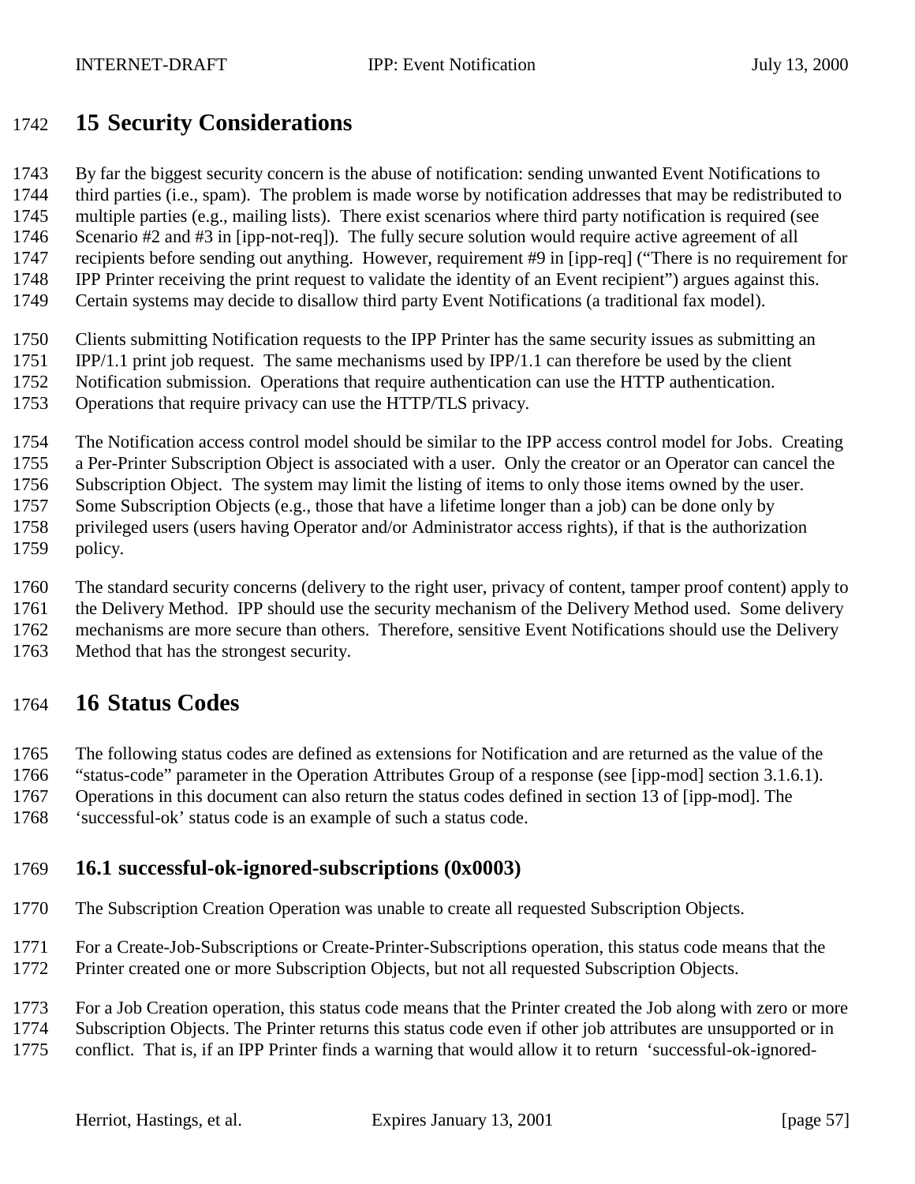# 15 Security Considerations

By far the biggest security concern is the abuse of notification: sending unwanted Event Notifications to third parties (i.e., spam). The problem is made worse by notification addresses that may be redistributed to multiple parties (e.g., mailing lists). There exist scenarios where third party notification is required (see Scenario #2 and #3 in [ipp-not-req]). The fully secure solution would require active agreement of all recipients before sending out anything. However, requirement #9 in [ipp-req] ("There is no requirement for IPP Printer receiving the print request to validate the identity of an Event recipient") argues against this. Certain systems may decide to disallow third party Event Notifications (a traditional fax model).

Clients submitting Notification requests to the IPP Printer has the same security issues as submitting an IPP/1.1 print job request. The same mechanisms used by IPP/1.1 can therefore be used by the client Notification submission. Operations that require authentication can use the HTTP authentication. Operations that require privacy can use the HTTP/TLS privacy.

The Notification access control model should be similar to the IPP access control model for Jobs. Creating a Per-Printer Subscription Object is associated with a user. Only the creator or an Operator can cancel the Subscription Object. The system may limit the listing of items to only those items owned by the user. Some Subscription Objects (e.g., those that have a lifetime longer than a job) can be done only by privileged users (users having Operator and/or Administrator access rights), if that is the authorization policy.

The standard security concerns (delivery to the right user, privacy of content, tamper proof content) apply to the Delivery Method. IPP should use the security mechanism of the Delivery Method used. Some delivery mechanisms are more secure than others. Therefore, sensitive Event Notifications should use the Delivery Method that has the strongest security.

# 16 Status Codes

The following status codes are defined as extensions for Notification and are returned as the value of the "status-code" parameter in the Operation Attributes Group of a response (see [ipp-mod] section 3.1.6.1). Operations in this document can also return the status codes defined in section 13 of [ipp-mod]. The 'successful-ok' status code is an example of such a status code.

## 16.1 successful-ok-ignored-subscriptions (0x0003)

The Subscription Creation Operation was unable to create all requested Subscription Objects.

For a Create-Job-Subscriptions or Create-Printer-Subscriptions operation, this status code means that the Printer created one or more Subscription Objects, but not all requested Subscription Objects.

For a Job Creation operation, this status code means that the Printer created the Job along with zero or more Subscription Objects. The Printer returns this status code even if other job attributes are unsupported or in conflict. That is, if an IPP Printer finds a warning that would allow it to return 'successful-ok-ignored-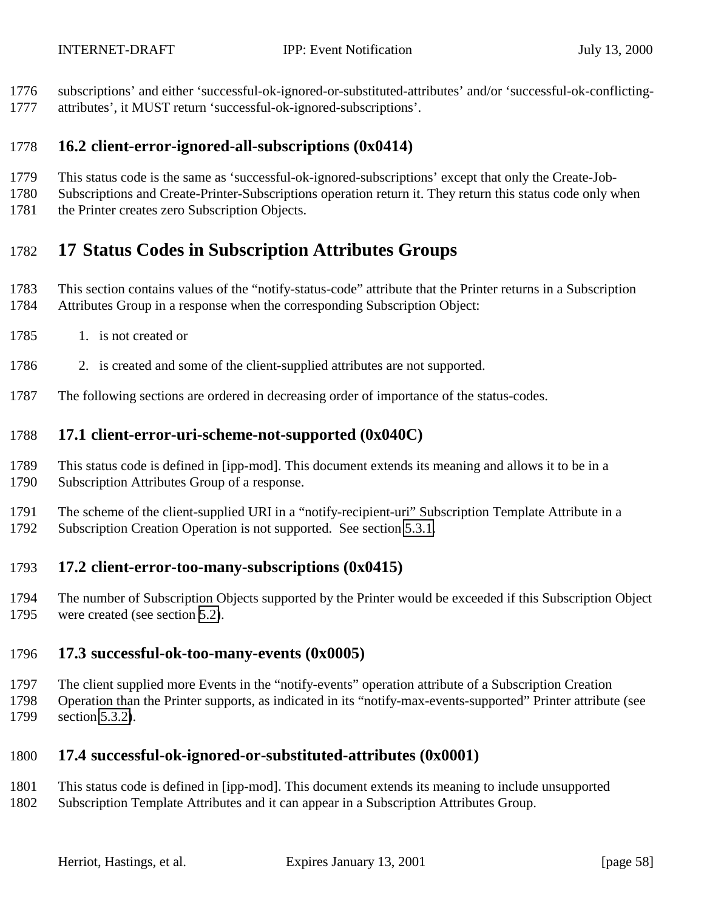subscriptions' and either 'successful-ok-ignored-or-substituted-attributes' and/or 'successful-ok-conflicting-attributes', it MUST return 'successful-ok-ignored-subscriptions'.

### 16.2 client-error-ignored-all-subscriptions (0x0414)

This status code is the same as 'successful-ok-ignored-subscriptions' except that only the Create-Job-Subscriptions and Create-Printer-Subscriptions operation return it. They return this status code only when the Printer creates zero Subscription Objects.

## 17 Status Codes in Subscription Attributes Groups

This section contains values of the "notify-status-code" attribute that the Printer returns in a Subscription Attributes Group in a response when the corresponding Subscription Object:

1. is not created or
2. is created and some of the client-supplied attributes are not supported.

The following sections are ordered in decreasing order of importance of the status-codes.

### 17.1 client-error-uri-scheme-not-supported (0x040C)

This status code is defined in [ipp-mod]. This document extends its meaning and allows it to be in a Subscription Attributes Group of a response.

The scheme of the client-supplied URI in a "notify-recipient-uri" Subscription Template Attribute in a Subscription Creation Operation is not supported. See section 5.3.1.

### 17.2 client-error-too-many-subscriptions (0x0415)

The number of Subscription Objects supported by the Printer would be exceeded if this Subscription Object were created (see section 5.2).

### 17.3 successful-ok-too-many-events (0x0005)

The client supplied more Events in the "notify-events" operation attribute of a Subscription Creation Operation than the Printer supports, as indicated in its "notify-max-events-supported" Printer attribute (see section 5.3.2).

### 17.4 successful-ok-ignored-or-substituted-attributes (0x0001)

This status code is defined in [ipp-mod]. This document extends its meaning to include unsupported Subscription Template Attributes and it can appear in a Subscription Attributes Group.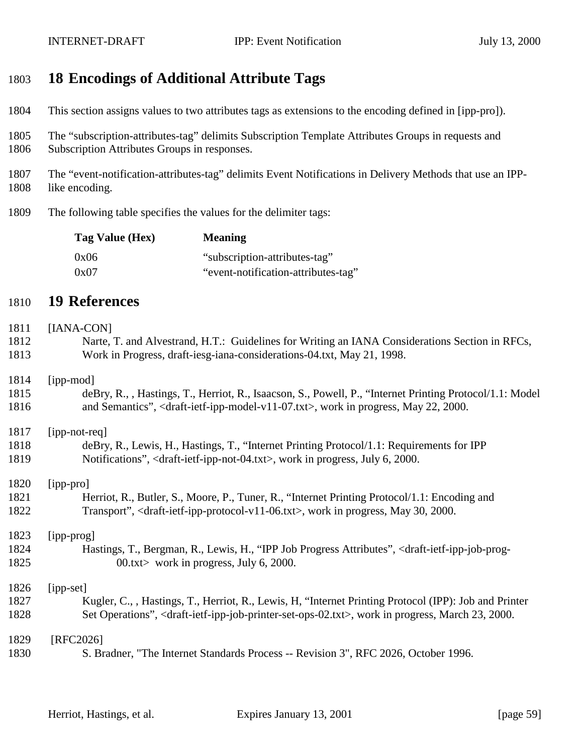# 18 Encodings of Additional Attribute Tags

This section assigns values to two attributes tags as extensions to the encoding defined in [ipp-pro]).

The “subscription-attributes-tag” delimits Subscription Template Attributes Groups in requests and Subscription Attributes Groups in responses.

The “event-notification-attributes-tag” delimits Event Notifications in Delivery Methods that use an IPP-like encoding.

The following table specifies the values for the delimiter tags:

| Tag Value (Hex) | Meaning |
|---|---|
| 0x06 | “subscription-attributes-tag” |
| 0x07 | “event-notification-attributes-tag” |

# 19 References

[IANA-CON]
Narte, T. and Alvestrand, H.T.: Guidelines for Writing an IANA Considerations Section in RFCs, Work in Progress, draft-iesg-iana-considerations-04.txt, May 21, 1998.

[ipp-mod]
deBry, R., , Hastings, T., Herriot, R., Isaacson, S., Powell, P., “Internet Printing Protocol/1.1: Model and Semantics”, <draft-ietf-ipp-model-v11-07.txt>, work in progress, May 22, 2000.

[ipp-not-req]
deBry, R., Lewis, H., Hastings, T., “Internet Printing Protocol/1.1: Requirements for IPP Notifications”, <draft-ietf-ipp-not-04.txt>, work in progress, July 6, 2000.

[ipp-pro]
Herriot, R., Butler, S., Moore, P., Tuner, R., “Internet Printing Protocol/1.1: Encoding and Transport”, <draft-ietf-ipp-protocol-v11-06.txt>, work in progress, May 30, 2000.

[ipp-prog]
Hastings, T., Bergman, R., Lewis, H., “IPP Job Progress Attributes”, <draft-ietf-ipp-job-prog-00.txt> work in progress, July 6, 2000.

[ipp-set]
Kugler, C., , Hastings, T., Herriot, R., Lewis, H, “Internet Printing Protocol (IPP): Job and Printer Set Operations”, <draft-ietf-ipp-job-printer-set-ops-02.txt>, work in progress, March 23, 2000.

[RFC2026]
S. Bradner, "The Internet Standards Process -- Revision 3", RFC 2026, October 1996.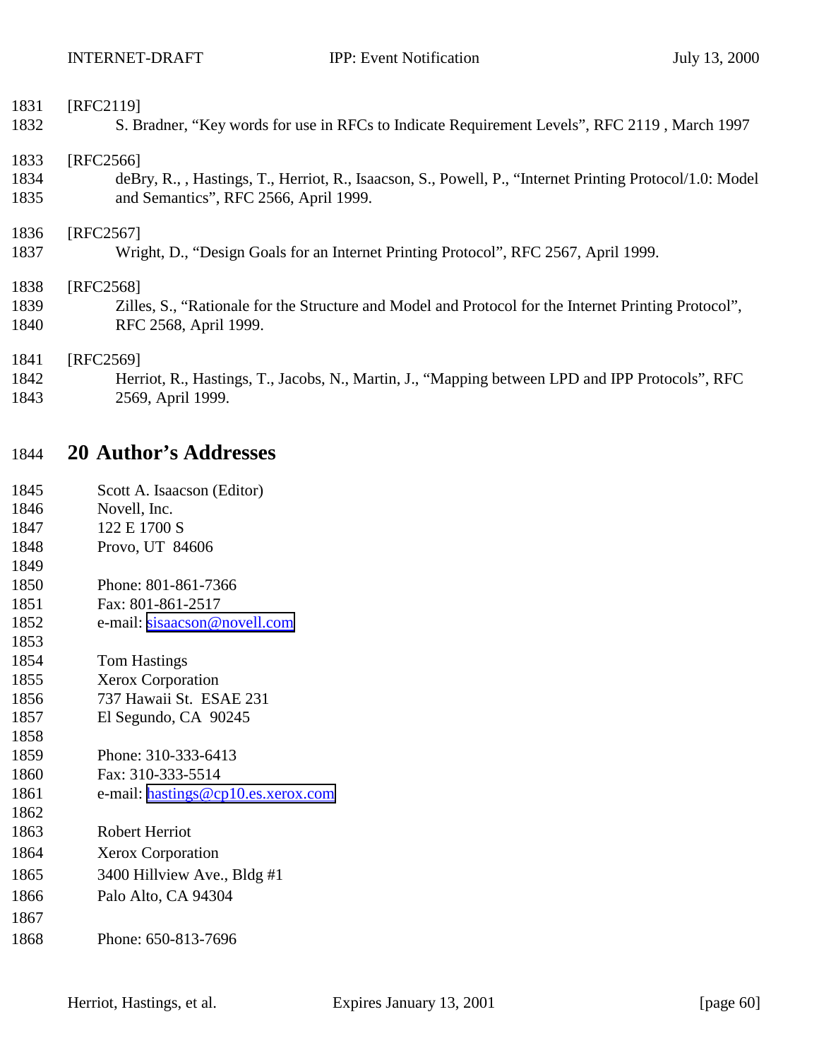[RFC2119]
S. Bradner, "Key words for use in RFCs to Indicate Requirement Levels", RFC 2119 , March 1997

[RFC2566]
deBry, R., , Hastings, T., Herriot, R., Isaacson, S., Powell, P., "Internet Printing Protocol/1.0: Model and Semantics", RFC 2566, April 1999.

[RFC2567]
Wright, D., "Design Goals for an Internet Printing Protocol", RFC 2567, April 1999.

[RFC2568]
Zilles, S., "Rationale for the Structure and Model and Protocol for the Internet Printing Protocol", RFC 2568, April 1999.

[RFC2569]
Herriot, R., Hastings, T., Jacobs, N., Martin, J., "Mapping between LPD and IPP Protocols", RFC 2569, April 1999.

# 20 Author's Addresses

Scott A. Isaacson (Editor)
Novell, Inc.
122 E 1700 S
Provo, UT 84606

Phone: 801-861-7366
Fax: 801-861-2517
e-mail: sisaacson@novell.com

Tom Hastings
Xerox Corporation
737 Hawaii St. ESAE 231
El Segundo, CA 90245

Phone: 310-333-6413
Fax: 310-333-5514
e-mail: hastings@cp10.es.xerox.com

Robert Herriot
Xerox Corporation
3400 Hillview Ave., Bldg #1
Palo Alto, CA 94304

Phone: 650-813-7696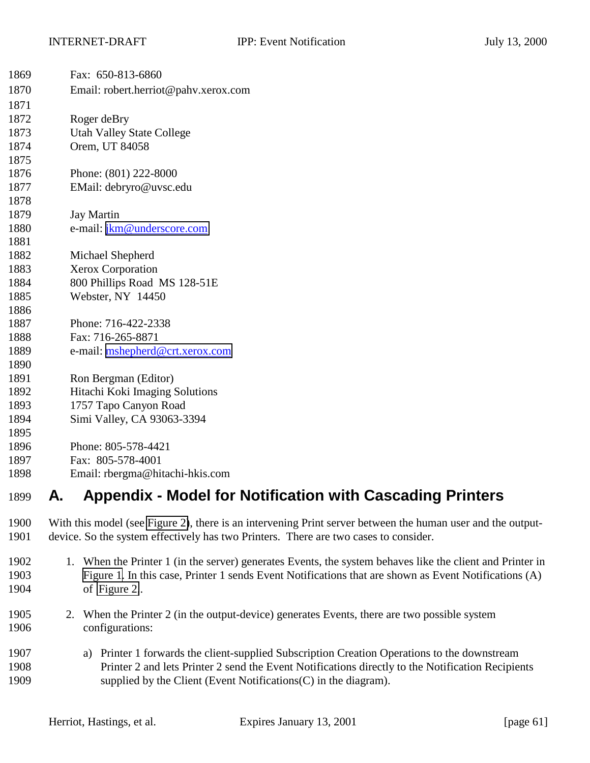Fax: 650-813-6860
Email: robert.herriot@pahv.xerox.com

Roger deBry
Utah Valley State College
Orem, UT 84058

Phone: (801) 222-8000
EMail: debryro@uvsc.edu

Jay Martin
e-mail: jkm@underscore.com

Michael Shepherd
Xerox Corporation
800 Phillips Road MS 128-51E
Webster, NY 14450

Phone: 716-422-2338
Fax: 716-265-8871
e-mail: mshepherd@crt.xerox.com

Ron Bergman (Editor)
Hitachi Koki Imaging Solutions
1757 Tapo Canyon Road
Simi Valley, CA 93063-3394

Phone: 805-578-4421
Fax: 805-578-4001
Email: rbergma@hitachi-hkis.com

# A. Appendix - Model for Notification with Cascading Printers

With this model (see Figure 2), there is an intervening Print server between the human user and the output-device. So the system effectively has two Printers. There are two cases to consider.

1. When the Printer 1 (in the server) generates Events, the system behaves like the client and Printer in Figure 1. In this case, Printer 1 sends Event Notifications that are shown as Event Notifications (A) of Figure 2.

2. When the Printer 2 (in the output-device) generates Events, there are two possible system configurations:

   a) Printer 1 forwards the client-supplied Subscription Creation Operations to the downstream Printer 2 and lets Printer 2 send the Event Notifications directly to the Notification Recipients supplied by the Client (Event Notifications(C) in the diagram).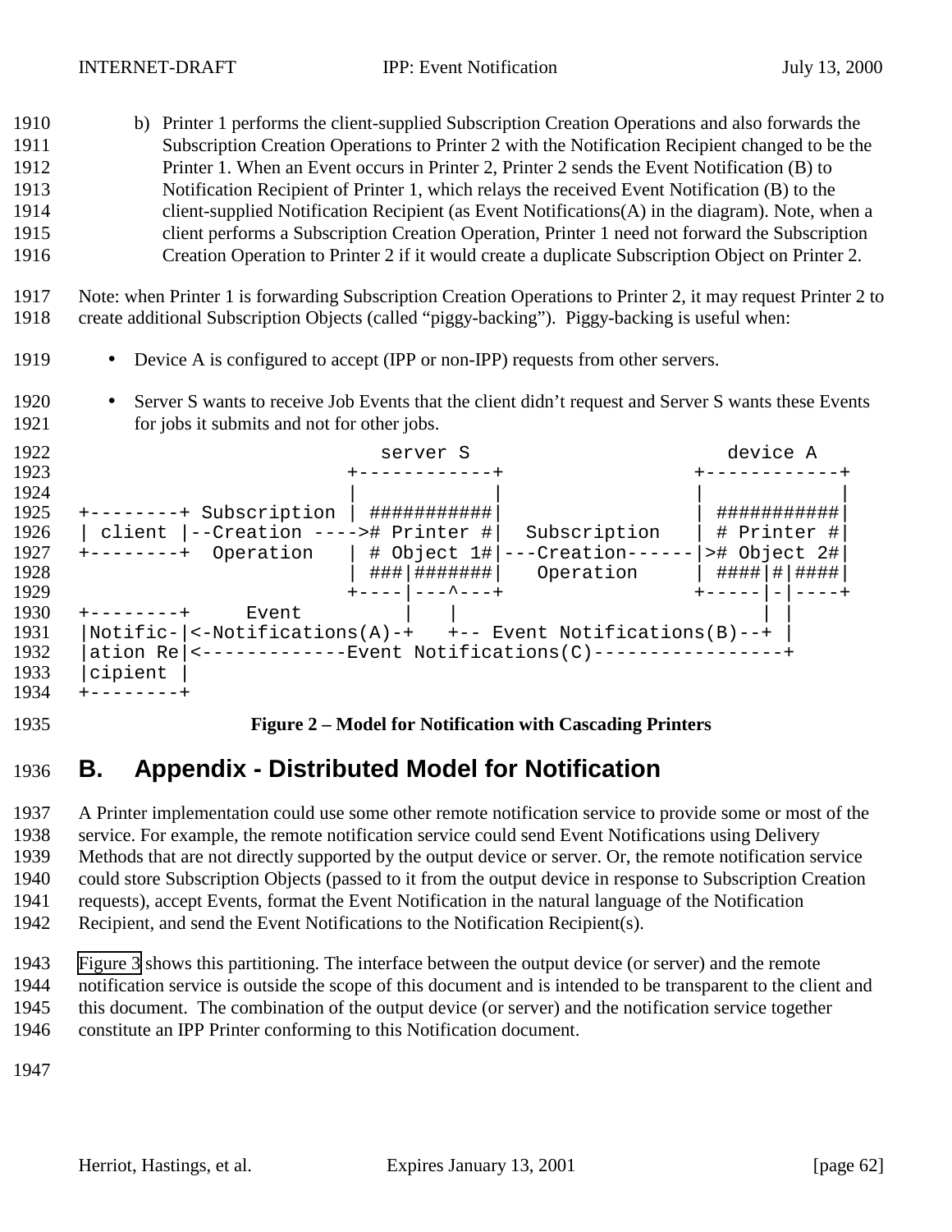b) Printer 1 performs the client-supplied Subscription Creation Operations and also forwards the Subscription Creation Operations to Printer 2 with the Notification Recipient changed to be the Printer 1. When an Event occurs in Printer 2, Printer 2 sends the Event Notification (B) to Notification Recipient of Printer 1, which relays the received Event Notification (B) to the client-supplied Notification Recipient (as Event Notifications(A) in the diagram). Note, when a client performs a Subscription Creation Operation, Printer 1 need not forward the Subscription Creation Operation to Printer 2 if it would create a duplicate Subscription Object on Printer 2.

Note: when Printer 1 is forwarding Subscription Creation Operations to Printer 2, it may request Printer 2 to create additional Subscription Objects (called "piggy-backing"). Piggy-backing is useful when:

- Device A is configured to accept (IPP or non-IPP) requests from other servers.
- Server S wants to receive Job Events that the client didn't request and Server S wants these Events for jobs it submits and not for other jobs.

```
                        server S                        device A
                     +------------+                +------------+
                     |            |                |            |
+--------+ Subscription | ###########|                | ###########|
| client |--Creation ---->#  Printer #|  Subscription  | # Printer #|
+--------+  Operation   | # Object 1#|---Creation------|># Object 2#|
                        | ###|#######|   Operation     | ####|#|####|
                        +----|---^---+                +-----|-|----+
+--------+     Event         |   |                         | |
|Notific-|<-Notifications(A)-+   +-- Event Notifications(B)--+ |
|ation Re|<-------------Event Notifications(C)-----------------+
|cipient |
+--------+
```

**Figure 2 – Model for Notification with Cascading Printers**

# B. Appendix - Distributed Model for Notification

A Printer implementation could use some other remote notification service to provide some or most of the service. For example, the remote notification service could send Event Notifications using Delivery Methods that are not directly supported by the output device or server. Or, the remote notification service could store Subscription Objects (passed to it from the output device in response to Subscription Creation requests), accept Events, format the Event Notification in the natural language of the Notification Recipient, and send the Event Notifications to the Notification Recipient(s).

Figure 3 shows this partitioning. The interface between the output device (or server) and the remote notification service is outside the scope of this document and is intended to be transparent to the client and this document. The combination of the output device (or server) and the notification service together constitute an IPP Printer conforming to this Notification document.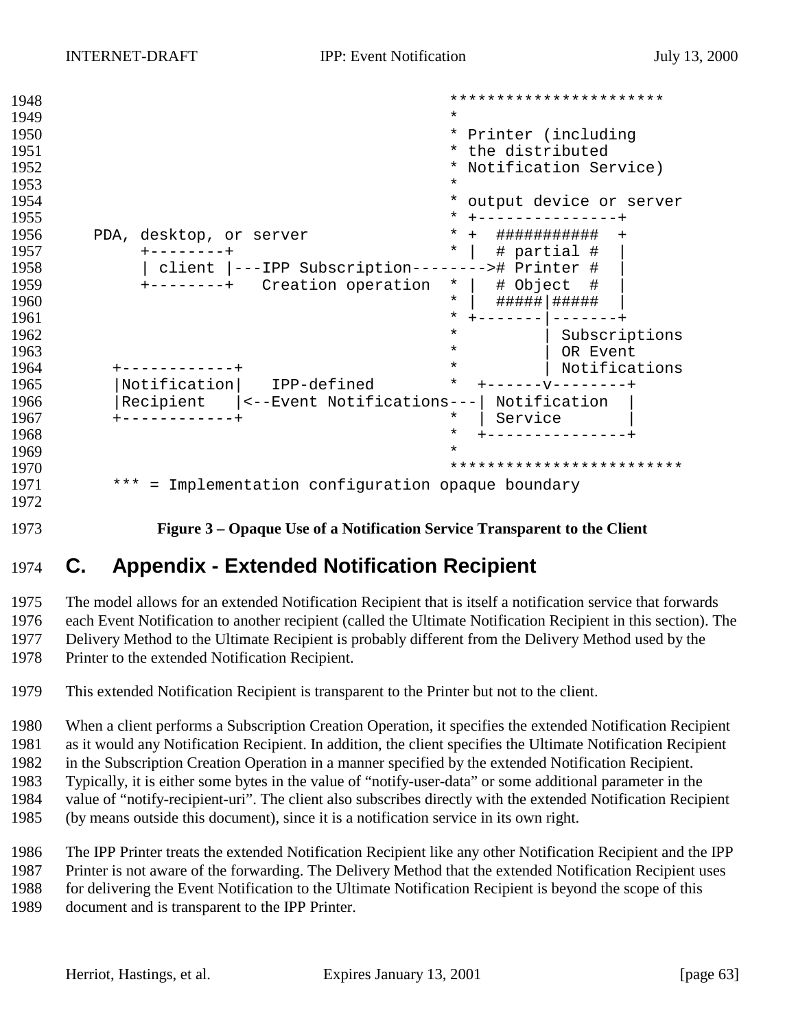```
                                          ***********************
                                          *
                                          * Printer (including
                                          * the distributed
                                          * Notification Service)
                                          *
                                          * output device or server
                                          * +---------------+
   PDA, desktop, or server                * +  ###########  +
        +--------+                        * |  # partial #  |
        | client |---IPP Subscription-------># Printer #  |
        +--------+   Creation operation  * |  # Object  #  |
                                          * |  #####|#####  |
                                          * +-------|-------+
                                          *         | Subscriptions
                                          *         | OR Event
     +------------+                       *         | Notifications
     |Notification|   IPP-defined         *  +------v--------+
     |Recipient   |<--Event Notifications---| Notification  |
     +------------+                       *  | Service       |
                                          *  +---------------+
                                          *
                                          ************************
     *** = Implementation configuration opaque boundary
```

**Figure 3 – Opaque Use of a Notification Service Transparent to the Client**

# C. Appendix - Extended Notification Recipient

The model allows for an extended Notification Recipient that is itself a notification service that forwards each Event Notification to another recipient (called the Ultimate Notification Recipient in this section). The Delivery Method to the Ultimate Recipient is probably different from the Delivery Method used by the Printer to the extended Notification Recipient.

This extended Notification Recipient is transparent to the Printer but not to the client.

When a client performs a Subscription Creation Operation, it specifies the extended Notification Recipient as it would any Notification Recipient. In addition, the client specifies the Ultimate Notification Recipient in the Subscription Creation Operation in a manner specified by the extended Notification Recipient. Typically, it is either some bytes in the value of "notify-user-data" or some additional parameter in the value of "notify-recipient-uri". The client also subscribes directly with the extended Notification Recipient (by means outside this document), since it is a notification service in its own right.

The IPP Printer treats the extended Notification Recipient like any other Notification Recipient and the IPP Printer is not aware of the forwarding. The Delivery Method that the extended Notification Recipient uses for delivering the Event Notification to the Ultimate Notification Recipient is beyond the scope of this document and is transparent to the IPP Printer.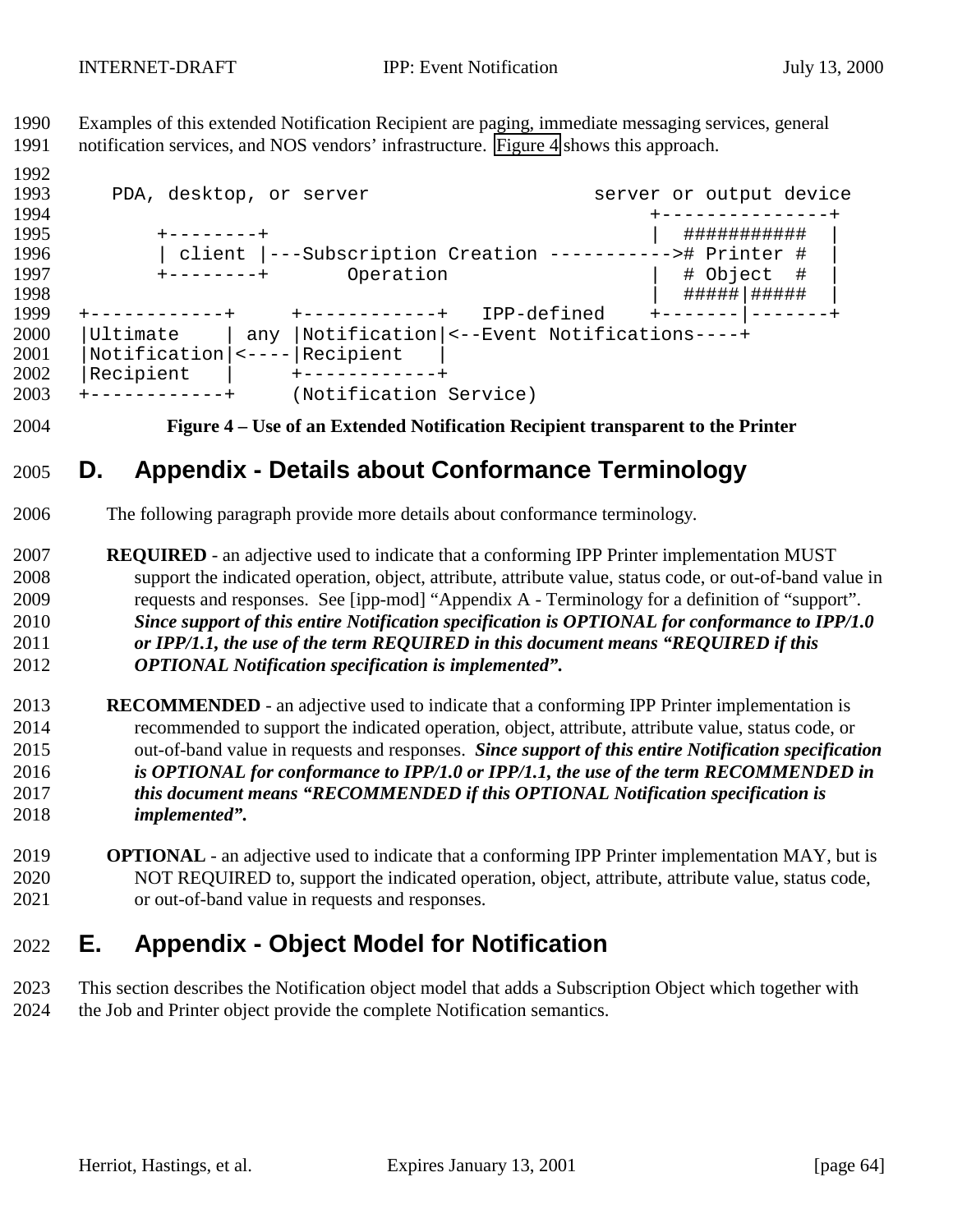Examples of this extended Notification Recipient are paging, immediate messaging services, general notification services, and NOS vendors' infrastructure. Figure 4 shows this approach.

```
   PDA, desktop, or server                   server or output device
                                                 +---------------+
       +--------+                                |  ###########  |
       | client |---Subscription Creation ----------->#  Printer #  |
       +--------+       Operation                |  # Object  #  |
                                                 |  #####|#####  |
+------------+     +------------+   IPP-defined    +-------|-------+
|Ultimate    | any |Notification|<--Event Notifications----+
|Notification|<----|Recipient   |
|Recipient   |     +------------+
+------------+     (Notification Service)
```

**Figure 4 – Use of an Extended Notification Recipient transparent to the Printer**

# D. Appendix - Details about Conformance Terminology

The following paragraph provide more details about conformance terminology.

**REQUIRED** - an adjective used to indicate that a conforming IPP Printer implementation MUST support the indicated operation, object, attribute, attribute value, status code, or out-of-band value in requests and responses. See [ipp-mod] "Appendix A - Terminology for a definition of "support". ***Since support of this entire Notification specification is OPTIONAL for conformance to IPP/1.0 or IPP/1.1, the use of the term REQUIRED in this document means "REQUIRED if this OPTIONAL Notification specification is implemented".***

**RECOMMENDED** - an adjective used to indicate that a conforming IPP Printer implementation is recommended to support the indicated operation, object, attribute, attribute value, status code, or out-of-band value in requests and responses. ***Since support of this entire Notification specification is OPTIONAL for conformance to IPP/1.0 or IPP/1.1, the use of the term RECOMMENDED in this document means "RECOMMENDED if this OPTIONAL Notification specification is implemented".***

**OPTIONAL** - an adjective used to indicate that a conforming IPP Printer implementation MAY, but is NOT REQUIRED to, support the indicated operation, object, attribute, attribute value, status code, or out-of-band value in requests and responses.

# E. Appendix - Object Model for Notification

This section describes the Notification object model that adds a Subscription Object which together with the Job and Printer object provide the complete Notification semantics.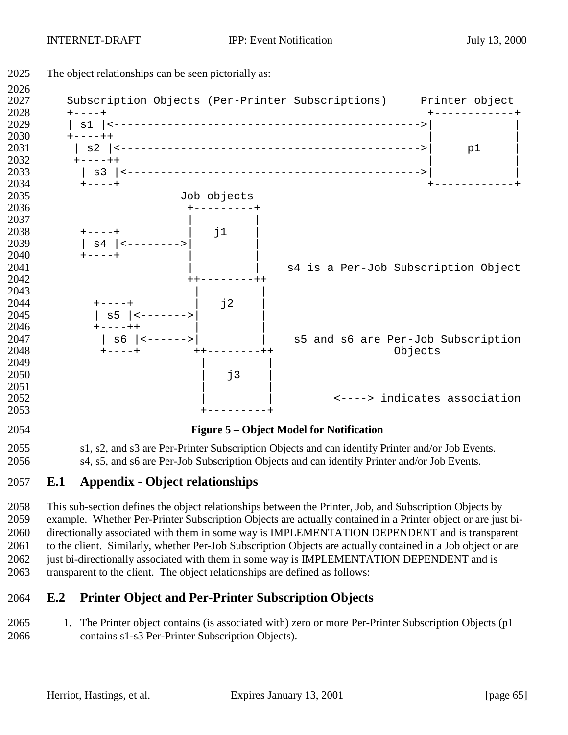The object relationships can be seen pictorially as:

```
   Subscription Objects (Per-Printer Subscriptions)     Printer object
   +----+                                                +------------+
   | s1 |<---------------------------------------------->|            |
   +----++                                               |            |
    | s2 |<--------------------------------------------->|     p1     |
    +----++                                              |            |
     | s3 |<-------------------------------------------->|            |
     +----+                                              +------------+
                    Job objects
                     +---------+
                     |         |
     +----+          |   j1    |
     | s4 |<-------->|         |
     +----+          |         |
                     |         |   s4 is a Per-Job Subscription Object
                     ++--------++
                      |         |
       +----+         |   j2    |
       | s5 |<------->|         |
       +----++        |         |
        | s6 |<------>|         |    s5 and s6 are Per-Job Subscription
        +----+       ++--------++                  Objects
                      |         |
                      |   j3    |
                      |         |
                      |         |         <----> indicates association
                      +---------+
```

**Figure 5 – Object Model for Notification**

s1, s2, and s3 are Per-Printer Subscription Objects and can identify Printer and/or Job Events.
s4, s5, and s6 are Per-Job Subscription Objects and can identify Printer and/or Job Events.

## E.1 Appendix - Object relationships

This sub-section defines the object relationships between the Printer, Job, and Subscription Objects by example. Whether Per-Printer Subscription Objects are actually contained in a Printer object or are just bi-directionally associated with them in some way is IMPLEMENTATION DEPENDENT and is transparent to the client. Similarly, whether Per-Job Subscription Objects are actually contained in a Job object or are just bi-directionally associated with them in some way is IMPLEMENTATION DEPENDENT and is transparent to the client. The object relationships are defined as follows:

## E.2 Printer Object and Per-Printer Subscription Objects

1. The Printer object contains (is associated with) zero or more Per-Printer Subscription Objects (p1 contains s1-s3 Per-Printer Subscription Objects).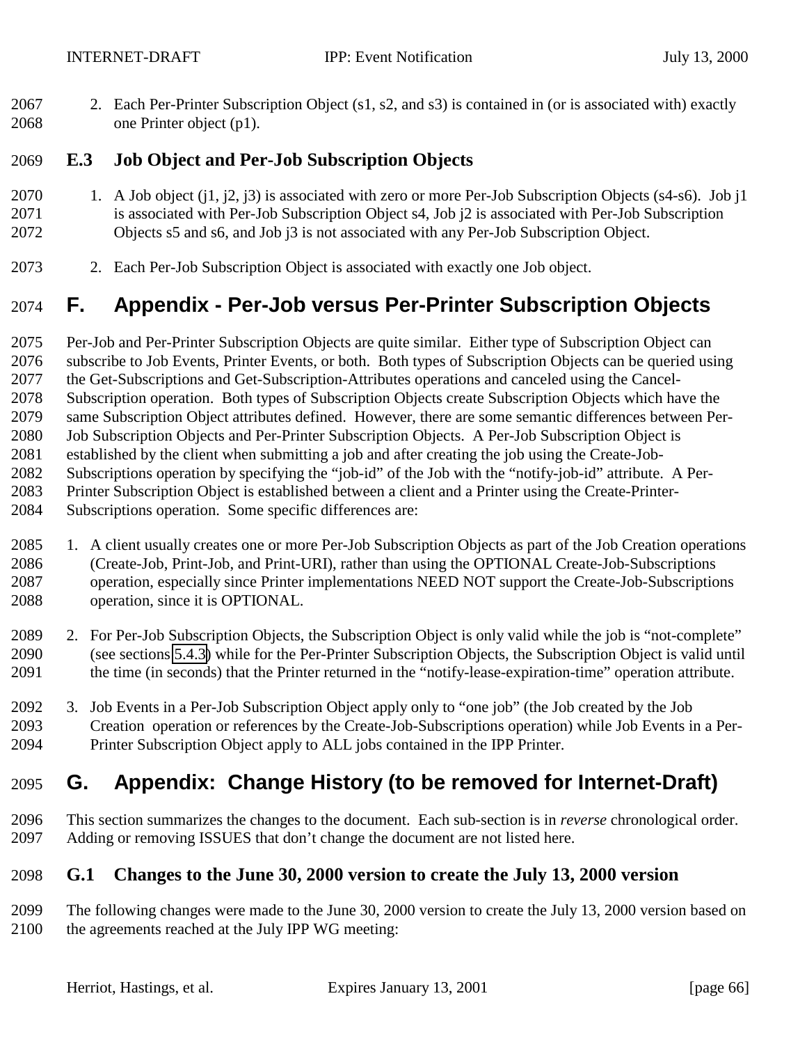2. Each Per-Printer Subscription Object (s1, s2, and s3) is contained in (or is associated with) exactly one Printer object (p1).

### E.3 Job Object and Per-Job Subscription Objects

1. A Job object (j1, j2, j3) is associated with zero or more Per-Job Subscription Objects (s4-s6). Job j1 is associated with Per-Job Subscription Object s4, Job j2 is associated with Per-Job Subscription Objects s5 and s6, and Job j3 is not associated with any Per-Job Subscription Object.

2. Each Per-Job Subscription Object is associated with exactly one Job object.

# F. Appendix - Per-Job versus Per-Printer Subscription Objects

Per-Job and Per-Printer Subscription Objects are quite similar. Either type of Subscription Object can subscribe to Job Events, Printer Events, or both. Both types of Subscription Objects can be queried using the Get-Subscriptions and Get-Subscription-Attributes operations and canceled using the Cancel-Subscription operation. Both types of Subscription Objects create Subscription Objects which have the same Subscription Object attributes defined. However, there are some semantic differences between Per-Job Subscription Objects and Per-Printer Subscription Objects. A Per-Job Subscription Object is established by the client when submitting a job and after creating the job using the Create-Job-Subscriptions operation by specifying the "job-id" of the Job with the "notify-job-id" attribute. A Per-Printer Subscription Object is established between a client and a Printer using the Create-Printer-Subscriptions operation. Some specific differences are:

1. A client usually creates one or more Per-Job Subscription Objects as part of the Job Creation operations (Create-Job, Print-Job, and Print-URI), rather than using the OPTIONAL Create-Job-Subscriptions operation, especially since Printer implementations NEED NOT support the Create-Job-Subscriptions operation, since it is OPTIONAL.

2. For Per-Job Subscription Objects, the Subscription Object is only valid while the job is "not-complete" (see sections 5.4.3) while for the Per-Printer Subscription Objects, the Subscription Object is valid until the time (in seconds) that the Printer returned in the "notify-lease-expiration-time" operation attribute.

3. Job Events in a Per-Job Subscription Object apply only to "one job" (the Job created by the Job Creation operation or references by the Create-Job-Subscriptions operation) while Job Events in a Per-Printer Subscription Object apply to ALL jobs contained in the IPP Printer.

# G. Appendix: Change History (to be removed for Internet-Draft)

This section summarizes the changes to the document. Each sub-section is in *reverse* chronological order. Adding or removing ISSUES that don't change the document are not listed here.

### G.1 Changes to the June 30, 2000 version to create the July 13, 2000 version

The following changes were made to the June 30, 2000 version to create the July 13, 2000 version based on the agreements reached at the July IPP WG meeting: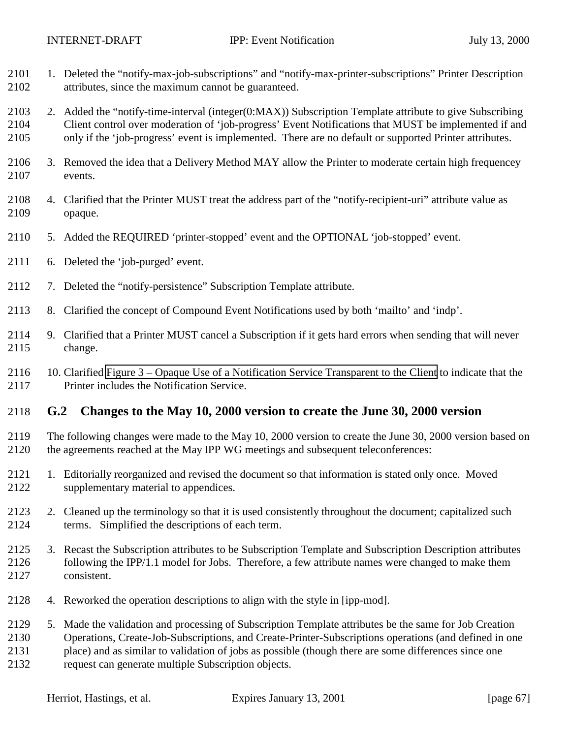1. Deleted the "notify-max-job-subscriptions" and "notify-max-printer-subscriptions" Printer Description attributes, since the maximum cannot be guaranteed.

2. Added the "notify-time-interval (integer(0:MAX)) Subscription Template attribute to give Subscribing Client control over moderation of 'job-progress' Event Notifications that MUST be implemented if and only if the 'job-progress' event is implemented. There are no default or supported Printer attributes.

3. Removed the idea that a Delivery Method MAY allow the Printer to moderate certain high frequencey events.

4. Clarified that the Printer MUST treat the address part of the "notify-recipient-uri" attribute value as opaque.

5. Added the REQUIRED 'printer-stopped' event and the OPTIONAL 'job-stopped' event.

6. Deleted the 'job-purged' event.

7. Deleted the "notify-persistence" Subscription Template attribute.

8. Clarified the concept of Compound Event Notifications used by both 'mailto' and 'indp'.

9. Clarified that a Printer MUST cancel a Subscription if it gets hard errors when sending that will never change.

10. Clarified Figure 3 – Opaque Use of a Notification Service Transparent to the Client to indicate that the Printer includes the Notification Service.

## G.2 Changes to the May 10, 2000 version to create the June 30, 2000 version

The following changes were made to the May 10, 2000 version to create the June 30, 2000 version based on the agreements reached at the May IPP WG meetings and subsequent teleconferences:

1. Editorially reorganized and revised the document so that information is stated only once. Moved supplementary material to appendices.

2. Cleaned up the terminology so that it is used consistently throughout the document; capitalized such terms. Simplified the descriptions of each term.

3. Recast the Subscription attributes to be Subscription Template and Subscription Description attributes following the IPP/1.1 model for Jobs. Therefore, a few attribute names were changed to make them consistent.

4. Reworked the operation descriptions to align with the style in [ipp-mod].

5. Made the validation and processing of Subscription Template attributes be the same for Job Creation Operations, Create-Job-Subscriptions, and Create-Printer-Subscriptions operations (and defined in one place) and as similar to validation of jobs as possible (though there are some differences since one request can generate multiple Subscription objects.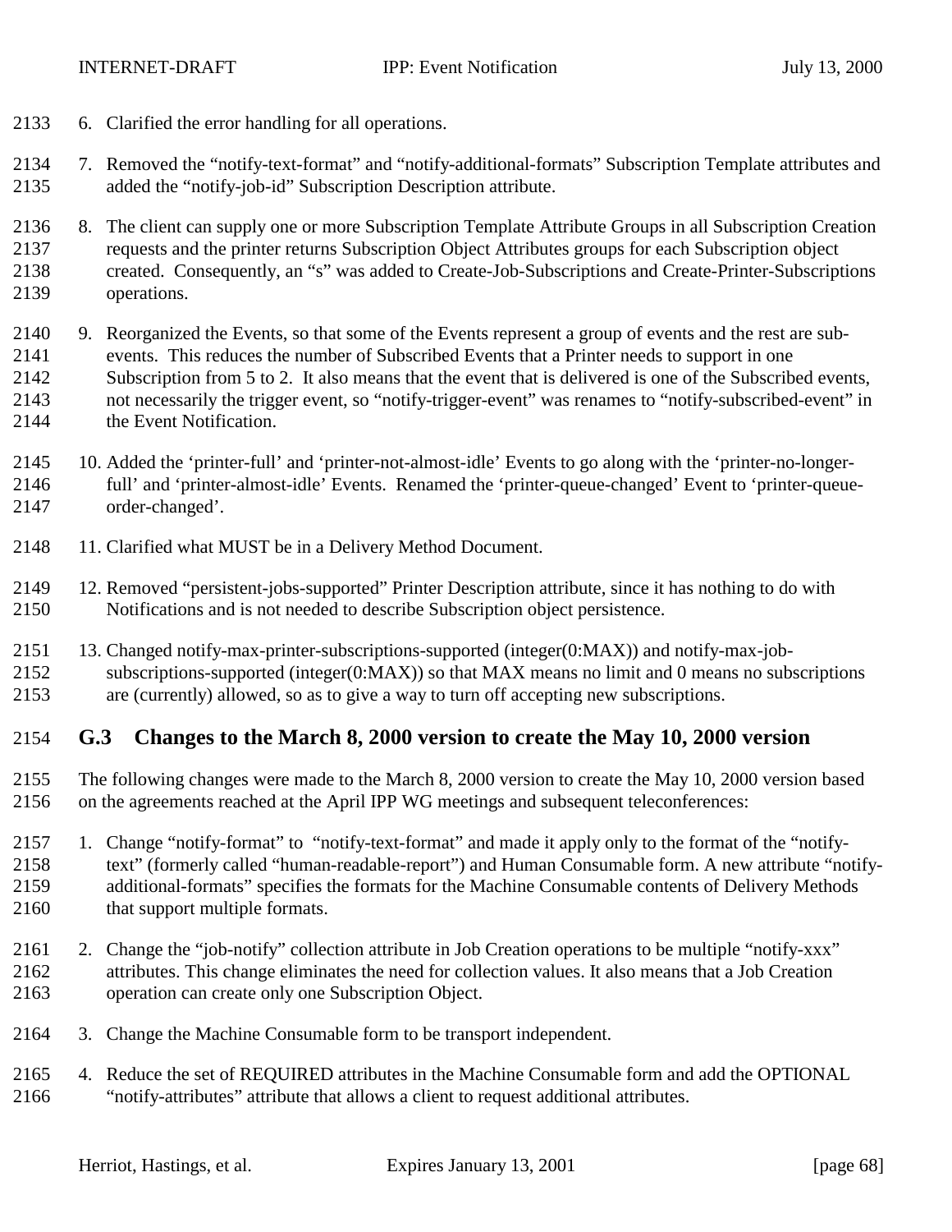6. Clarified the error handling for all operations.

7. Removed the "notify-text-format" and "notify-additional-formats" Subscription Template attributes and added the "notify-job-id" Subscription Description attribute.

8. The client can supply one or more Subscription Template Attribute Groups in all Subscription Creation requests and the printer returns Subscription Object Attributes groups for each Subscription object created. Consequently, an "s" was added to Create-Job-Subscriptions and Create-Printer-Subscriptions operations.

9. Reorganized the Events, so that some of the Events represent a group of events and the rest are sub-events. This reduces the number of Subscribed Events that a Printer needs to support in one Subscription from 5 to 2. It also means that the event that is delivered is one of the Subscribed events, not necessarily the trigger event, so "notify-trigger-event" was renames to "notify-subscribed-event" in the Event Notification.

10. Added the 'printer-full' and 'printer-not-almost-idle' Events to go along with the 'printer-no-longer-full' and 'printer-almost-idle' Events. Renamed the 'printer-queue-changed' Event to 'printer-queue-order-changed'.

11. Clarified what MUST be in a Delivery Method Document.

12. Removed "persistent-jobs-supported" Printer Description attribute, since it has nothing to do with Notifications and is not needed to describe Subscription object persistence.

13. Changed notify-max-printer-subscriptions-supported (integer(0:MAX)) and notify-max-job-subscriptions-supported (integer(0:MAX)) so that MAX means no limit and 0 means no subscriptions are (currently) allowed, so as to give a way to turn off accepting new subscriptions.

## G.3 Changes to the March 8, 2000 version to create the May 10, 2000 version

The following changes were made to the March 8, 2000 version to create the May 10, 2000 version based on the agreements reached at the April IPP WG meetings and subsequent teleconferences:

1. Change "notify-format" to "notify-text-format" and made it apply only to the format of the "notify-text" (formerly called "human-readable-report") and Human Consumable form. A new attribute "notify-additional-formats" specifies the formats for the Machine Consumable contents of Delivery Methods that support multiple formats.

2. Change the "job-notify" collection attribute in Job Creation operations to be multiple "notify-xxx" attributes. This change eliminates the need for collection values. It also means that a Job Creation operation can create only one Subscription Object.

3. Change the Machine Consumable form to be transport independent.

4. Reduce the set of REQUIRED attributes in the Machine Consumable form and add the OPTIONAL "notify-attributes" attribute that allows a client to request additional attributes.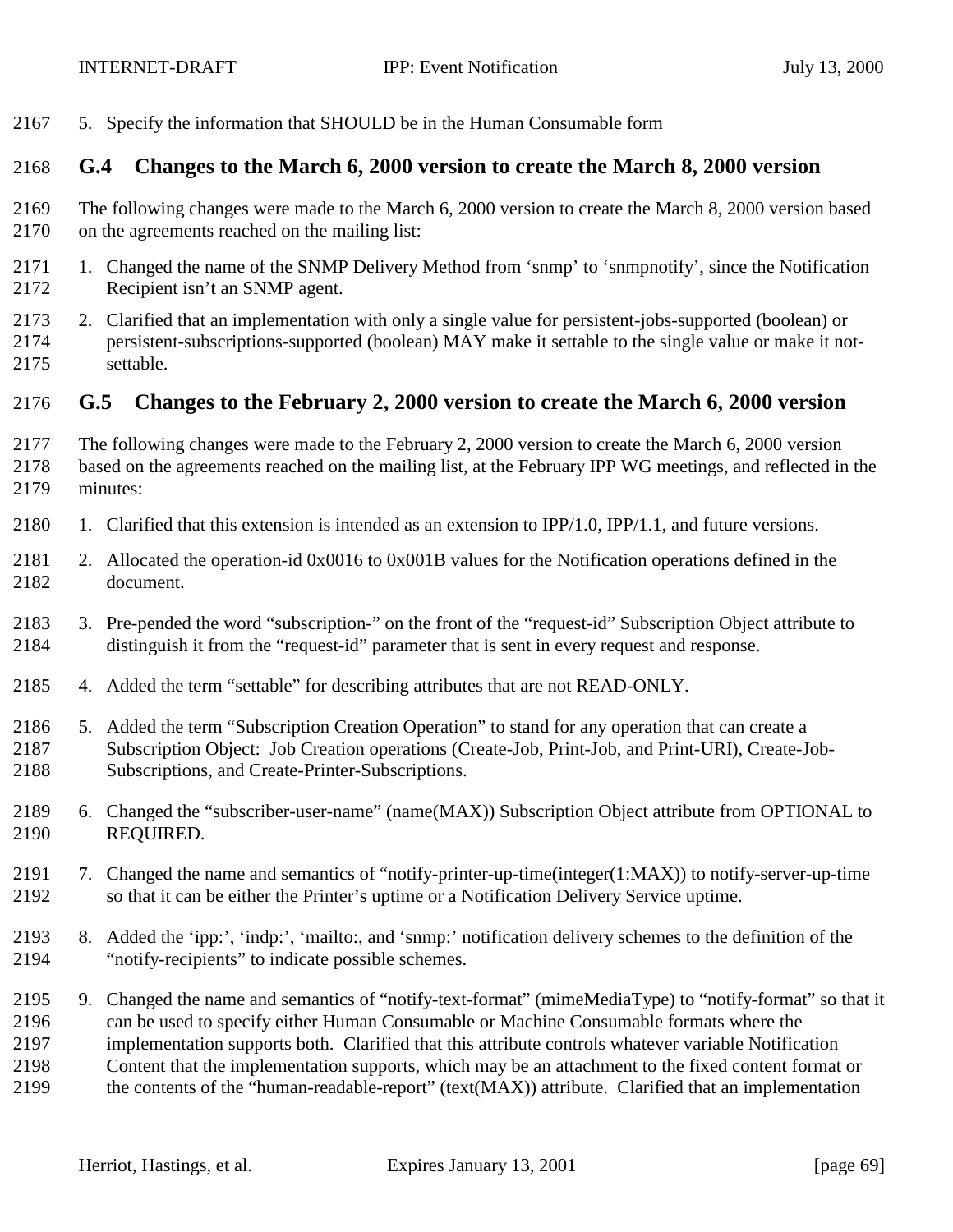5. Specify the information that SHOULD be in the Human Consumable form

## G.4 Changes to the March 6, 2000 version to create the March 8, 2000 version

The following changes were made to the March 6, 2000 version to create the March 8, 2000 version based on the agreements reached on the mailing list:

1. Changed the name of the SNMP Delivery Method from ‘snmp’ to ‘snmpnotify’, since the Notification Recipient isn’t an SNMP agent.
2. Clarified that an implementation with only a single value for persistent-jobs-supported (boolean) or persistent-subscriptions-supported (boolean) MAY make it settable to the single value or make it not-settable.

## G.5 Changes to the February 2, 2000 version to create the March 6, 2000 version

The following changes were made to the February 2, 2000 version to create the March 6, 2000 version based on the agreements reached on the mailing list, at the February IPP WG meetings, and reflected in the minutes:

1. Clarified that this extension is intended as an extension to IPP/1.0, IPP/1.1, and future versions.
2. Allocated the operation-id 0x0016 to 0x001B values for the Notification operations defined in the document.
3. Pre-pended the word “subscription-” on the front of the “request-id” Subscription Object attribute to distinguish it from the “request-id” parameter that is sent in every request and response.
4. Added the term “settable” for describing attributes that are not READ-ONLY.
5. Added the term “Subscription Creation Operation” to stand for any operation that can create a Subscription Object: Job Creation operations (Create-Job, Print-Job, and Print-URI), Create-Job-Subscriptions, and Create-Printer-Subscriptions.
6. Changed the “subscriber-user-name” (name(MAX)) Subscription Object attribute from OPTIONAL to REQUIRED.
7. Changed the name and semantics of “notify-printer-up-time(integer(1:MAX)) to notify-server-up-time so that it can be either the Printer’s uptime or a Notification Delivery Service uptime.
8. Added the ‘ipp:’, ‘indp:’, ‘mailto:, and ‘snmp:’ notification delivery schemes to the definition of the “notify-recipients” to indicate possible schemes.
9. Changed the name and semantics of “notify-text-format” (mimeMediaType) to “notify-format” so that it can be used to specify either Human Consumable or Machine Consumable formats where the implementation supports both. Clarified that this attribute controls whatever variable Notification Content that the implementation supports, which may be an attachment to the fixed content format or the contents of the “human-readable-report” (text(MAX)) attribute. Clarified that an implementation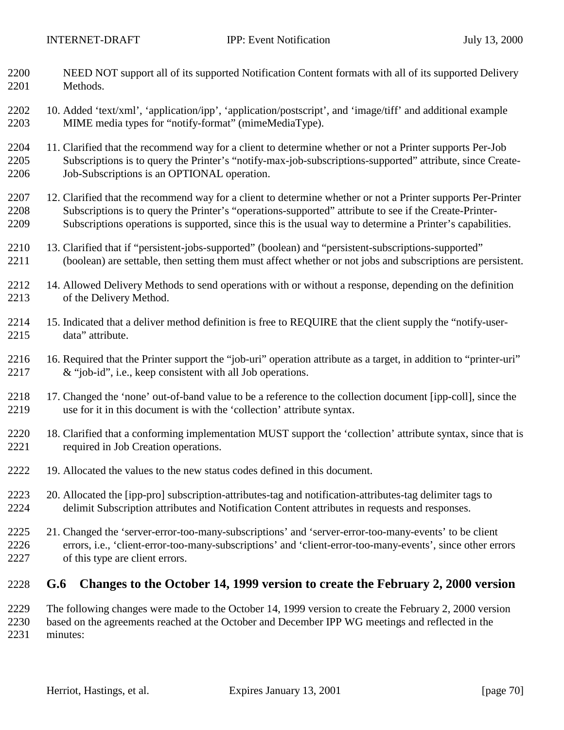NEED NOT support all of its supported Notification Content formats with all of its supported Delivery Methods.

10. Added ‘text/xml’, ‘application/ipp’, ‘application/postscript’, and ‘image/tiff’ and additional example MIME media types for “notify-format” (mimeMediaType).

11. Clarified that the recommend way for a client to determine whether or not a Printer supports Per-Job Subscriptions is to query the Printer’s “notify-max-job-subscriptions-supported” attribute, since Create-Job-Subscriptions is an OPTIONAL operation.

12. Clarified that the recommend way for a client to determine whether or not a Printer supports Per-Printer Subscriptions is to query the Printer’s “operations-supported” attribute to see if the Create-Printer-Subscriptions operations is supported, since this is the usual way to determine a Printer’s capabilities.

13. Clarified that if “persistent-jobs-supported” (boolean) and “persistent-subscriptions-supported” (boolean) are settable, then setting them must affect whether or not jobs and subscriptions are persistent.

14. Allowed Delivery Methods to send operations with or without a response, depending on the definition of the Delivery Method.

15. Indicated that a deliver method definition is free to REQUIRE that the client supply the “notify-user-data” attribute.

16. Required that the Printer support the “job-uri” operation attribute as a target, in addition to “printer-uri” & “job-id”, i.e., keep consistent with all Job operations.

17. Changed the ‘none’ out-of-band value to be a reference to the collection document [ipp-coll], since the use for it in this document is with the ‘collection’ attribute syntax.

18. Clarified that a conforming implementation MUST support the ‘collection’ attribute syntax, since that is required in Job Creation operations.

19. Allocated the values to the new status codes defined in this document.

20. Allocated the [ipp-pro] subscription-attributes-tag and notification-attributes-tag delimiter tags to delimit Subscription attributes and Notification Content attributes in requests and responses.

21. Changed the ‘server-error-too-many-subscriptions’ and ‘server-error-too-many-events’ to be client errors, i.e., ‘client-error-too-many-subscriptions’ and ‘client-error-too-many-events’, since other errors of this type are client errors.

## G.6 Changes to the October 14, 1999 version to create the February 2, 2000 version

The following changes were made to the October 14, 1999 version to create the February 2, 2000 version based on the agreements reached at the October and December IPP WG meetings and reflected in the minutes: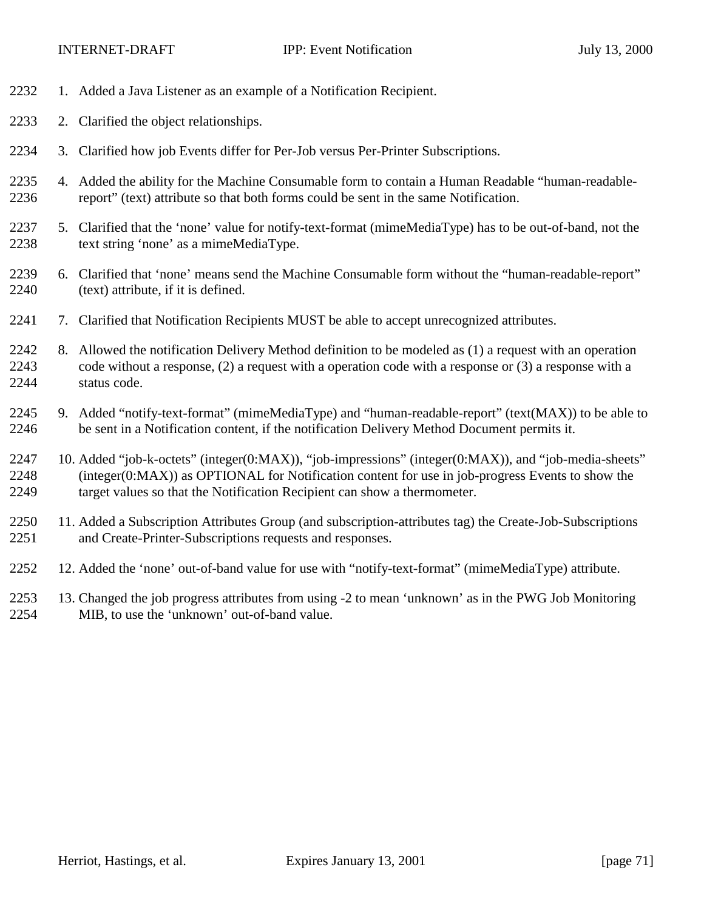1. Added a Java Listener as an example of a Notification Recipient.
2. Clarified the object relationships.
3. Clarified how job Events differ for Per-Job versus Per-Printer Subscriptions.
4. Added the ability for the Machine Consumable form to contain a Human Readable "human-readable-report" (text) attribute so that both forms could be sent in the same Notification.
5. Clarified that the 'none' value for notify-text-format (mimeMediaType) has to be out-of-band, not the text string 'none' as a mimeMediaType.
6. Clarified that 'none' means send the Machine Consumable form without the "human-readable-report" (text) attribute, if it is defined.
7. Clarified that Notification Recipients MUST be able to accept unrecognized attributes.
8. Allowed the notification Delivery Method definition to be modeled as (1) a request with an operation code without a response, (2) a request with a operation code with a response or (3) a response with a status code.
9. Added "notify-text-format" (mimeMediaType) and "human-readable-report" (text(MAX)) to be able to be sent in a Notification content, if the notification Delivery Method Document permits it.
10. Added "job-k-octets" (integer(0:MAX)), "job-impressions" (integer(0:MAX)), and "job-media-sheets" (integer(0:MAX)) as OPTIONAL for Notification content for use in job-progress Events to show the target values so that the Notification Recipient can show a thermometer.
11. Added a Subscription Attributes Group (and subscription-attributes tag) the Create-Job-Subscriptions and Create-Printer-Subscriptions requests and responses.
12. Added the 'none' out-of-band value for use with "notify-text-format" (mimeMediaType) attribute.
13. Changed the job progress attributes from using -2 to mean 'unknown' as in the PWG Job Monitoring MIB, to use the 'unknown' out-of-band value.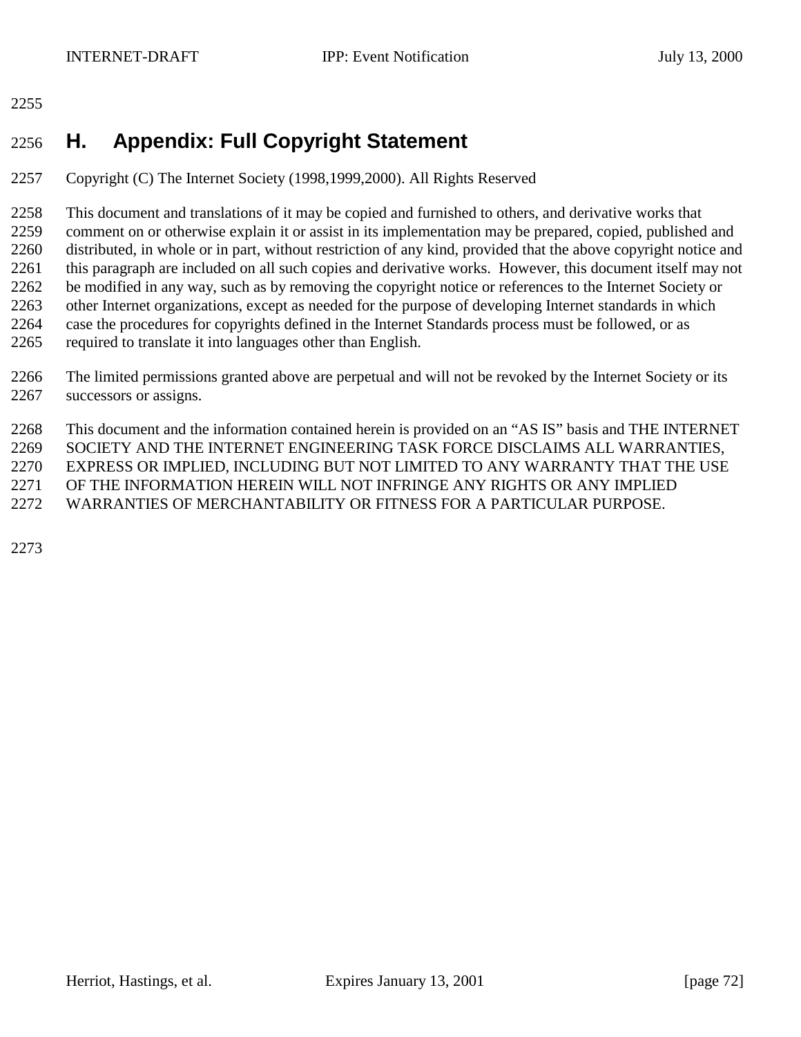# H. Appendix: Full Copyright Statement

Copyright (C) The Internet Society (1998,1999,2000). All Rights Reserved

This document and translations of it may be copied and furnished to others, and derivative works that comment on or otherwise explain it or assist in its implementation may be prepared, copied, published and distributed, in whole or in part, without restriction of any kind, provided that the above copyright notice and this paragraph are included on all such copies and derivative works. However, this document itself may not be modified in any way, such as by removing the copyright notice or references to the Internet Society or other Internet organizations, except as needed for the purpose of developing Internet standards in which case the procedures for copyrights defined in the Internet Standards process must be followed, or as required to translate it into languages other than English.

The limited permissions granted above are perpetual and will not be revoked by the Internet Society or its successors or assigns.

This document and the information contained herein is provided on an "AS IS" basis and THE INTERNET SOCIETY AND THE INTERNET ENGINEERING TASK FORCE DISCLAIMS ALL WARRANTIES, EXPRESS OR IMPLIED, INCLUDING BUT NOT LIMITED TO ANY WARRANTY THAT THE USE OF THE INFORMATION HEREIN WILL NOT INFRINGE ANY RIGHTS OR ANY IMPLIED WARRANTIES OF MERCHANTABILITY OR FITNESS FOR A PARTICULAR PURPOSE.